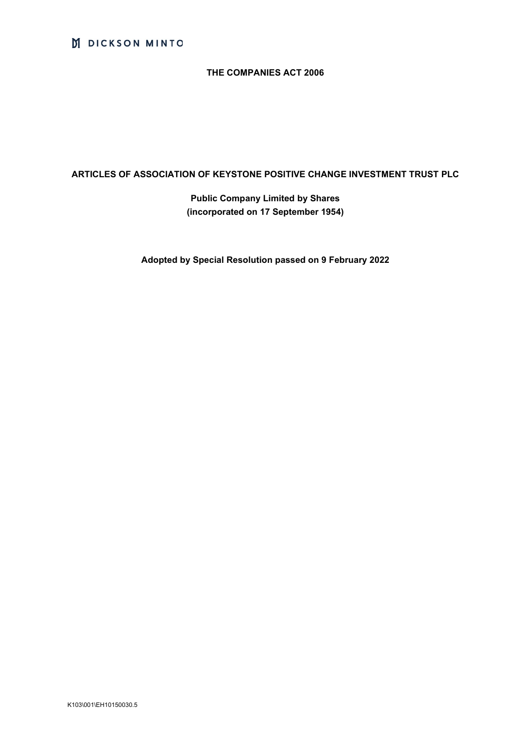**THE COMPANIES ACT 2006**

# ARTICLES OF ASSOCIATION OF KEYSTONE POSITIVE CHANGE INVESTMENT TRUST PLC

**Public Company Limited by Shares**
**(incorporated on 17 September 1954)**

**Adopted by Special Resolution passed on 9 February 2022**

K103\001\EH10150030.5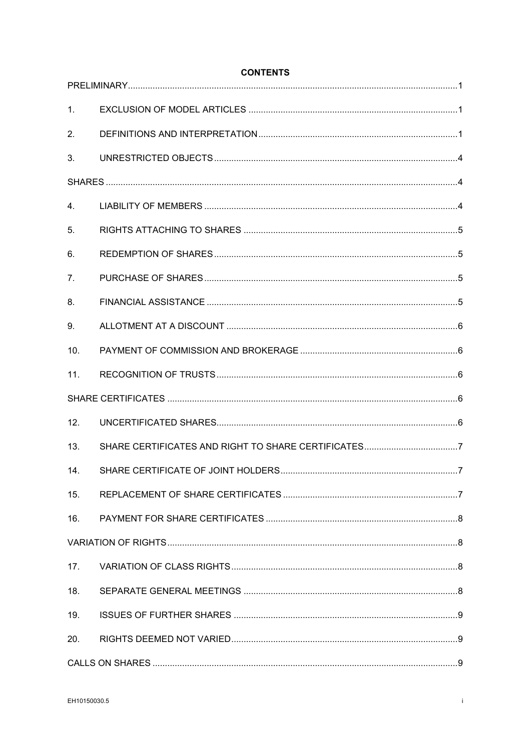# CONTENTS

| | | |
|---|---|---|
| PRELIMINARY | | 1 |
| 1. | EXCLUSION OF MODEL ARTICLES | 1 |
| 2. | DEFINITIONS AND INTERPRETATION | 1 |
| 3. | UNRESTRICTED OBJECTS | 4 |
| SHARES | | 4 |
| 4. | LIABILITY OF MEMBERS | 4 |
| 5. | RIGHTS ATTACHING TO SHARES | 5 |
| 6. | REDEMPTION OF SHARES | 5 |
| 7. | PURCHASE OF SHARES | 5 |
| 8. | FINANCIAL ASSISTANCE | 5 |
| 9. | ALLOTMENT AT A DISCOUNT | 6 |
| 10. | PAYMENT OF COMMISSION AND BROKERAGE | 6 |
| 11. | RECOGNITION OF TRUSTS | 6 |
| SHARE CERTIFICATES | | 6 |
| 12. | UNCERTIFICATED SHARES | 6 |
| 13. | SHARE CERTIFICATES AND RIGHT TO SHARE CERTIFICATES | 7 |
| 14. | SHARE CERTIFICATE OF JOINT HOLDERS | 7 |
| 15. | REPLACEMENT OF SHARE CERTIFICATES | 7 |
| 16. | PAYMENT FOR SHARE CERTIFICATES | 8 |
| VARIATION OF RIGHTS | | 8 |
| 17. | VARIATION OF CLASS RIGHTS | 8 |
| 18. | SEPARATE GENERAL MEETINGS | 8 |
| 19. | ISSUES OF FURTHER SHARES | 9 |
| 20. | RIGHTS DEEMED NOT VARIED | 9 |
| CALLS ON SHARES | | 9 |

EH10150030.5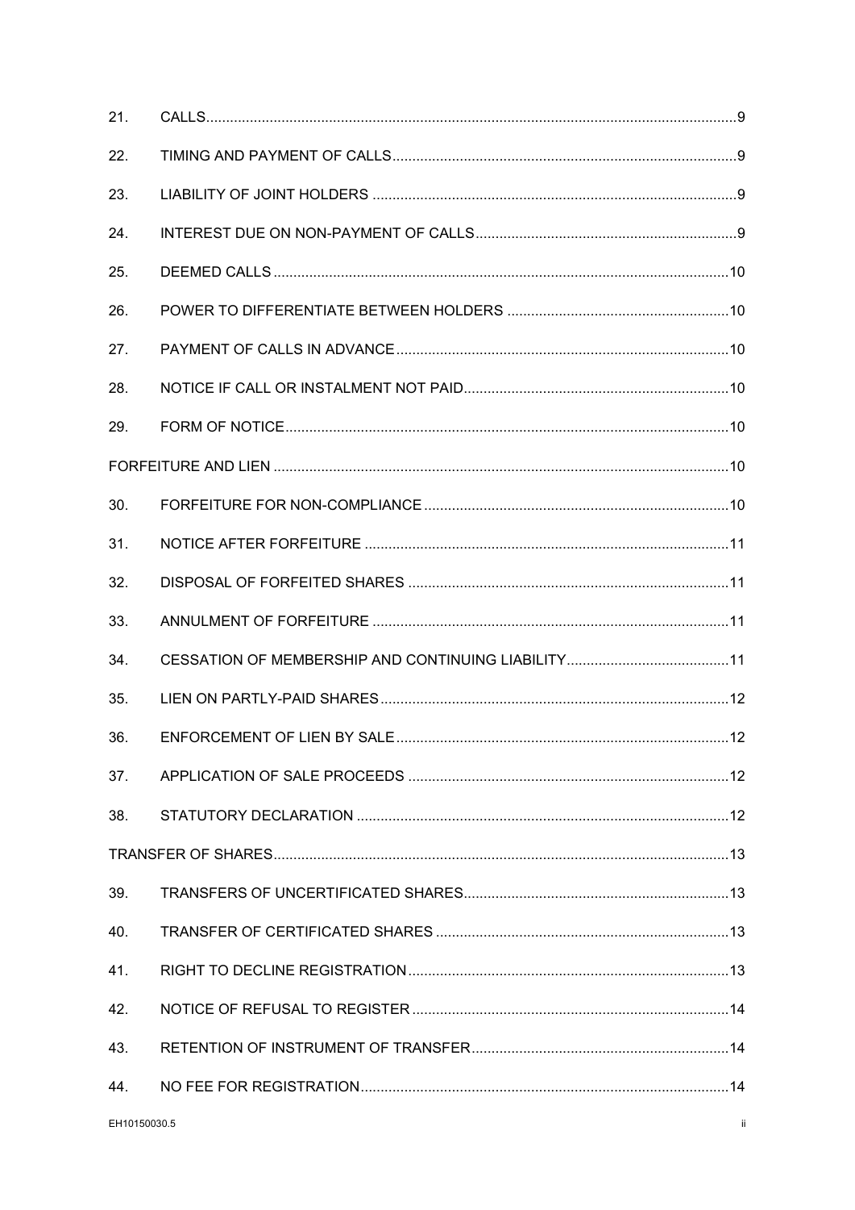| | | |
|---|---|---|
| 21. | CALLS | 9 |
| 22. | TIMING AND PAYMENT OF CALLS | 9 |
| 23. | LIABILITY OF JOINT HOLDERS | 9 |
| 24. | INTEREST DUE ON NON-PAYMENT OF CALLS | 9 |
| 25. | DEEMED CALLS | 10 |
| 26. | POWER TO DIFFERENTIATE BETWEEN HOLDERS | 10 |
| 27. | PAYMENT OF CALLS IN ADVANCE | 10 |
| 28. | NOTICE IF CALL OR INSTALMENT NOT PAID | 10 |
| 29. | FORM OF NOTICE | 10 |
| FORFEITURE AND LIEN | | 10 |
| 30. | FORFEITURE FOR NON-COMPLIANCE | 10 |
| 31. | NOTICE AFTER FORFEITURE | 11 |
| 32. | DISPOSAL OF FORFEITED SHARES | 11 |
| 33. | ANNULMENT OF FORFEITURE | 11 |
| 34. | CESSATION OF MEMBERSHIP AND CONTINUING LIABILITY | 11 |
| 35. | LIEN ON PARTLY-PAID SHARES | 12 |
| 36. | ENFORCEMENT OF LIEN BY SALE | 12 |
| 37. | APPLICATION OF SALE PROCEEDS | 12 |
| 38. | STATUTORY DECLARATION | 12 |
| TRANSFER OF SHARES | | 13 |
| 39. | TRANSFERS OF UNCERTIFICATED SHARES | 13 |
| 40. | TRANSFER OF CERTIFICATED SHARES | 13 |
| 41. | RIGHT TO DECLINE REGISTRATION | 13 |
| 42. | NOTICE OF REFUSAL TO REGISTER | 14 |
| 43. | RETENTION OF INSTRUMENT OF TRANSFER | 14 |
| 44. | NO FEE FOR REGISTRATION | 14 |

EH10150030.5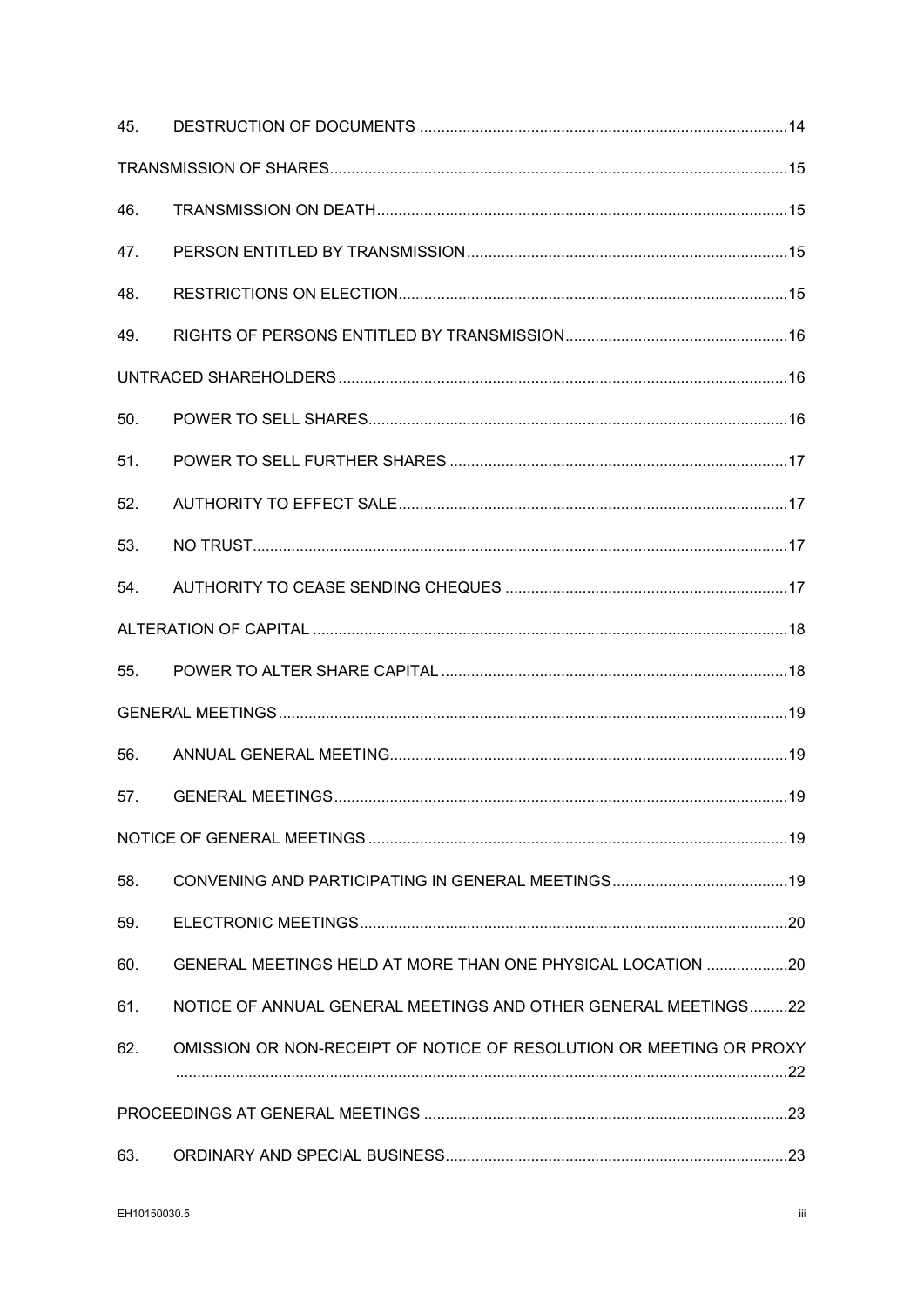| | | |
|---|---|---|
| 45. | DESTRUCTION OF DOCUMENTS | 14 |
| TRANSMISSION OF SHARES | | 15 |
| 46. | TRANSMISSION ON DEATH | 15 |
| 47. | PERSON ENTITLED BY TRANSMISSION | 15 |
| 48. | RESTRICTIONS ON ELECTION | 15 |
| 49. | RIGHTS OF PERSONS ENTITLED BY TRANSMISSION | 16 |
| UNTRACED SHAREHOLDERS | | 16 |
| 50. | POWER TO SELL SHARES | 16 |
| 51. | POWER TO SELL FURTHER SHARES | 17 |
| 52. | AUTHORITY TO EFFECT SALE | 17 |
| 53. | NO TRUST | 17 |
| 54. | AUTHORITY TO CEASE SENDING CHEQUES | 17 |
| ALTERATION OF CAPITAL | | 18 |
| 55. | POWER TO ALTER SHARE CAPITAL | 18 |
| GENERAL MEETINGS | | 19 |
| 56. | ANNUAL GENERAL MEETING | 19 |
| 57. | GENERAL MEETINGS | 19 |
| NOTICE OF GENERAL MEETINGS | | 19 |
| 58. | CONVENING AND PARTICIPATING IN GENERAL MEETINGS | 19 |
| 59. | ELECTRONIC MEETINGS | 20 |
| 60. | GENERAL MEETINGS HELD AT MORE THAN ONE PHYSICAL LOCATION | 20 |
| 61. | NOTICE OF ANNUAL GENERAL MEETINGS AND OTHER GENERAL MEETINGS | 22 |
| 62. | OMISSION OR NON-RECEIPT OF NOTICE OF RESOLUTION OR MEETING OR PROXY | 22 |
| PROCEEDINGS AT GENERAL MEETINGS | | 23 |
| 63. | ORDINARY AND SPECIAL BUSINESS | 23 |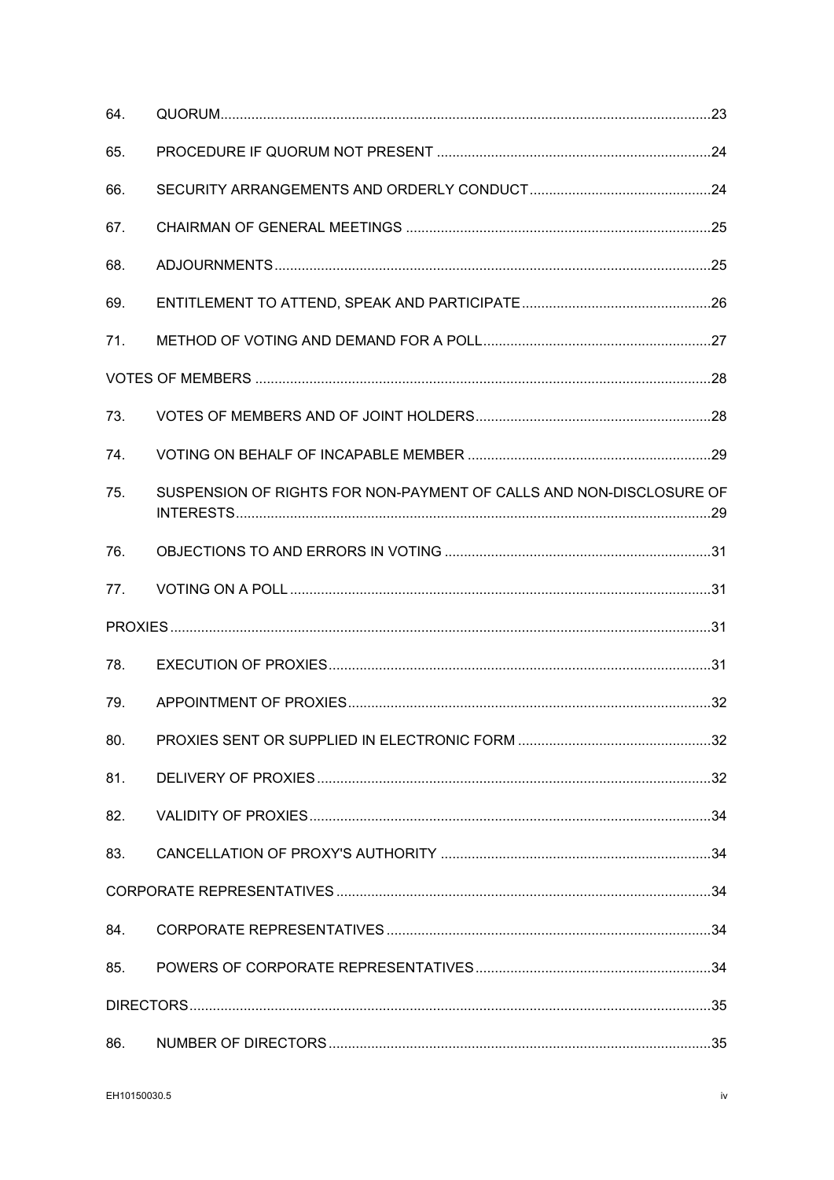| | | |
|---|---|---|
| 64. | QUORUM | 23 |
| 65. | PROCEDURE IF QUORUM NOT PRESENT | 24 |
| 66. | SECURITY ARRANGEMENTS AND ORDERLY CONDUCT | 24 |
| 67. | CHAIRMAN OF GENERAL MEETINGS | 25 |
| 68. | ADJOURNMENTS | 25 |
| 69. | ENTITLEMENT TO ATTEND, SPEAK AND PARTICIPATE | 26 |
| 71. | METHOD OF VOTING AND DEMAND FOR A POLL | 27 |
| VOTES OF MEMBERS | | 28 |
| 73. | VOTES OF MEMBERS AND OF JOINT HOLDERS | 28 |
| 74. | VOTING ON BEHALF OF INCAPABLE MEMBER | 29 |
| 75. | SUSPENSION OF RIGHTS FOR NON-PAYMENT OF CALLS AND NON-DISCLOSURE OF INTERESTS | 29 |
| 76. | OBJECTIONS TO AND ERRORS IN VOTING | 31 |
| 77. | VOTING ON A POLL | 31 |
| PROXIES | | 31 |
| 78. | EXECUTION OF PROXIES | 31 |
| 79. | APPOINTMENT OF PROXIES | 32 |
| 80. | PROXIES SENT OR SUPPLIED IN ELECTRONIC FORM | 32 |
| 81. | DELIVERY OF PROXIES | 32 |
| 82. | VALIDITY OF PROXIES | 34 |
| 83. | CANCELLATION OF PROXY'S AUTHORITY | 34 |
| CORPORATE REPRESENTATIVES | | 34 |
| 84. | CORPORATE REPRESENTATIVES | 34 |
| 85. | POWERS OF CORPORATE REPRESENTATIVES | 34 |
| DIRECTORS | | 35 |
| 86. | NUMBER OF DIRECTORS | 35 |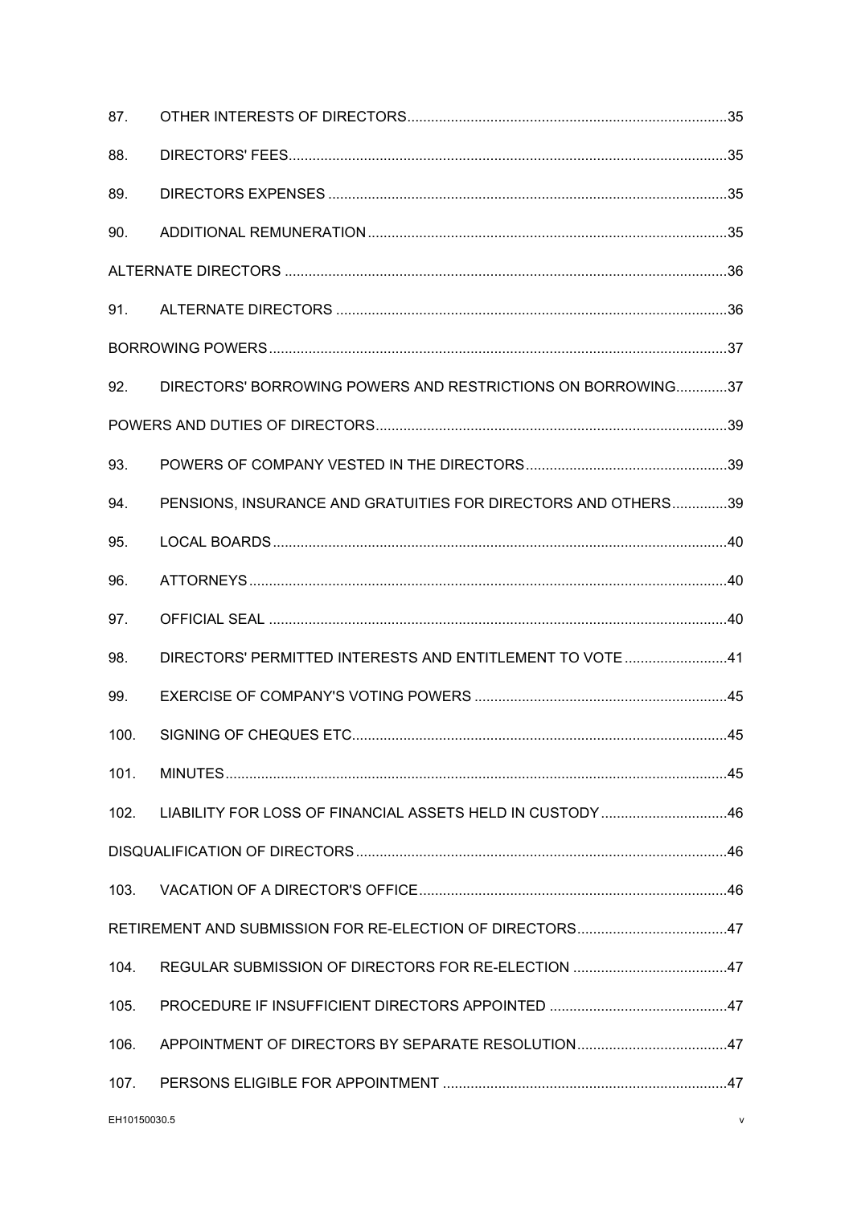| | | |
|---|---|---|
| 87. | OTHER INTERESTS OF DIRECTORS | 35 |
| 88. | DIRECTORS' FEES | 35 |
| 89. | DIRECTORS EXPENSES | 35 |
| 90. | ADDITIONAL REMUNERATION | 35 |
| ALTERNATE DIRECTORS | | 36 |
| 91. | ALTERNATE DIRECTORS | 36 |
| BORROWING POWERS | | 37 |
| 92. | DIRECTORS' BORROWING POWERS AND RESTRICTIONS ON BORROWING | 37 |
| POWERS AND DUTIES OF DIRECTORS | | 39 |
| 93. | POWERS OF COMPANY VESTED IN THE DIRECTORS | 39 |
| 94. | PENSIONS, INSURANCE AND GRATUITIES FOR DIRECTORS AND OTHERS | 39 |
| 95. | LOCAL BOARDS | 40 |
| 96. | ATTORNEYS | 40 |
| 97. | OFFICIAL SEAL | 40 |
| 98. | DIRECTORS' PERMITTED INTERESTS AND ENTITLEMENT TO VOTE | 41 |
| 99. | EXERCISE OF COMPANY'S VOTING POWERS | 45 |
| 100. | SIGNING OF CHEQUES ETC | 45 |
| 101. | MINUTES | 45 |
| 102. | LIABILITY FOR LOSS OF FINANCIAL ASSETS HELD IN CUSTODY | 46 |
| DISQUALIFICATION OF DIRECTORS | | 46 |
| 103. | VACATION OF A DIRECTOR'S OFFICE | 46 |
| RETIREMENT AND SUBMISSION FOR RE-ELECTION OF DIRECTORS | | 47 |
| 104. | REGULAR SUBMISSION OF DIRECTORS FOR RE-ELECTION | 47 |
| 105. | PROCEDURE IF INSUFFICIENT DIRECTORS APPOINTED | 47 |
| 106. | APPOINTMENT OF DIRECTORS BY SEPARATE RESOLUTION | 47 |
| 107. | PERSONS ELIGIBLE FOR APPOINTMENT | 47 |

EH10150030.5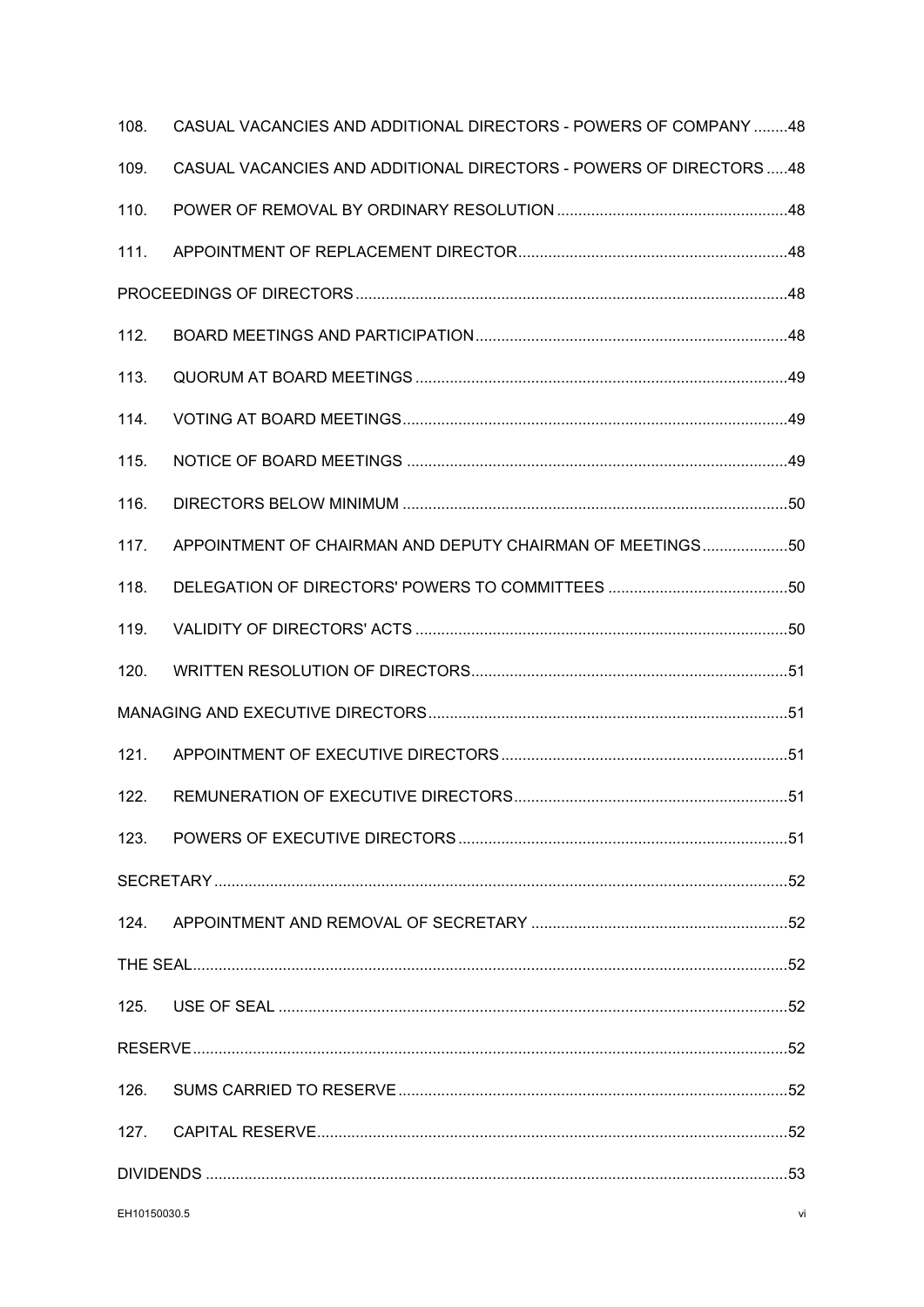108. CASUAL VACANCIES AND ADDITIONAL DIRECTORS - POWERS OF COMPANY ........48

109. CASUAL VACANCIES AND ADDITIONAL DIRECTORS - POWERS OF DIRECTORS .....48

110. POWER OF REMOVAL BY ORDINARY RESOLUTION ......................................................48

111. APPOINTMENT OF REPLACEMENT DIRECTOR...............................................................48

PROCEEDINGS OF DIRECTORS....................................................................................................48

112. BOARD MEETINGS AND PARTICIPATION.........................................................................48

113. QUORUM AT BOARD MEETINGS ......................................................................................49

114. VOTING AT BOARD MEETINGS..........................................................................................49

115. NOTICE OF BOARD MEETINGS .........................................................................................49

116. DIRECTORS BELOW MINIMUM ..........................................................................................50

117. APPOINTMENT OF CHAIRMAN AND DEPUTY CHAIRMAN OF MEETINGS....................50

118. DELEGATION OF DIRECTORS' POWERS TO COMMITTEES ..........................................50

119. VALIDITY OF DIRECTORS' ACTS .......................................................................................50

120. WRITTEN RESOLUTION OF DIRECTORS..........................................................................51

MANAGING AND EXECUTIVE DIRECTORS....................................................................................51

121. APPOINTMENT OF EXECUTIVE DIRECTORS ...................................................................51

122. REMUNERATION OF EXECUTIVE DIRECTORS................................................................51

123. POWERS OF EXECUTIVE DIRECTORS .............................................................................51

SECRETARY.....................................................................................................................................52

124. APPOINTMENT AND REMOVAL OF SECRETARY ............................................................52

THE SEAL..........................................................................................................................................52

125. USE OF SEAL .......................................................................................................................52

RESERVE..........................................................................................................................................52

126. SUMS CARRIED TO RESERVE ...........................................................................................52

127. CAPITAL RESERVE.............................................................................................................52

DIVIDENDS .......................................................................................................................................53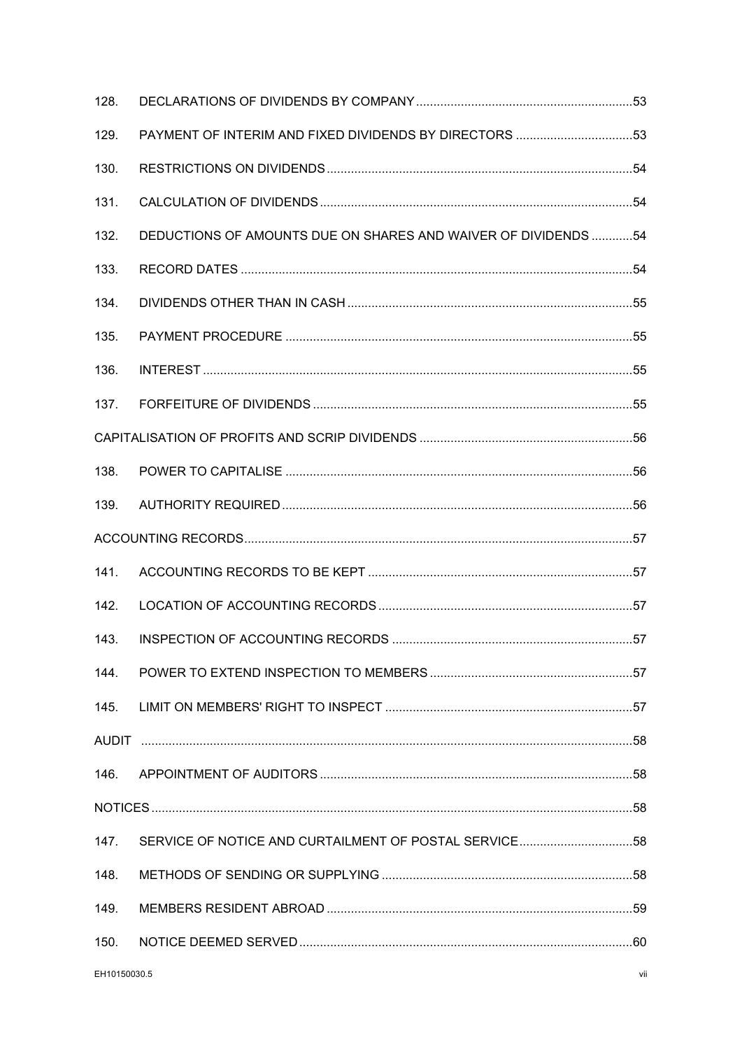| | | |
|---|---|---|
| 128. | DECLARATIONS OF DIVIDENDS BY COMPANY | 53 |
| 129. | PAYMENT OF INTERIM AND FIXED DIVIDENDS BY DIRECTORS | 53 |
| 130. | RESTRICTIONS ON DIVIDENDS | 54 |
| 131. | CALCULATION OF DIVIDENDS | 54 |
| 132. | DEDUCTIONS OF AMOUNTS DUE ON SHARES AND WAIVER OF DIVIDENDS | 54 |
| 133. | RECORD DATES | 54 |
| 134. | DIVIDENDS OTHER THAN IN CASH | 55 |
| 135. | PAYMENT PROCEDURE | 55 |
| 136. | INTEREST | 55 |
| 137. | FORFEITURE OF DIVIDENDS | 55 |
| CAPITALISATION OF PROFITS AND SCRIP DIVIDENDS | | 56 |
| 138. | POWER TO CAPITALISE | 56 |
| 139. | AUTHORITY REQUIRED | 56 |
| ACCOUNTING RECORDS | | 57 |
| 141. | ACCOUNTING RECORDS TO BE KEPT | 57 |
| 142. | LOCATION OF ACCOUNTING RECORDS | 57 |
| 143. | INSPECTION OF ACCOUNTING RECORDS | 57 |
| 144. | POWER TO EXTEND INSPECTION TO MEMBERS | 57 |
| 145. | LIMIT ON MEMBERS' RIGHT TO INSPECT | 57 |
| AUDIT | | 58 |
| 146. | APPOINTMENT OF AUDITORS | 58 |
| NOTICES | | 58 |
| 147. | SERVICE OF NOTICE AND CURTAILMENT OF POSTAL SERVICE | 58 |
| 148. | METHODS OF SENDING OR SUPPLYING | 58 |
| 149. | MEMBERS RESIDENT ABROAD | 59 |
| 150. | NOTICE DEEMED SERVED | 60 |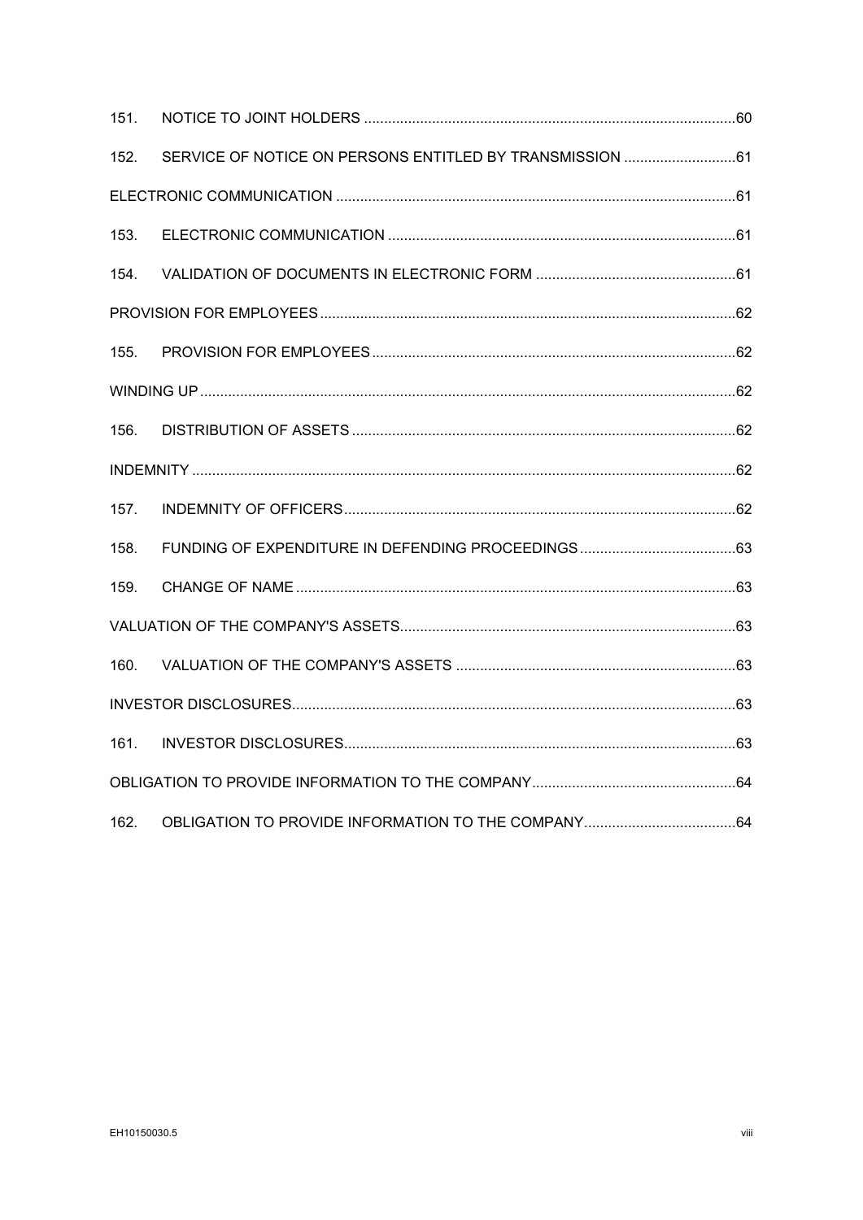151. NOTICE TO JOINT HOLDERS ............................................................................................60

152. SERVICE OF NOTICE ON PERSONS ENTITLED BY TRANSMISSION ............................61

ELECTRONIC COMMUNICATION ...................................................................................................61

153. ELECTRONIC COMMUNICATION ......................................................................................61

154. VALIDATION OF DOCUMENTS IN ELECTRONIC FORM ..................................................61

PROVISION FOR EMPLOYEES .......................................................................................................62

155. PROVISION FOR EMPLOYEES ..........................................................................................62

WINDING UP .....................................................................................................................................62

156. DISTRIBUTION OF ASSETS ...............................................................................................62

INDEMNITY .......................................................................................................................................62

157. INDEMNITY OF OFFICERS .................................................................................................62

158. FUNDING OF EXPENDITURE IN DEFENDING PROCEEDINGS .......................................63

159. CHANGE OF NAME .............................................................................................................63

VALUATION OF THE COMPANY'S ASSETS ...................................................................................63

160. VALUATION OF THE COMPANY'S ASSETS ......................................................................63

INVESTOR DISCLOSURES ..............................................................................................................63

161. INVESTOR DISCLOSURES .................................................................................................63

OBLIGATION TO PROVIDE INFORMATION TO THE COMPANY ...................................................64

162. OBLIGATION TO PROVIDE INFORMATION TO THE COMPANY ......................................64

EH10150030.5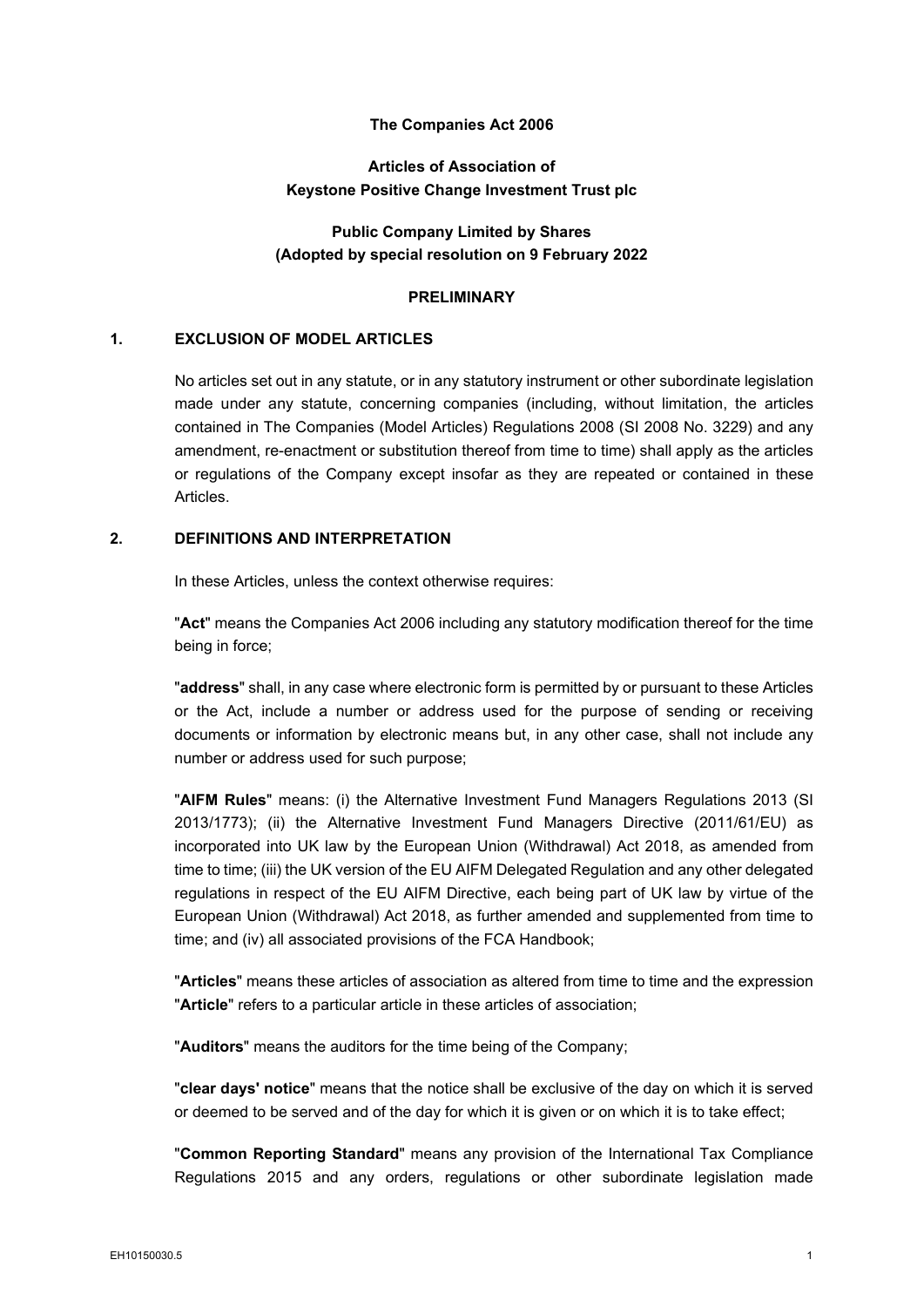**The Companies Act 2006**

**Articles of Association of**
**Keystone Positive Change Investment Trust plc**

**Public Company Limited by Shares**
**(Adopted by special resolution on 9 February 2022**

## PRELIMINARY

### 1. EXCLUSION OF MODEL ARTICLES

No articles set out in any statute, or in any statutory instrument or other subordinate legislation made under any statute, concerning companies (including, without limitation, the articles contained in The Companies (Model Articles) Regulations 2008 (SI 2008 No. 3229) and any amendment, re-enactment or substitution thereof from time to time) shall apply as the articles or regulations of the Company except insofar as they are repeated or contained in these Articles.

### 2. DEFINITIONS AND INTERPRETATION

In these Articles, unless the context otherwise requires:

"**Act**" means the Companies Act 2006 including any statutory modification thereof for the time being in force;

"**address**" shall, in any case where electronic form is permitted by or pursuant to these Articles or the Act, include a number or address used for the purpose of sending or receiving documents or information by electronic means but, in any other case, shall not include any number or address used for such purpose;

"**AIFM Rules**" means: (i) the Alternative Investment Fund Managers Regulations 2013 (SI 2013/1773); (ii) the Alternative Investment Fund Managers Directive (2011/61/EU) as incorporated into UK law by the European Union (Withdrawal) Act 2018, as amended from time to time; (iii) the UK version of the EU AIFM Delegated Regulation and any other delegated regulations in respect of the EU AIFM Directive, each being part of UK law by virtue of the European Union (Withdrawal) Act 2018, as further amended and supplemented from time to time; and (iv) all associated provisions of the FCA Handbook;

"**Articles**" means these articles of association as altered from time to time and the expression "**Article**" refers to a particular article in these articles of association;

"**Auditors**" means the auditors for the time being of the Company;

"**clear days' notice**" means that the notice shall be exclusive of the day on which it is served or deemed to be served and of the day for which it is given or on which it is to take effect;

"**Common Reporting Standard**" means any provision of the International Tax Compliance Regulations 2015 and any orders, regulations or other subordinate legislation made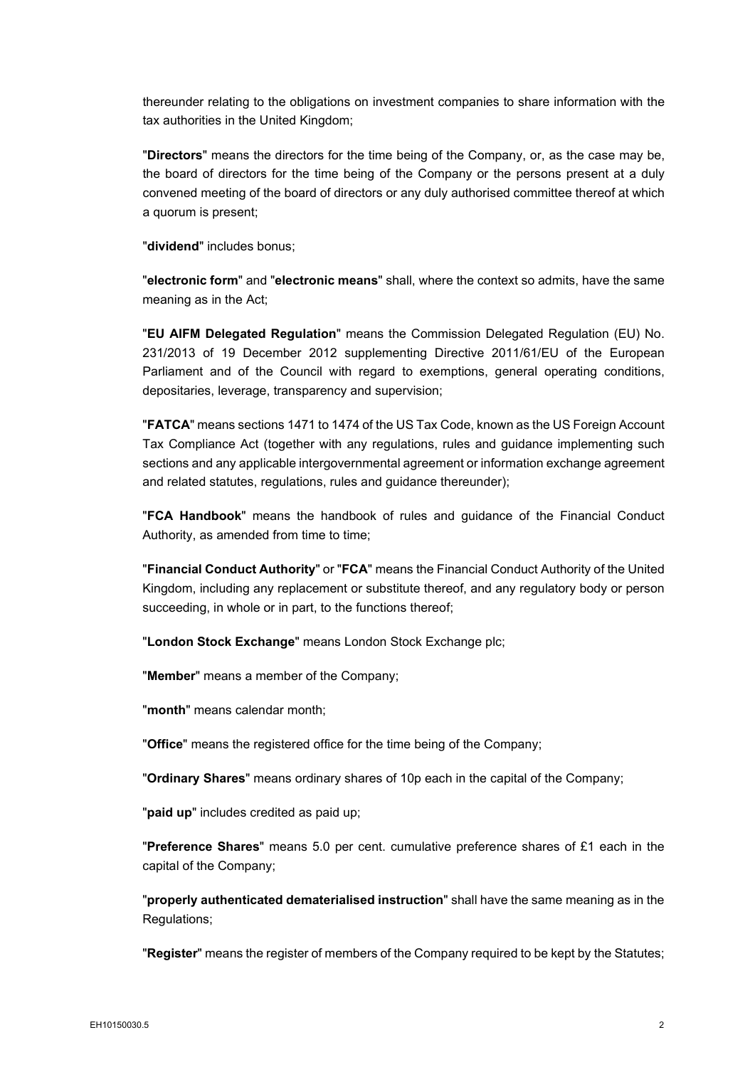thereunder relating to the obligations on investment companies to share information with the tax authorities in the United Kingdom;

"**Directors**" means the directors for the time being of the Company, or, as the case may be, the board of directors for the time being of the Company or the persons present at a duly convened meeting of the board of directors or any duly authorised committee thereof at which a quorum is present;

"**dividend**" includes bonus;

"**electronic form**" and "**electronic means**" shall, where the context so admits, have the same meaning as in the Act;

"**EU AIFM Delegated Regulation**" means the Commission Delegated Regulation (EU) No. 231/2013 of 19 December 2012 supplementing Directive 2011/61/EU of the European Parliament and of the Council with regard to exemptions, general operating conditions, depositaries, leverage, transparency and supervision;

"**FATCA**" means sections 1471 to 1474 of the US Tax Code, known as the US Foreign Account Tax Compliance Act (together with any regulations, rules and guidance implementing such sections and any applicable intergovernmental agreement or information exchange agreement and related statutes, regulations, rules and guidance thereunder);

"**FCA Handbook**" means the handbook of rules and guidance of the Financial Conduct Authority, as amended from time to time;

"**Financial Conduct Authority**" or "**FCA**" means the Financial Conduct Authority of the United Kingdom, including any replacement or substitute thereof, and any regulatory body or person succeeding, in whole or in part, to the functions thereof;

"**London Stock Exchange**" means London Stock Exchange plc;

"**Member**" means a member of the Company;

"**month**" means calendar month;

"**Office**" means the registered office for the time being of the Company;

"**Ordinary Shares**" means ordinary shares of 10p each in the capital of the Company;

"**paid up**" includes credited as paid up;

"**Preference Shares**" means 5.0 per cent. cumulative preference shares of £1 each in the capital of the Company;

"**properly authenticated dematerialised instruction**" shall have the same meaning as in the Regulations;

"**Register**" means the register of members of the Company required to be kept by the Statutes;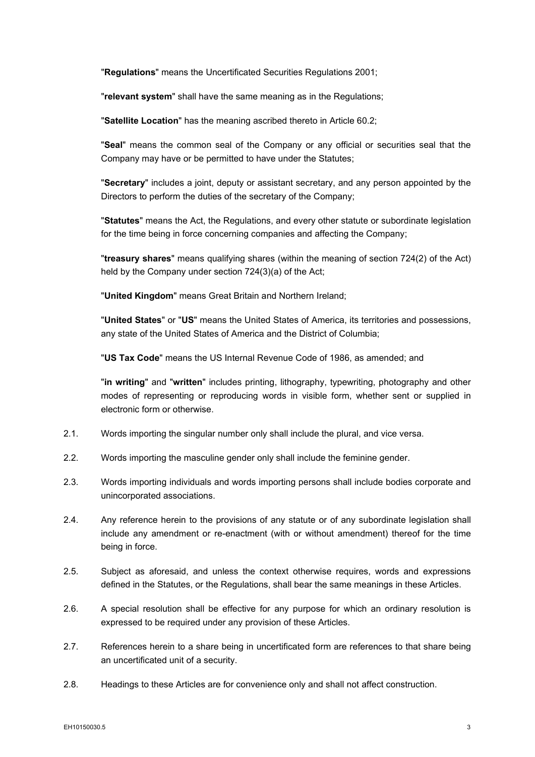"**Regulations**" means the Uncertificated Securities Regulations 2001;

"**relevant system**" shall have the same meaning as in the Regulations;

"**Satellite Location**" has the meaning ascribed thereto in Article 60.2;

"**Seal**" means the common seal of the Company or any official or securities seal that the Company may have or be permitted to have under the Statutes;

"**Secretary**" includes a joint, deputy or assistant secretary, and any person appointed by the Directors to perform the duties of the secretary of the Company;

"**Statutes**" means the Act, the Regulations, and every other statute or subordinate legislation for the time being in force concerning companies and affecting the Company;

"**treasury shares**" means qualifying shares (within the meaning of section 724(2) of the Act) held by the Company under section 724(3)(a) of the Act;

"**United Kingdom**" means Great Britain and Northern Ireland;

"**United States**" or "**US**" means the United States of America, its territories and possessions, any state of the United States of America and the District of Columbia;

"**US Tax Code**" means the US Internal Revenue Code of 1986, as amended; and

"**in writing**" and "**written**" includes printing, lithography, typewriting, photography and other modes of representing or reproducing words in visible form, whether sent or supplied in electronic form or otherwise.

2.1. Words importing the singular number only shall include the plural, and vice versa.

2.2. Words importing the masculine gender only shall include the feminine gender.

2.3. Words importing individuals and words importing persons shall include bodies corporate and unincorporated associations.

2.4. Any reference herein to the provisions of any statute or of any subordinate legislation shall include any amendment or re-enactment (with or without amendment) thereof for the time being in force.

2.5. Subject as aforesaid, and unless the context otherwise requires, words and expressions defined in the Statutes, or the Regulations, shall bear the same meanings in these Articles.

2.6. A special resolution shall be effective for any purpose for which an ordinary resolution is expressed to be required under any provision of these Articles.

2.7. References herein to a share being in uncertificated form are references to that share being an uncertificated unit of a security.

2.8. Headings to these Articles are for convenience only and shall not affect construction.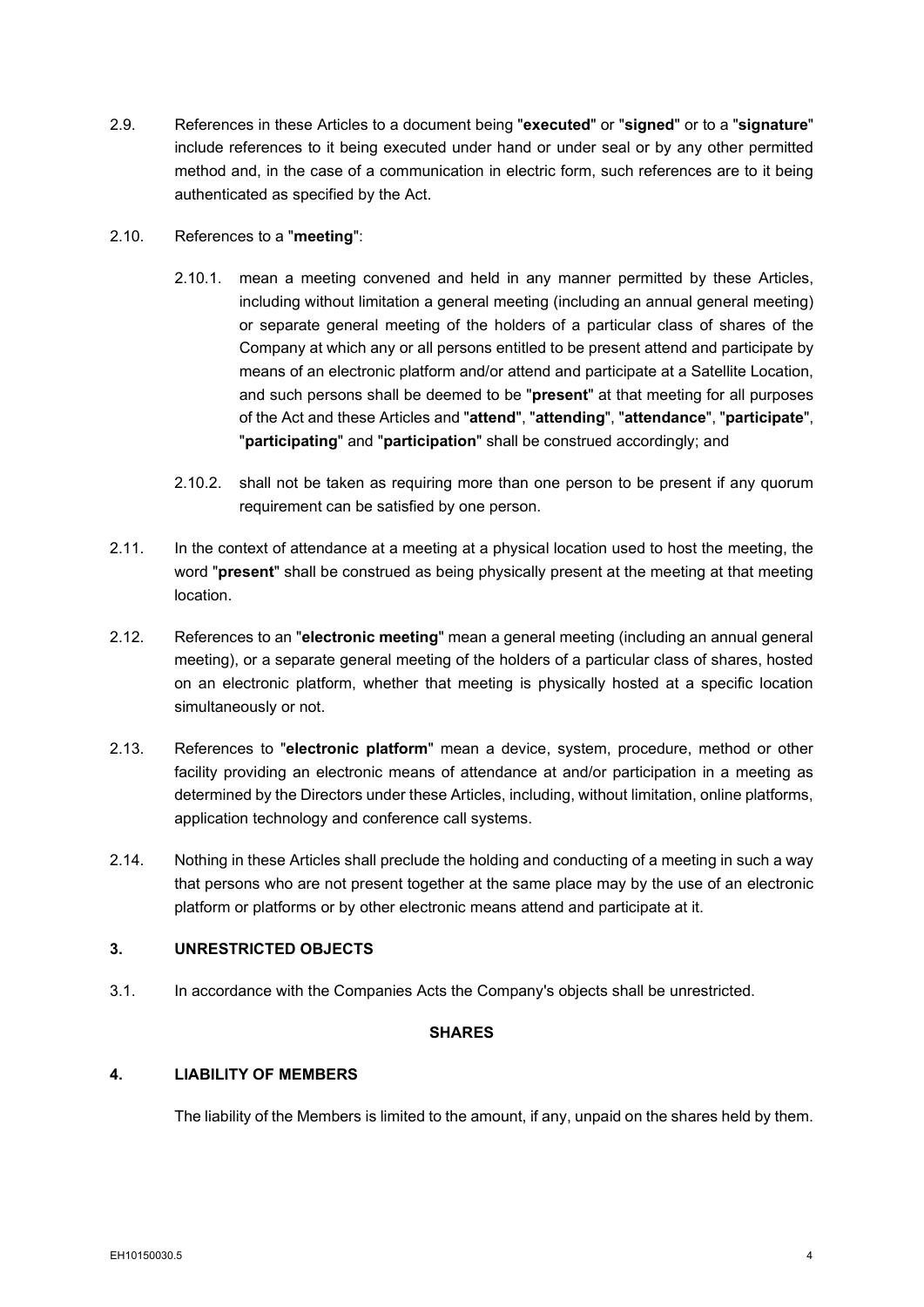2.9. References in these Articles to a document being "**executed**" or "**signed**" or to a "**signature**" include references to it being executed under hand or under seal or by any other permitted method and, in the case of a communication in electric form, such references are to it being authenticated as specified by the Act.

2.10. References to a "**meeting**":

2.10.1. mean a meeting convened and held in any manner permitted by these Articles, including without limitation a general meeting (including an annual general meeting) or separate general meeting of the holders of a particular class of shares of the Company at which any or all persons entitled to be present attend and participate by means of an electronic platform and/or attend and participate at a Satellite Location, and such persons shall be deemed to be "**present**" at that meeting for all purposes of the Act and these Articles and "**attend**", "**attending**", "**attendance**", "**participate**", "**participating**" and "**participation**" shall be construed accordingly; and

2.10.2. shall not be taken as requiring more than one person to be present if any quorum requirement can be satisfied by one person.

2.11. In the context of attendance at a meeting at a physical location used to host the meeting, the word "**present**" shall be construed as being physically present at the meeting at that meeting location.

2.12. References to an "**electronic meeting**" mean a general meeting (including an annual general meeting), or a separate general meeting of the holders of a particular class of shares, hosted on an electronic platform, whether that meeting is physically hosted at a specific location simultaneously or not.

2.13. References to "**electronic platform**" mean a device, system, procedure, method or other facility providing an electronic means of attendance at and/or participation in a meeting as determined by the Directors under these Articles, including, without limitation, online platforms, application technology and conference call systems.

2.14. Nothing in these Articles shall preclude the holding and conducting of a meeting in such a way that persons who are not present together at the same place may by the use of an electronic platform or platforms or by other electronic means attend and participate at it.

## 3. UNRESTRICTED OBJECTS

3.1. In accordance with the Companies Acts the Company's objects shall be unrestricted.

## SHARES

## 4. LIABILITY OF MEMBERS

The liability of the Members is limited to the amount, if any, unpaid on the shares held by them.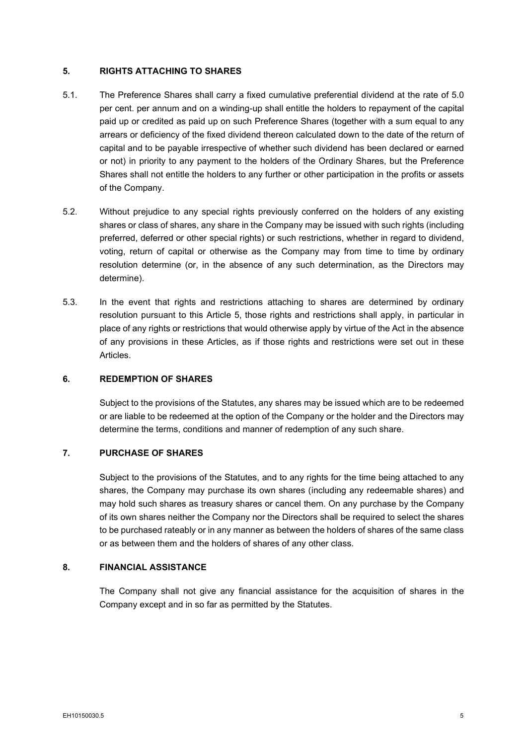## 5. RIGHTS ATTACHING TO SHARES

5.1. The Preference Shares shall carry a fixed cumulative preferential dividend at the rate of 5.0 per cent. per annum and on a winding-up shall entitle the holders to repayment of the capital paid up or credited as paid up on such Preference Shares (together with a sum equal to any arrears or deficiency of the fixed dividend thereon calculated down to the date of the return of capital and to be payable irrespective of whether such dividend has been declared or earned or not) in priority to any payment to the holders of the Ordinary Shares, but the Preference Shares shall not entitle the holders to any further or other participation in the profits or assets of the Company.

5.2. Without prejudice to any special rights previously conferred on the holders of any existing shares or class of shares, any share in the Company may be issued with such rights (including preferred, deferred or other special rights) or such restrictions, whether in regard to dividend, voting, return of capital or otherwise as the Company may from time to time by ordinary resolution determine (or, in the absence of any such determination, as the Directors may determine).

5.3. In the event that rights and restrictions attaching to shares are determined by ordinary resolution pursuant to this Article 5, those rights and restrictions shall apply, in particular in place of any rights or restrictions that would otherwise apply by virtue of the Act in the absence of any provisions in these Articles, as if those rights and restrictions were set out in these Articles.

## 6. REDEMPTION OF SHARES

Subject to the provisions of the Statutes, any shares may be issued which are to be redeemed or are liable to be redeemed at the option of the Company or the holder and the Directors may determine the terms, conditions and manner of redemption of any such share.

## 7. PURCHASE OF SHARES

Subject to the provisions of the Statutes, and to any rights for the time being attached to any shares, the Company may purchase its own shares (including any redeemable shares) and may hold such shares as treasury shares or cancel them. On any purchase by the Company of its own shares neither the Company nor the Directors shall be required to select the shares to be purchased rateably or in any manner as between the holders of shares of the same class or as between them and the holders of shares of any other class.

## 8. FINANCIAL ASSISTANCE

The Company shall not give any financial assistance for the acquisition of shares in the Company except and in so far as permitted by the Statutes.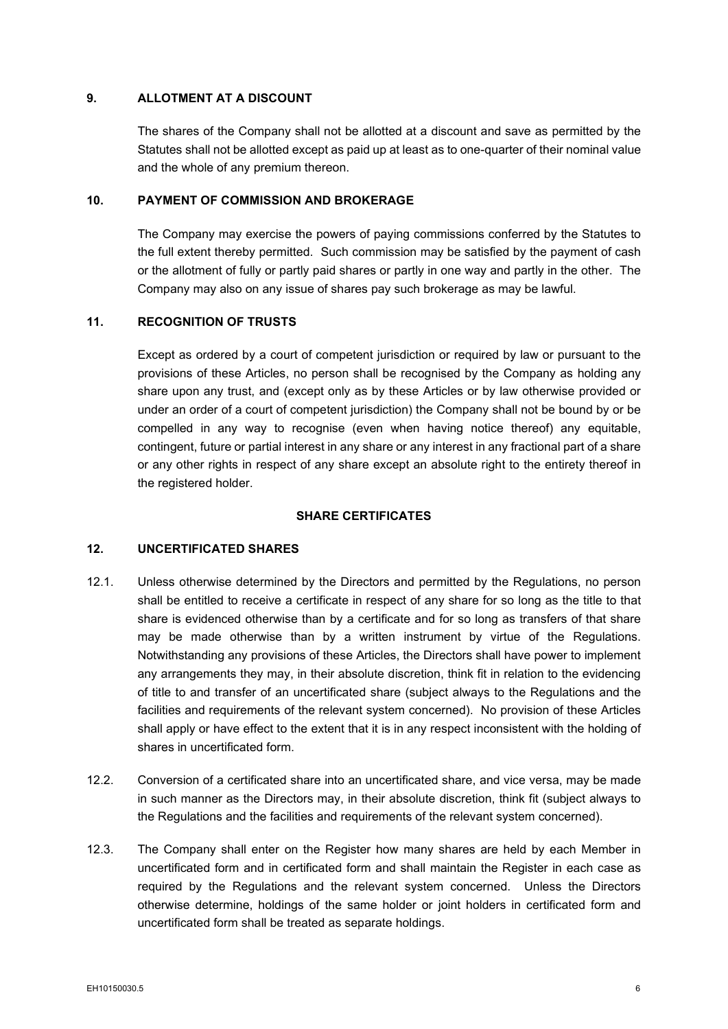## 9. ALLOTMENT AT A DISCOUNT

The shares of the Company shall not be allotted at a discount and save as permitted by the Statutes shall not be allotted except as paid up at least as to one-quarter of their nominal value and the whole of any premium thereon.

## 10. PAYMENT OF COMMISSION AND BROKERAGE

The Company may exercise the powers of paying commissions conferred by the Statutes to the full extent thereby permitted. Such commission may be satisfied by the payment of cash or the allotment of fully or partly paid shares or partly in one way and partly in the other. The Company may also on any issue of shares pay such brokerage as may be lawful.

## 11. RECOGNITION OF TRUSTS

Except as ordered by a court of competent jurisdiction or required by law or pursuant to the provisions of these Articles, no person shall be recognised by the Company as holding any share upon any trust, and (except only as by these Articles or by law otherwise provided or under an order of a court of competent jurisdiction) the Company shall not be bound by or be compelled in any way to recognise (even when having notice thereof) any equitable, contingent, future or partial interest in any share or any interest in any fractional part of a share or any other rights in respect of any share except an absolute right to the entirety thereof in the registered holder.

# SHARE CERTIFICATES

## 12. UNCERTIFICATED SHARES

12.1. Unless otherwise determined by the Directors and permitted by the Regulations, no person shall be entitled to receive a certificate in respect of any share for so long as the title to that share is evidenced otherwise than by a certificate and for so long as transfers of that share may be made otherwise than by a written instrument by virtue of the Regulations. Notwithstanding any provisions of these Articles, the Directors shall have power to implement any arrangements they may, in their absolute discretion, think fit in relation to the evidencing of title to and transfer of an uncertificated share (subject always to the Regulations and the facilities and requirements of the relevant system concerned). No provision of these Articles shall apply or have effect to the extent that it is in any respect inconsistent with the holding of shares in uncertificated form.

12.2. Conversion of a certificated share into an uncertificated share, and vice versa, may be made in such manner as the Directors may, in their absolute discretion, think fit (subject always to the Regulations and the facilities and requirements of the relevant system concerned).

12.3. The Company shall enter on the Register how many shares are held by each Member in uncertificated form and in certificated form and shall maintain the Register in each case as required by the Regulations and the relevant system concerned. Unless the Directors otherwise determine, holdings of the same holder or joint holders in certificated form and uncertificated form shall be treated as separate holdings.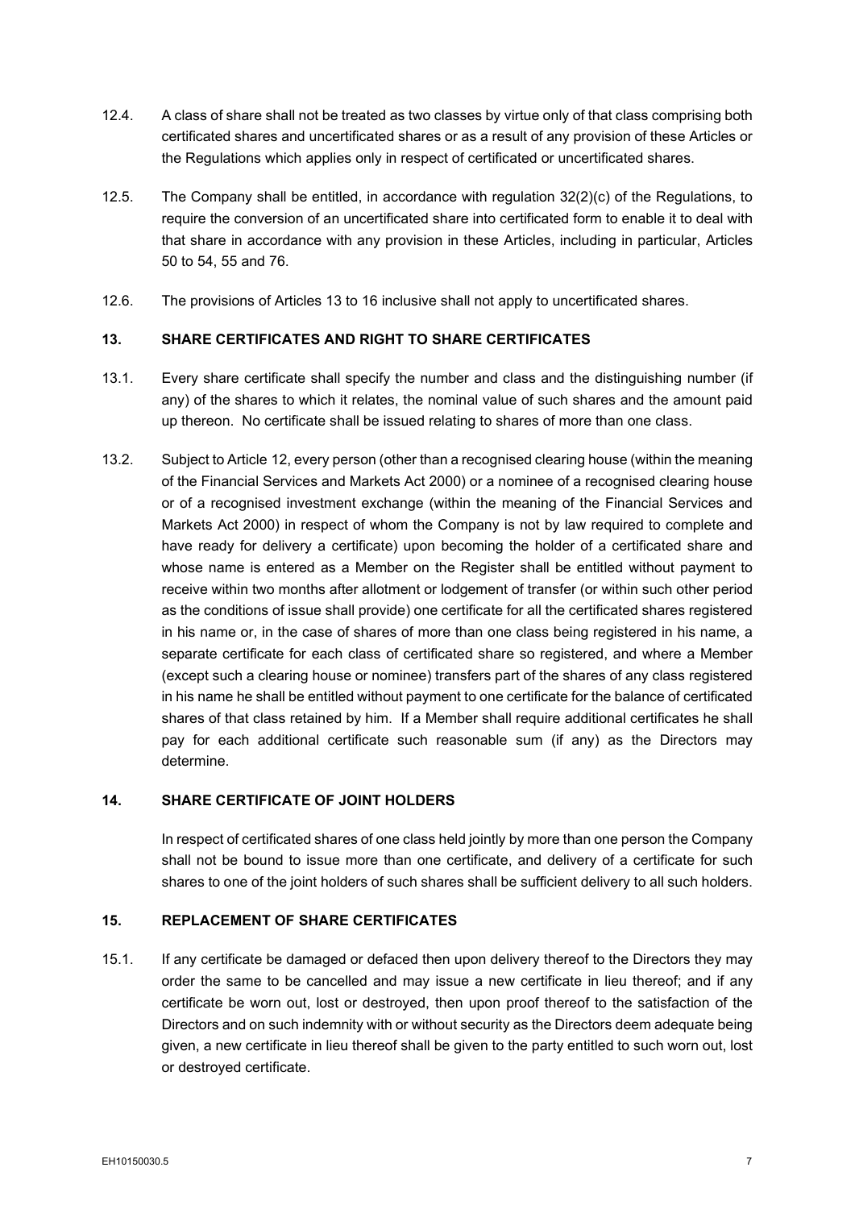12.4. A class of share shall not be treated as two classes by virtue only of that class comprising both certificated shares and uncertificated shares or as a result of any provision of these Articles or the Regulations which applies only in respect of certificated or uncertificated shares.

12.5. The Company shall be entitled, in accordance with regulation 32(2)(c) of the Regulations, to require the conversion of an uncertificated share into certificated form to enable it to deal with that share in accordance with any provision in these Articles, including in particular, Articles 50 to 54, 55 and 76.

12.6. The provisions of Articles 13 to 16 inclusive shall not apply to uncertificated shares.

## 13. SHARE CERTIFICATES AND RIGHT TO SHARE CERTIFICATES

13.1. Every share certificate shall specify the number and class and the distinguishing number (if any) of the shares to which it relates, the nominal value of such shares and the amount paid up thereon. No certificate shall be issued relating to shares of more than one class.

13.2. Subject to Article 12, every person (other than a recognised clearing house (within the meaning of the Financial Services and Markets Act 2000) or a nominee of a recognised clearing house or of a recognised investment exchange (within the meaning of the Financial Services and Markets Act 2000) in respect of whom the Company is not by law required to complete and have ready for delivery a certificate) upon becoming the holder of a certificated share and whose name is entered as a Member on the Register shall be entitled without payment to receive within two months after allotment or lodgement of transfer (or within such other period as the conditions of issue shall provide) one certificate for all the certificated shares registered in his name or, in the case of shares of more than one class being registered in his name, a separate certificate for each class of certificated share so registered, and where a Member (except such a clearing house or nominee) transfers part of the shares of any class registered in his name he shall be entitled without payment to one certificate for the balance of certificated shares of that class retained by him. If a Member shall require additional certificates he shall pay for each additional certificate such reasonable sum (if any) as the Directors may determine.

## 14. SHARE CERTIFICATE OF JOINT HOLDERS

In respect of certificated shares of one class held jointly by more than one person the Company shall not be bound to issue more than one certificate, and delivery of a certificate for such shares to one of the joint holders of such shares shall be sufficient delivery to all such holders.

## 15. REPLACEMENT OF SHARE CERTIFICATES

15.1. If any certificate be damaged or defaced then upon delivery thereof to the Directors they may order the same to be cancelled and may issue a new certificate in lieu thereof; and if any certificate be worn out, lost or destroyed, then upon proof thereof to the satisfaction of the Directors and on such indemnity with or without security as the Directors deem adequate being given, a new certificate in lieu thereof shall be given to the party entitled to such worn out, lost or destroyed certificate.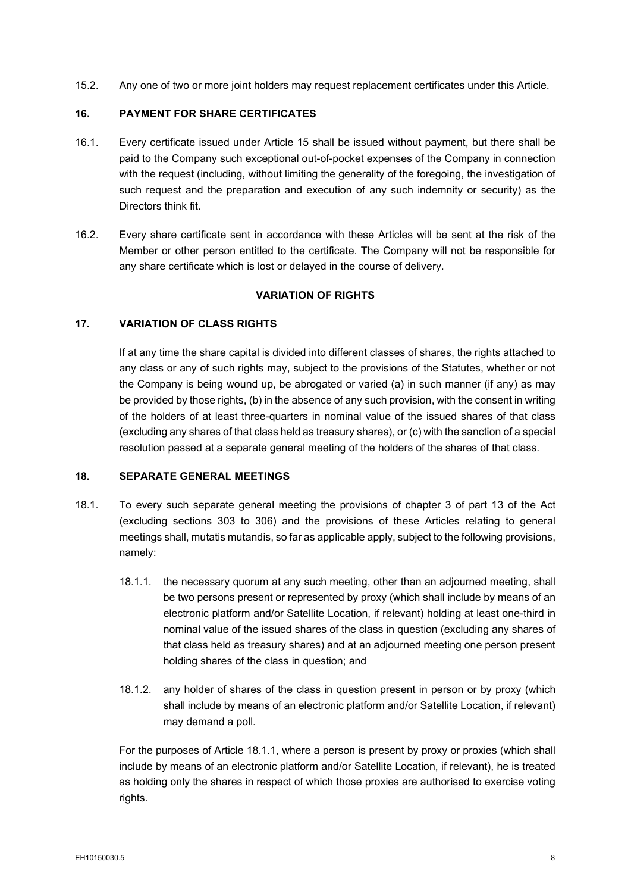15.2. Any one of two or more joint holders may request replacement certificates under this Article.

### 16. PAYMENT FOR SHARE CERTIFICATES

16.1. Every certificate issued under Article 15 shall be issued without payment, but there shall be paid to the Company such exceptional out-of-pocket expenses of the Company in connection with the request (including, without limiting the generality of the foregoing, the investigation of such request and the preparation and execution of any such indemnity or security) as the Directors think fit.

16.2. Every share certificate sent in accordance with these Articles will be sent at the risk of the Member or other person entitled to the certificate. The Company will not be responsible for any share certificate which is lost or delayed in the course of delivery.

## VARIATION OF RIGHTS

### 17. VARIATION OF CLASS RIGHTS

If at any time the share capital is divided into different classes of shares, the rights attached to any class or any of such rights may, subject to the provisions of the Statutes, whether or not the Company is being wound up, be abrogated or varied (a) in such manner (if any) as may be provided by those rights, (b) in the absence of any such provision, with the consent in writing of the holders of at least three-quarters in nominal value of the issued shares of that class (excluding any shares of that class held as treasury shares), or (c) with the sanction of a special resolution passed at a separate general meeting of the holders of the shares of that class.

### 18. SEPARATE GENERAL MEETINGS

18.1. To every such separate general meeting the provisions of chapter 3 of part 13 of the Act (excluding sections 303 to 306) and the provisions of these Articles relating to general meetings shall, mutatis mutandis, so far as applicable apply, subject to the following provisions, namely:

18.1.1. the necessary quorum at any such meeting, other than an adjourned meeting, shall be two persons present or represented by proxy (which shall include by means of an electronic platform and/or Satellite Location, if relevant) holding at least one-third in nominal value of the issued shares of the class in question (excluding any shares of that class held as treasury shares) and at an adjourned meeting one person present holding shares of the class in question; and

18.1.2. any holder of shares of the class in question present in person or by proxy (which shall include by means of an electronic platform and/or Satellite Location, if relevant) may demand a poll.

For the purposes of Article 18.1.1, where a person is present by proxy or proxies (which shall include by means of an electronic platform and/or Satellite Location, if relevant), he is treated as holding only the shares in respect of which those proxies are authorised to exercise voting rights.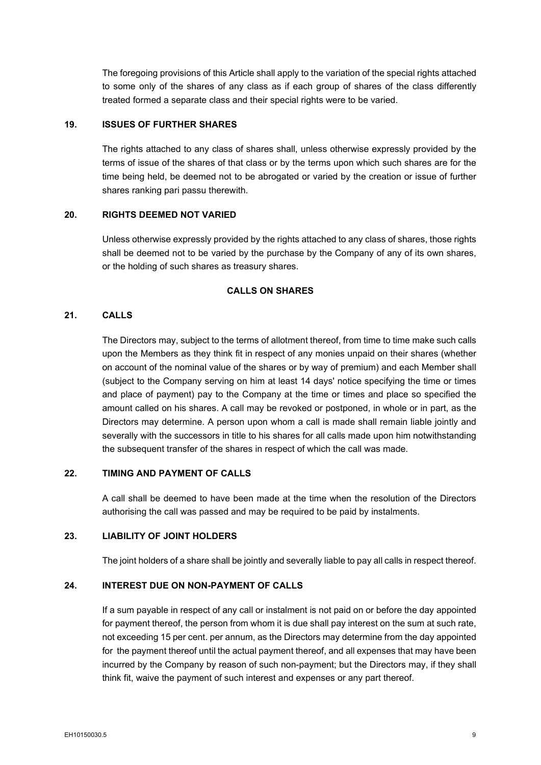The foregoing provisions of this Article shall apply to the variation of the special rights attached to some only of the shares of any class as if each group of shares of the class differently treated formed a separate class and their special rights were to be varied.

## 19. ISSUES OF FURTHER SHARES

The rights attached to any class of shares shall, unless otherwise expressly provided by the terms of issue of the shares of that class or by the terms upon which such shares are for the time being held, be deemed not to be abrogated or varied by the creation or issue of further shares ranking pari passu therewith.

## 20. RIGHTS DEEMED NOT VARIED

Unless otherwise expressly provided by the rights attached to any class of shares, those rights shall be deemed not to be varied by the purchase by the Company of any of its own shares, or the holding of such shares as treasury shares.

# CALLS ON SHARES

## 21. CALLS

The Directors may, subject to the terms of allotment thereof, from time to time make such calls upon the Members as they think fit in respect of any monies unpaid on their shares (whether on account of the nominal value of the shares or by way of premium) and each Member shall (subject to the Company serving on him at least 14 days' notice specifying the time or times and place of payment) pay to the Company at the time or times and place so specified the amount called on his shares. A call may be revoked or postponed, in whole or in part, as the Directors may determine. A person upon whom a call is made shall remain liable jointly and severally with the successors in title to his shares for all calls made upon him notwithstanding the subsequent transfer of the shares in respect of which the call was made.

## 22. TIMING AND PAYMENT OF CALLS

A call shall be deemed to have been made at the time when the resolution of the Directors authorising the call was passed and may be required to be paid by instalments.

## 23. LIABILITY OF JOINT HOLDERS

The joint holders of a share shall be jointly and severally liable to pay all calls in respect thereof.

## 24. INTEREST DUE ON NON-PAYMENT OF CALLS

If a sum payable in respect of any call or instalment is not paid on or before the day appointed for payment thereof, the person from whom it is due shall pay interest on the sum at such rate, not exceeding 15 per cent. per annum, as the Directors may determine from the day appointed for the payment thereof until the actual payment thereof, and all expenses that may have been incurred by the Company by reason of such non-payment; but the Directors may, if they shall think fit, waive the payment of such interest and expenses or any part thereof.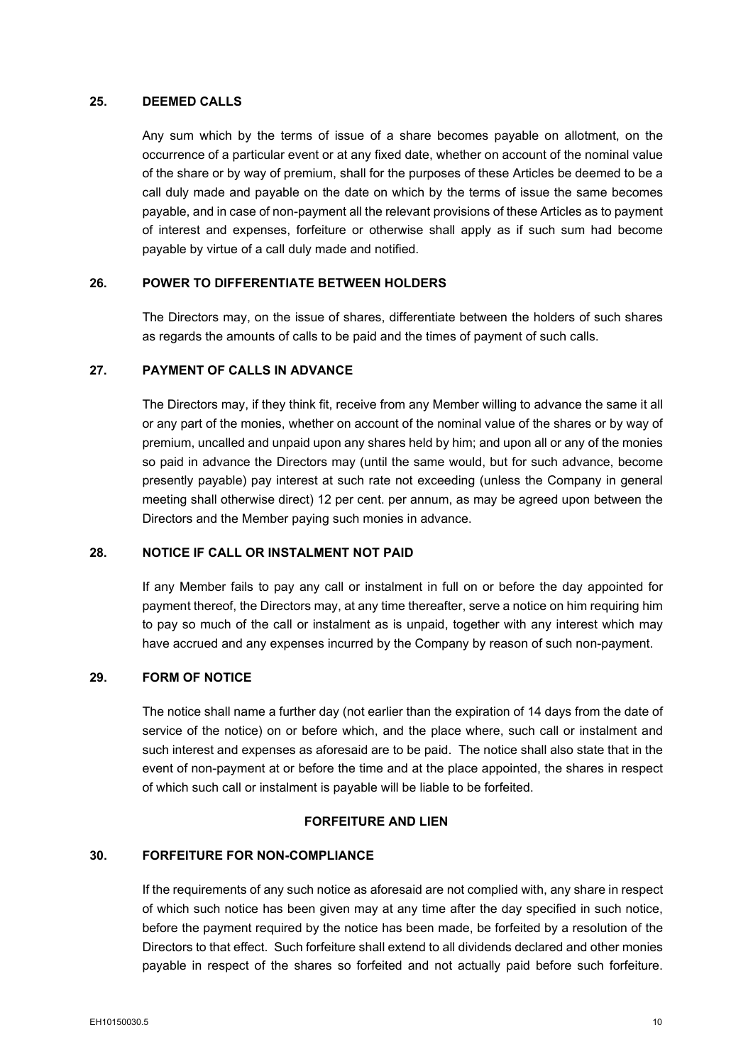### 25. DEEMED CALLS

Any sum which by the terms of issue of a share becomes payable on allotment, on the occurrence of a particular event or at any fixed date, whether on account of the nominal value of the share or by way of premium, shall for the purposes of these Articles be deemed to be a call duly made and payable on the date on which by the terms of issue the same becomes payable, and in case of non-payment all the relevant provisions of these Articles as to payment of interest and expenses, forfeiture or otherwise shall apply as if such sum had become payable by virtue of a call duly made and notified.

### 26. POWER TO DIFFERENTIATE BETWEEN HOLDERS

The Directors may, on the issue of shares, differentiate between the holders of such shares as regards the amounts of calls to be paid and the times of payment of such calls.

### 27. PAYMENT OF CALLS IN ADVANCE

The Directors may, if they think fit, receive from any Member willing to advance the same it all or any part of the monies, whether on account of the nominal value of the shares or by way of premium, uncalled and unpaid upon any shares held by him; and upon all or any of the monies so paid in advance the Directors may (until the same would, but for such advance, become presently payable) pay interest at such rate not exceeding (unless the Company in general meeting shall otherwise direct) 12 per cent. per annum, as may be agreed upon between the Directors and the Member paying such monies in advance.

### 28. NOTICE IF CALL OR INSTALMENT NOT PAID

If any Member fails to pay any call or instalment in full on or before the day appointed for payment thereof, the Directors may, at any time thereafter, serve a notice on him requiring him to pay so much of the call or instalment as is unpaid, together with any interest which may have accrued and any expenses incurred by the Company by reason of such non-payment.

### 29. FORM OF NOTICE

The notice shall name a further day (not earlier than the expiration of 14 days from the date of service of the notice) on or before which, and the place where, such call or instalment and such interest and expenses as aforesaid are to be paid. The notice shall also state that in the event of non-payment at or before the time and at the place appointed, the shares in respect of which such call or instalment is payable will be liable to be forfeited.

## FORFEITURE AND LIEN

### 30. FORFEITURE FOR NON-COMPLIANCE

If the requirements of any such notice as aforesaid are not complied with, any share in respect of which such notice has been given may at any time after the day specified in such notice, before the payment required by the notice has been made, be forfeited by a resolution of the Directors to that effect. Such forfeiture shall extend to all dividends declared and other monies payable in respect of the shares so forfeited and not actually paid before such forfeiture.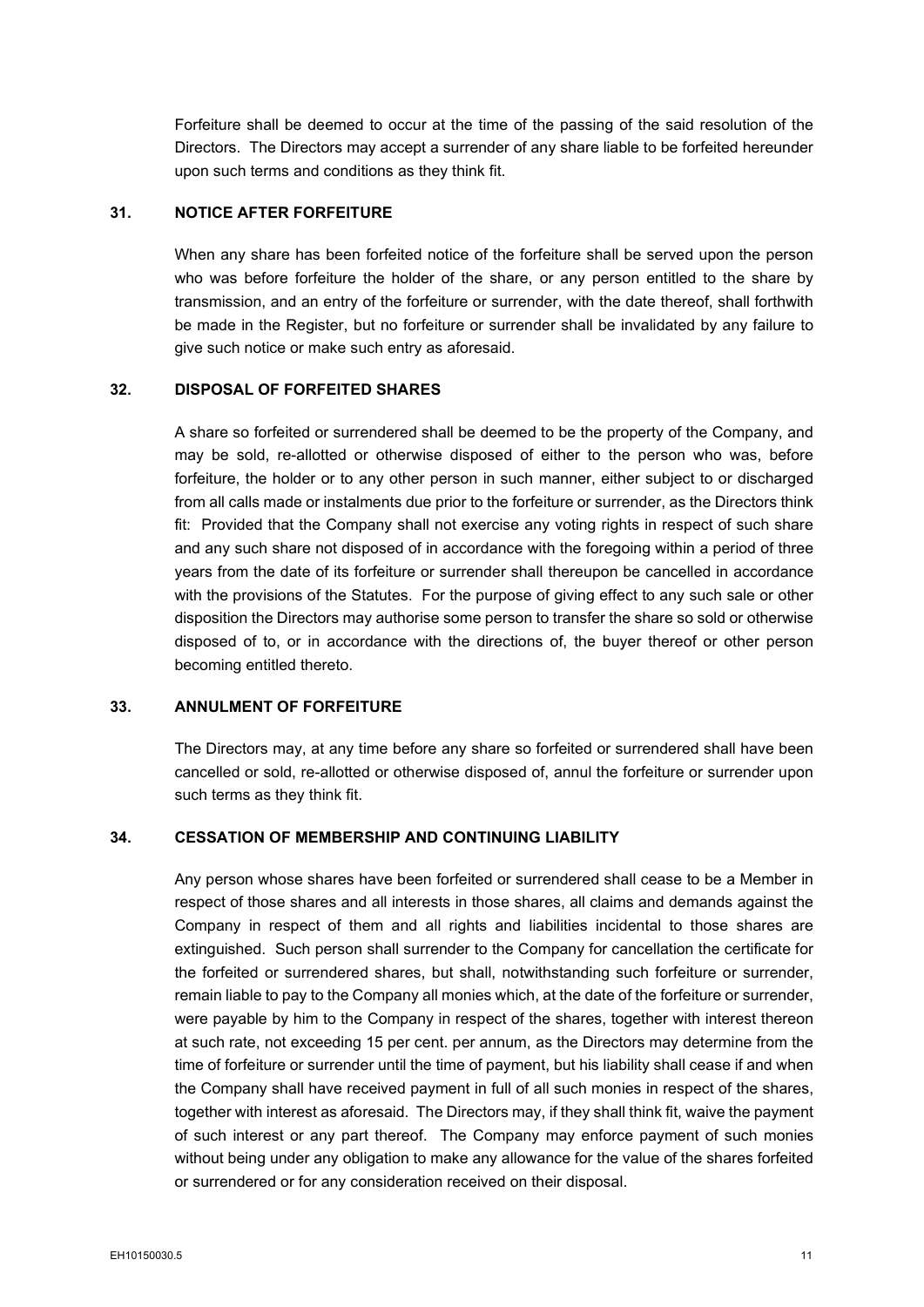Forfeiture shall be deemed to occur at the time of the passing of the said resolution of the Directors. The Directors may accept a surrender of any share liable to be forfeited hereunder upon such terms and conditions as they think fit.

## 31. NOTICE AFTER FORFEITURE

When any share has been forfeited notice of the forfeiture shall be served upon the person who was before forfeiture the holder of the share, or any person entitled to the share by transmission, and an entry of the forfeiture or surrender, with the date thereof, shall forthwith be made in the Register, but no forfeiture or surrender shall be invalidated by any failure to give such notice or make such entry as aforesaid.

## 32. DISPOSAL OF FORFEITED SHARES

A share so forfeited or surrendered shall be deemed to be the property of the Company, and may be sold, re-allotted or otherwise disposed of either to the person who was, before forfeiture, the holder or to any other person in such manner, either subject to or discharged from all calls made or instalments due prior to the forfeiture or surrender, as the Directors think fit: Provided that the Company shall not exercise any voting rights in respect of such share and any such share not disposed of in accordance with the foregoing within a period of three years from the date of its forfeiture or surrender shall thereupon be cancelled in accordance with the provisions of the Statutes. For the purpose of giving effect to any such sale or other disposition the Directors may authorise some person to transfer the share so sold or otherwise disposed of to, or in accordance with the directions of, the buyer thereof or other person becoming entitled thereto.

## 33. ANNULMENT OF FORFEITURE

The Directors may, at any time before any share so forfeited or surrendered shall have been cancelled or sold, re-allotted or otherwise disposed of, annul the forfeiture or surrender upon such terms as they think fit.

## 34. CESSATION OF MEMBERSHIP AND CONTINUING LIABILITY

Any person whose shares have been forfeited or surrendered shall cease to be a Member in respect of those shares and all interests in those shares, all claims and demands against the Company in respect of them and all rights and liabilities incidental to those shares are extinguished. Such person shall surrender to the Company for cancellation the certificate for the forfeited or surrendered shares, but shall, notwithstanding such forfeiture or surrender, remain liable to pay to the Company all monies which, at the date of the forfeiture or surrender, were payable by him to the Company in respect of the shares, together with interest thereon at such rate, not exceeding 15 per cent. per annum, as the Directors may determine from the time of forfeiture or surrender until the time of payment, but his liability shall cease if and when the Company shall have received payment in full of all such monies in respect of the shares, together with interest as aforesaid. The Directors may, if they shall think fit, waive the payment of such interest or any part thereof. The Company may enforce payment of such monies without being under any obligation to make any allowance for the value of the shares forfeited or surrendered or for any consideration received on their disposal.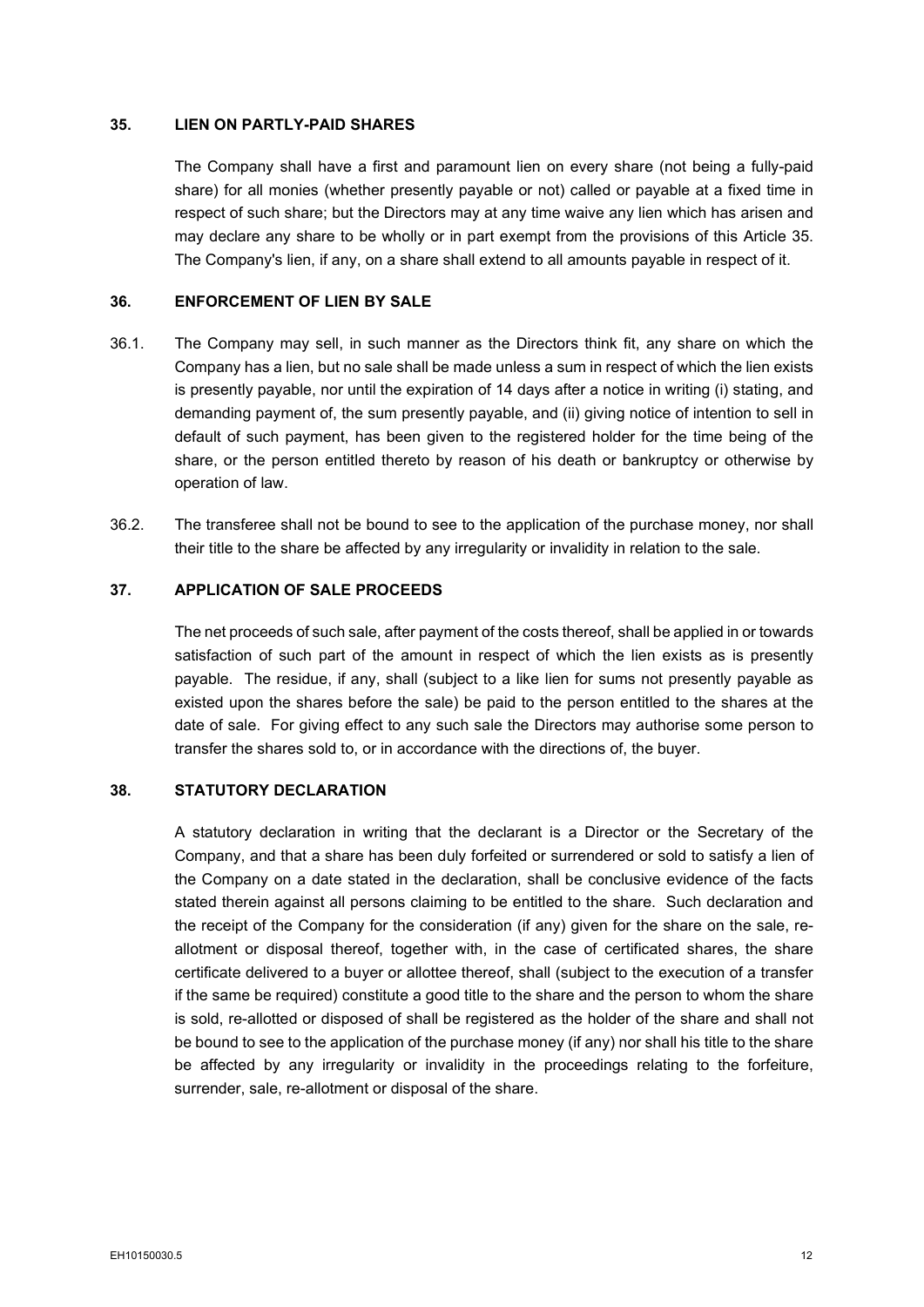## 35. LIEN ON PARTLY-PAID SHARES

The Company shall have a first and paramount lien on every share (not being a fully-paid share) for all monies (whether presently payable or not) called or payable at a fixed time in respect of such share; but the Directors may at any time waive any lien which has arisen and may declare any share to be wholly or in part exempt from the provisions of this Article 35. The Company's lien, if any, on a share shall extend to all amounts payable in respect of it.

## 36. ENFORCEMENT OF LIEN BY SALE

36.1. The Company may sell, in such manner as the Directors think fit, any share on which the Company has a lien, but no sale shall be made unless a sum in respect of which the lien exists is presently payable, nor until the expiration of 14 days after a notice in writing (i) stating, and demanding payment of, the sum presently payable, and (ii) giving notice of intention to sell in default of such payment, has been given to the registered holder for the time being of the share, or the person entitled thereto by reason of his death or bankruptcy or otherwise by operation of law.

36.2. The transferee shall not be bound to see to the application of the purchase money, nor shall their title to the share be affected by any irregularity or invalidity in relation to the sale.

## 37. APPLICATION OF SALE PROCEEDS

The net proceeds of such sale, after payment of the costs thereof, shall be applied in or towards satisfaction of such part of the amount in respect of which the lien exists as is presently payable. The residue, if any, shall (subject to a like lien for sums not presently payable as existed upon the shares before the sale) be paid to the person entitled to the shares at the date of sale. For giving effect to any such sale the Directors may authorise some person to transfer the shares sold to, or in accordance with the directions of, the buyer.

## 38. STATUTORY DECLARATION

A statutory declaration in writing that the declarant is a Director or the Secretary of the Company, and that a share has been duly forfeited or surrendered or sold to satisfy a lien of the Company on a date stated in the declaration, shall be conclusive evidence of the facts stated therein against all persons claiming to be entitled to the share. Such declaration and the receipt of the Company for the consideration (if any) given for the share on the sale, re-allotment or disposal thereof, together with, in the case of certificated shares, the share certificate delivered to a buyer or allottee thereof, shall (subject to the execution of a transfer if the same be required) constitute a good title to the share and the person to whom the share is sold, re-allotted or disposed of shall be registered as the holder of the share and shall not be bound to see to the application of the purchase money (if any) nor shall his title to the share be affected by any irregularity or invalidity in the proceedings relating to the forfeiture, surrender, sale, re-allotment or disposal of the share.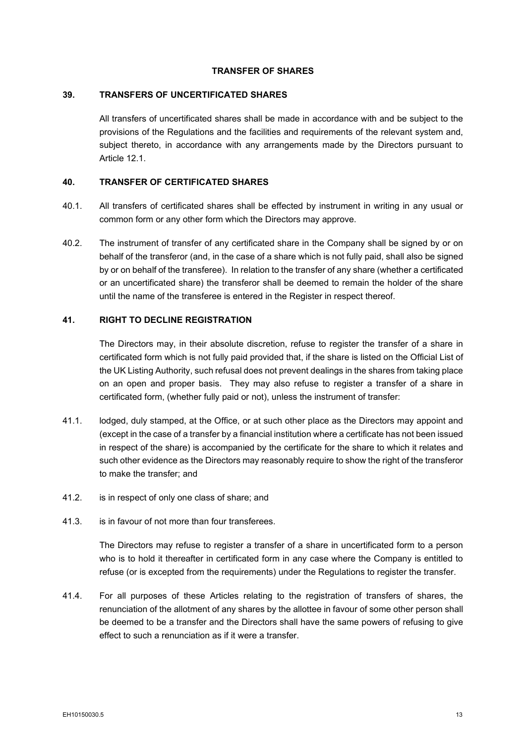## TRANSFER OF SHARES

### 39. TRANSFERS OF UNCERTIFICATED SHARES

All transfers of uncertificated shares shall be made in accordance with and be subject to the provisions of the Regulations and the facilities and requirements of the relevant system and, subject thereto, in accordance with any arrangements made by the Directors pursuant to Article 12.1.

### 40. TRANSFER OF CERTIFICATED SHARES

40.1. All transfers of certificated shares shall be effected by instrument in writing in any usual or common form or any other form which the Directors may approve.

40.2. The instrument of transfer of any certificated share in the Company shall be signed by or on behalf of the transferor (and, in the case of a share which is not fully paid, shall also be signed by or on behalf of the transferee). In relation to the transfer of any share (whether a certificated or an uncertificated share) the transferor shall be deemed to remain the holder of the share until the name of the transferee is entered in the Register in respect thereof.

### 41. RIGHT TO DECLINE REGISTRATION

The Directors may, in their absolute discretion, refuse to register the transfer of a share in certificated form which is not fully paid provided that, if the share is listed on the Official List of the UK Listing Authority, such refusal does not prevent dealings in the shares from taking place on an open and proper basis. They may also refuse to register a transfer of a share in certificated form, (whether fully paid or not), unless the instrument of transfer:

41.1. lodged, duly stamped, at the Office, or at such other place as the Directors may appoint and (except in the case of a transfer by a financial institution where a certificate has not been issued in respect of the share) is accompanied by the certificate for the share to which it relates and such other evidence as the Directors may reasonably require to show the right of the transferor to make the transfer; and

41.2. is in respect of only one class of share; and

41.3. is in favour of not more than four transferees.

The Directors may refuse to register a transfer of a share in uncertificated form to a person who is to hold it thereafter in certificated form in any case where the Company is entitled to refuse (or is excepted from the requirements) under the Regulations to register the transfer.

41.4. For all purposes of these Articles relating to the registration of transfers of shares, the renunciation of the allotment of any shares by the allottee in favour of some other person shall be deemed to be a transfer and the Directors shall have the same powers of refusing to give effect to such a renunciation as if it were a transfer.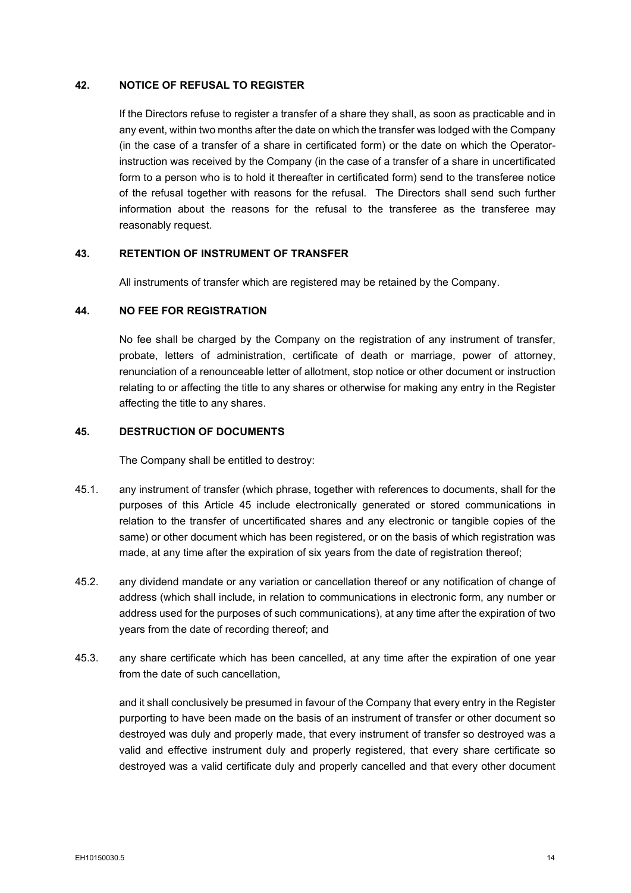## 42. NOTICE OF REFUSAL TO REGISTER

If the Directors refuse to register a transfer of a share they shall, as soon as practicable and in any event, within two months after the date on which the transfer was lodged with the Company (in the case of a transfer of a share in certificated form) or the date on which the Operator-instruction was received by the Company (in the case of a transfer of a share in uncertificated form to a person who is to hold it thereafter in certificated form) send to the transferee notice of the refusal together with reasons for the refusal. The Directors shall send such further information about the reasons for the refusal to the transferee as the transferee may reasonably request.

## 43. RETENTION OF INSTRUMENT OF TRANSFER

All instruments of transfer which are registered may be retained by the Company.

## 44. NO FEE FOR REGISTRATION

No fee shall be charged by the Company on the registration of any instrument of transfer, probate, letters of administration, certificate of death or marriage, power of attorney, renunciation of a renounceable letter of allotment, stop notice or other document or instruction relating to or affecting the title to any shares or otherwise for making any entry in the Register affecting the title to any shares.

## 45. DESTRUCTION OF DOCUMENTS

The Company shall be entitled to destroy:

45.1. any instrument of transfer (which phrase, together with references to documents, shall for the purposes of this Article 45 include electronically generated or stored communications in relation to the transfer of uncertificated shares and any electronic or tangible copies of the same) or other document which has been registered, or on the basis of which registration was made, at any time after the expiration of six years from the date of registration thereof;

45.2. any dividend mandate or any variation or cancellation thereof or any notification of change of address (which shall include, in relation to communications in electronic form, any number or address used for the purposes of such communications), at any time after the expiration of two years from the date of recording thereof; and

45.3. any share certificate which has been cancelled, at any time after the expiration of one year from the date of such cancellation,

and it shall conclusively be presumed in favour of the Company that every entry in the Register purporting to have been made on the basis of an instrument of transfer or other document so destroyed was duly and properly made, that every instrument of transfer so destroyed was a valid and effective instrument duly and properly registered, that every share certificate so destroyed was a valid certificate duly and properly cancelled and that every other document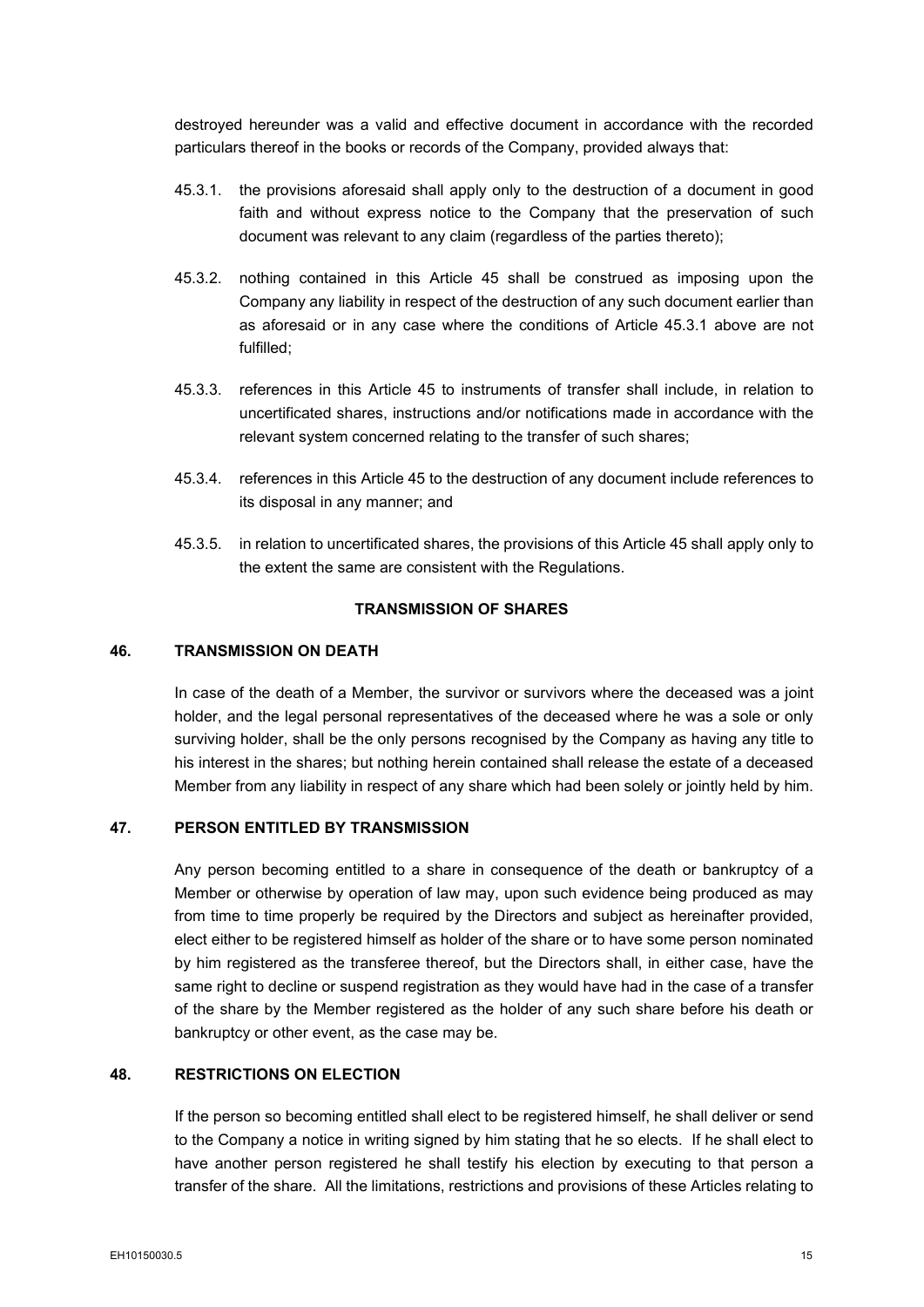destroyed hereunder was a valid and effective document in accordance with the recorded particulars thereof in the books or records of the Company, provided always that:

45.3.1. the provisions aforesaid shall apply only to the destruction of a document in good faith and without express notice to the Company that the preservation of such document was relevant to any claim (regardless of the parties thereto);

45.3.2. nothing contained in this Article 45 shall be construed as imposing upon the Company any liability in respect of the destruction of any such document earlier than as aforesaid or in any case where the conditions of Article 45.3.1 above are not fulfilled;

45.3.3. references in this Article 45 to instruments of transfer shall include, in relation to uncertificated shares, instructions and/or notifications made in accordance with the relevant system concerned relating to the transfer of such shares;

45.3.4. references in this Article 45 to the destruction of any document include references to its disposal in any manner; and

45.3.5. in relation to uncertificated shares, the provisions of this Article 45 shall apply only to the extent the same are consistent with the Regulations.

**TRANSMISSION OF SHARES**

**46. TRANSMISSION ON DEATH**

In case of the death of a Member, the survivor or survivors where the deceased was a joint holder, and the legal personal representatives of the deceased where he was a sole or only surviving holder, shall be the only persons recognised by the Company as having any title to his interest in the shares; but nothing herein contained shall release the estate of a deceased Member from any liability in respect of any share which had been solely or jointly held by him.

**47. PERSON ENTITLED BY TRANSMISSION**

Any person becoming entitled to a share in consequence of the death or bankruptcy of a Member or otherwise by operation of law may, upon such evidence being produced as may from time to time properly be required by the Directors and subject as hereinafter provided, elect either to be registered himself as holder of the share or to have some person nominated by him registered as the transferee thereof, but the Directors shall, in either case, have the same right to decline or suspend registration as they would have had in the case of a transfer of the share by the Member registered as the holder of any such share before his death or bankruptcy or other event, as the case may be.

**48. RESTRICTIONS ON ELECTION**

If the person so becoming entitled shall elect to be registered himself, he shall deliver or send to the Company a notice in writing signed by him stating that he so elects. If he shall elect to have another person registered he shall testify his election by executing to that person a transfer of the share. All the limitations, restrictions and provisions of these Articles relating to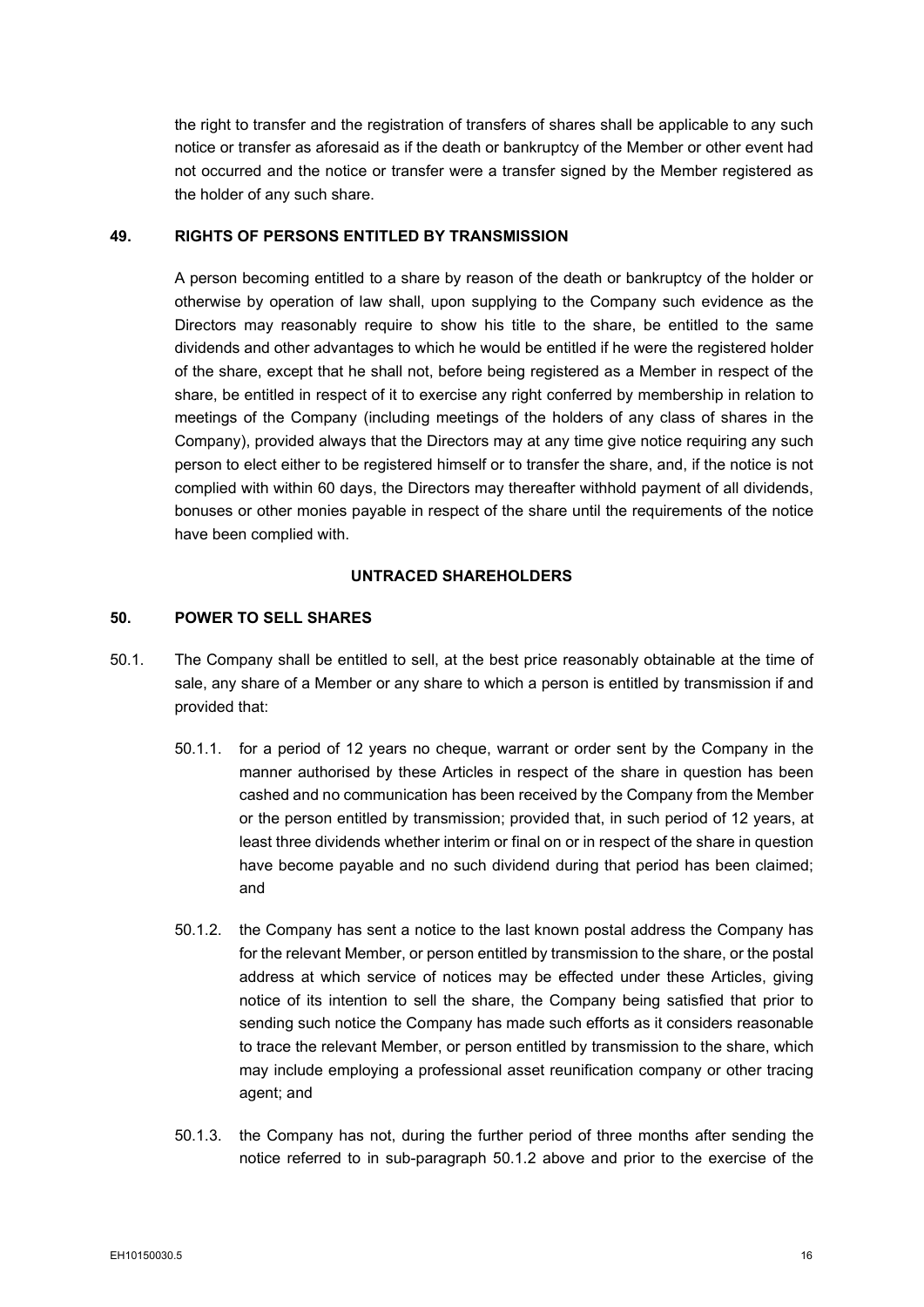the right to transfer and the registration of transfers of shares shall be applicable to any such notice or transfer as aforesaid as if the death or bankruptcy of the Member or other event had not occurred and the notice or transfer were a transfer signed by the Member registered as the holder of any such share.

### 49. RIGHTS OF PERSONS ENTITLED BY TRANSMISSION

A person becoming entitled to a share by reason of the death or bankruptcy of the holder or otherwise by operation of law shall, upon supplying to the Company such evidence as the Directors may reasonably require to show his title to the share, be entitled to the same dividends and other advantages to which he would be entitled if he were the registered holder of the share, except that he shall not, before being registered as a Member in respect of the share, be entitled in respect of it to exercise any right conferred by membership in relation to meetings of the Company (including meetings of the holders of any class of shares in the Company), provided always that the Directors may at any time give notice requiring any such person to elect either to be registered himself or to transfer the share, and, if the notice is not complied with within 60 days, the Directors may thereafter withhold payment of all dividends, bonuses or other monies payable in respect of the share until the requirements of the notice have been complied with.

## UNTRACED SHAREHOLDERS

### 50. POWER TO SELL SHARES

50.1. The Company shall be entitled to sell, at the best price reasonably obtainable at the time of sale, any share of a Member or any share to which a person is entitled by transmission if and provided that:

50.1.1. for a period of 12 years no cheque, warrant or order sent by the Company in the manner authorised by these Articles in respect of the share in question has been cashed and no communication has been received by the Company from the Member or the person entitled by transmission; provided that, in such period of 12 years, at least three dividends whether interim or final on or in respect of the share in question have become payable and no such dividend during that period has been claimed; and

50.1.2. the Company has sent a notice to the last known postal address the Company has for the relevant Member, or person entitled by transmission to the share, or the postal address at which service of notices may be effected under these Articles, giving notice of its intention to sell the share, the Company being satisfied that prior to sending such notice the Company has made such efforts as it considers reasonable to trace the relevant Member, or person entitled by transmission to the share, which may include employing a professional asset reunification company or other tracing agent; and

50.1.3. the Company has not, during the further period of three months after sending the notice referred to in sub-paragraph 50.1.2 above and prior to the exercise of the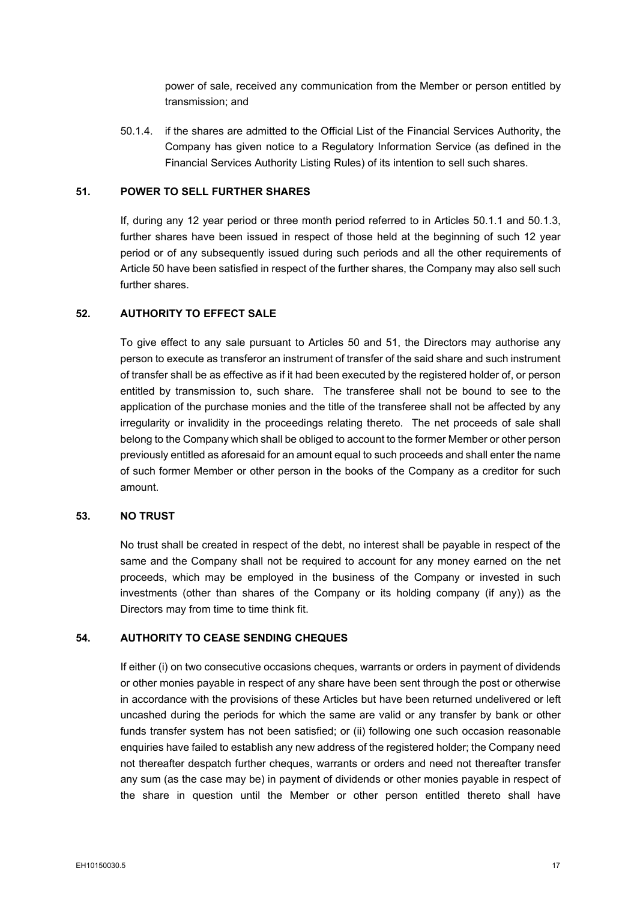power of sale, received any communication from the Member or person entitled by transmission; and

50.1.4. if the shares are admitted to the Official List of the Financial Services Authority, the Company has given notice to a Regulatory Information Service (as defined in the Financial Services Authority Listing Rules) of its intention to sell such shares.

## 51. POWER TO SELL FURTHER SHARES

If, during any 12 year period or three month period referred to in Articles 50.1.1 and 50.1.3, further shares have been issued in respect of those held at the beginning of such 12 year period or of any subsequently issued during such periods and all the other requirements of Article 50 have been satisfied in respect of the further shares, the Company may also sell such further shares.

## 52. AUTHORITY TO EFFECT SALE

To give effect to any sale pursuant to Articles 50 and 51, the Directors may authorise any person to execute as transferor an instrument of transfer of the said share and such instrument of transfer shall be as effective as if it had been executed by the registered holder of, or person entitled by transmission to, such share. The transferee shall not be bound to see to the application of the purchase monies and the title of the transferee shall not be affected by any irregularity or invalidity in the proceedings relating thereto. The net proceeds of sale shall belong to the Company which shall be obliged to account to the former Member or other person previously entitled as aforesaid for an amount equal to such proceeds and shall enter the name of such former Member or other person in the books of the Company as a creditor for such amount.

## 53. NO TRUST

No trust shall be created in respect of the debt, no interest shall be payable in respect of the same and the Company shall not be required to account for any money earned on the net proceeds, which may be employed in the business of the Company or invested in such investments (other than shares of the Company or its holding company (if any)) as the Directors may from time to time think fit.

## 54. AUTHORITY TO CEASE SENDING CHEQUES

If either (i) on two consecutive occasions cheques, warrants or orders in payment of dividends or other monies payable in respect of any share have been sent through the post or otherwise in accordance with the provisions of these Articles but have been returned undelivered or left uncashed during the periods for which the same are valid or any transfer by bank or other funds transfer system has not been satisfied; or (ii) following one such occasion reasonable enquiries have failed to establish any new address of the registered holder; the Company need not thereafter despatch further cheques, warrants or orders and need not thereafter transfer any sum (as the case may be) in payment of dividends or other monies payable in respect of the share in question until the Member or other person entitled thereto shall have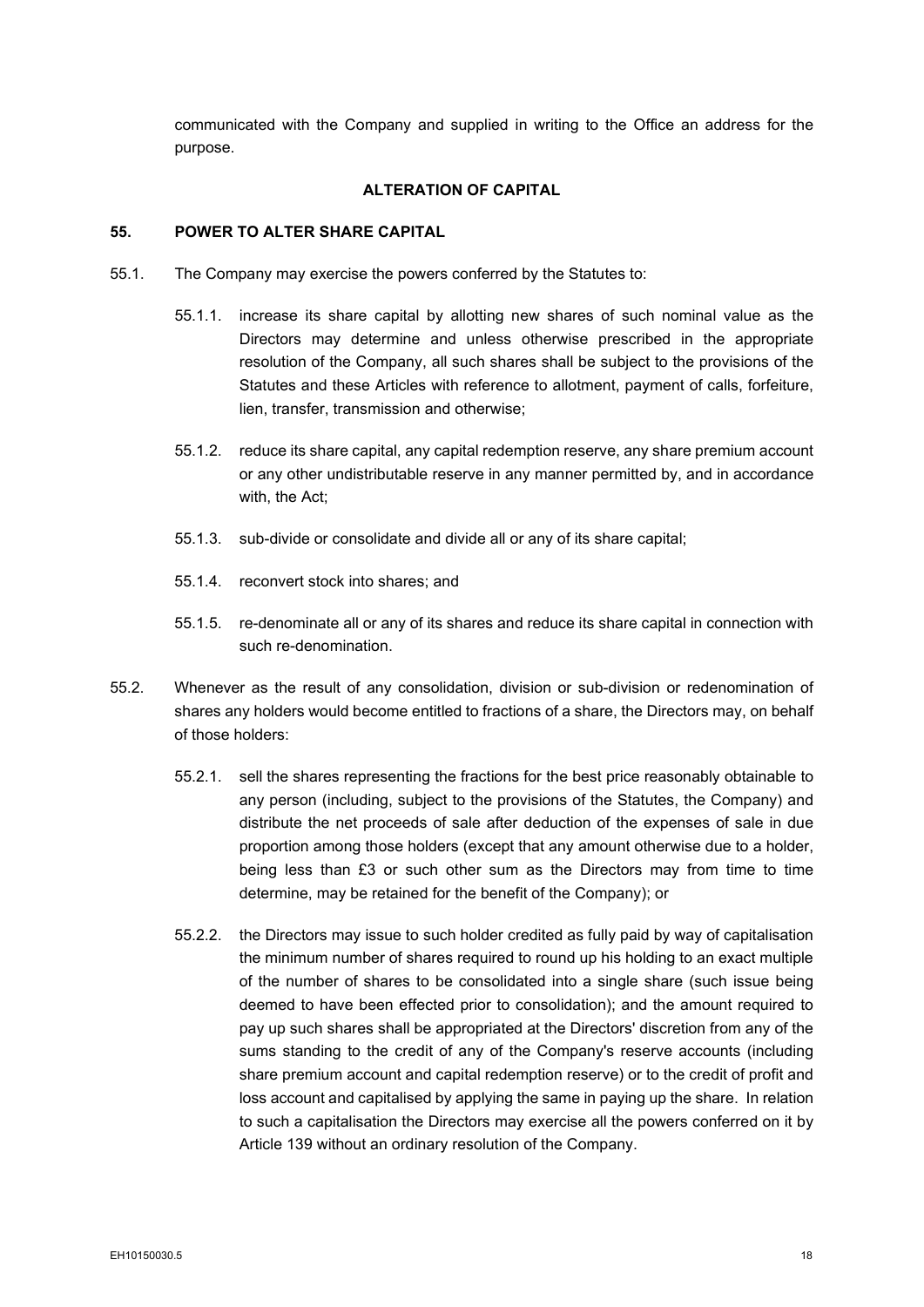communicated with the Company and supplied in writing to the Office an address for the purpose.

## ALTERATION OF CAPITAL

### 55. POWER TO ALTER SHARE CAPITAL

55.1. The Company may exercise the powers conferred by the Statutes to:

55.1.1. increase its share capital by allotting new shares of such nominal value as the Directors may determine and unless otherwise prescribed in the appropriate resolution of the Company, all such shares shall be subject to the provisions of the Statutes and these Articles with reference to allotment, payment of calls, forfeiture, lien, transfer, transmission and otherwise;

55.1.2. reduce its share capital, any capital redemption reserve, any share premium account or any other undistributable reserve in any manner permitted by, and in accordance with, the Act;

55.1.3. sub-divide or consolidate and divide all or any of its share capital;

55.1.4. reconvert stock into shares; and

55.1.5. re-denominate all or any of its shares and reduce its share capital in connection with such re-denomination.

55.2. Whenever as the result of any consolidation, division or sub-division or redenomination of shares any holders would become entitled to fractions of a share, the Directors may, on behalf of those holders:

55.2.1. sell the shares representing the fractions for the best price reasonably obtainable to any person (including, subject to the provisions of the Statutes, the Company) and distribute the net proceeds of sale after deduction of the expenses of sale in due proportion among those holders (except that any amount otherwise due to a holder, being less than £3 or such other sum as the Directors may from time to time determine, may be retained for the benefit of the Company); or

55.2.2. the Directors may issue to such holder credited as fully paid by way of capitalisation the minimum number of shares required to round up his holding to an exact multiple of the number of shares to be consolidated into a single share (such issue being deemed to have been effected prior to consolidation); and the amount required to pay up such shares shall be appropriated at the Directors' discretion from any of the sums standing to the credit of any of the Company's reserve accounts (including share premium account and capital redemption reserve) or to the credit of profit and loss account and capitalised by applying the same in paying up the share. In relation to such a capitalisation the Directors may exercise all the powers conferred on it by Article 139 without an ordinary resolution of the Company.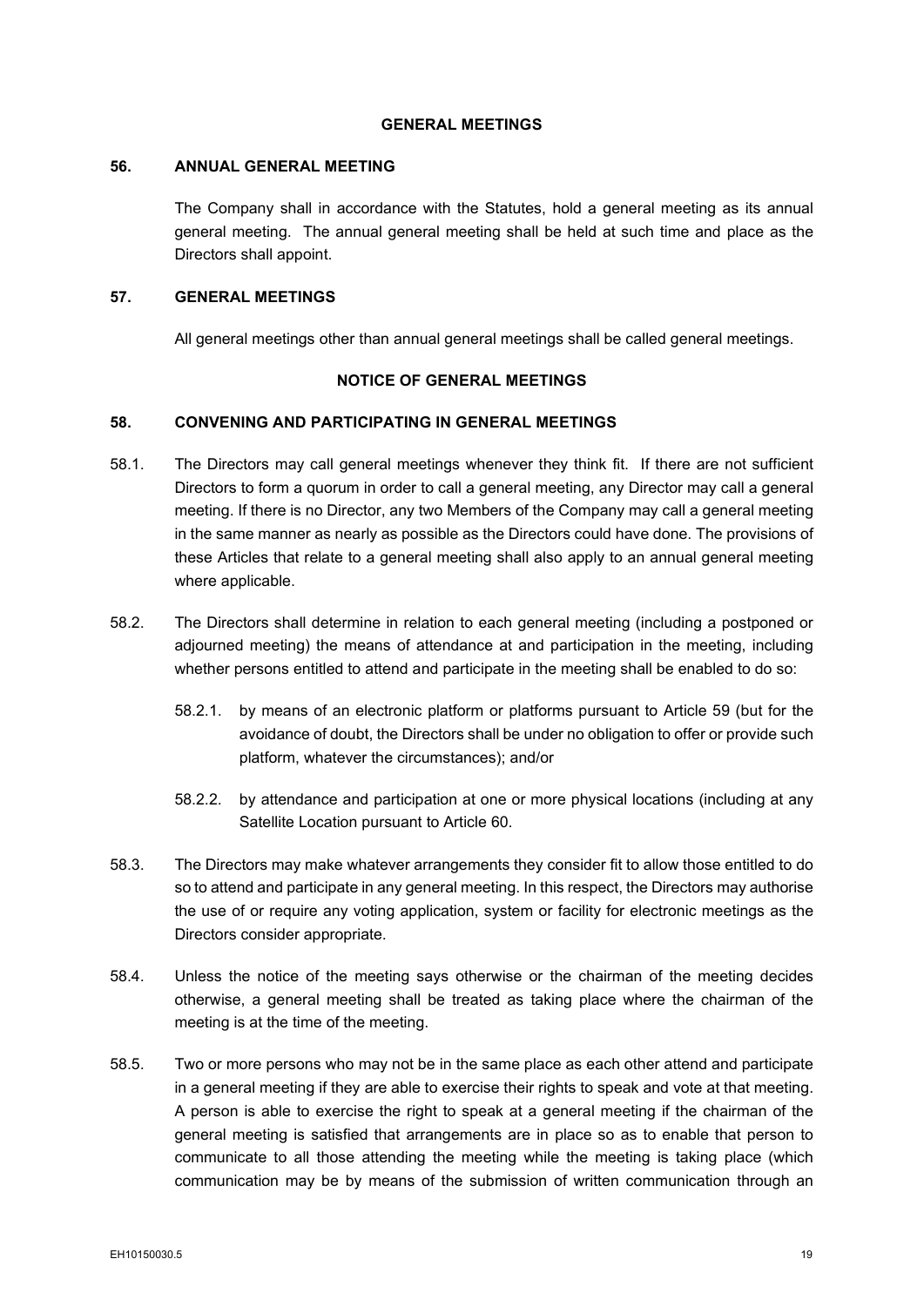## GENERAL MEETINGS

### 56. ANNUAL GENERAL MEETING

The Company shall in accordance with the Statutes, hold a general meeting as its annual general meeting. The annual general meeting shall be held at such time and place as the Directors shall appoint.

### 57. GENERAL MEETINGS

All general meetings other than annual general meetings shall be called general meetings.

## NOTICE OF GENERAL MEETINGS

### 58. CONVENING AND PARTICIPATING IN GENERAL MEETINGS

58.1. The Directors may call general meetings whenever they think fit. If there are not sufficient Directors to form a quorum in order to call a general meeting, any Director may call a general meeting. If there is no Director, any two Members of the Company may call a general meeting in the same manner as nearly as possible as the Directors could have done. The provisions of these Articles that relate to a general meeting shall also apply to an annual general meeting where applicable.

58.2. The Directors shall determine in relation to each general meeting (including a postponed or adjourned meeting) the means of attendance at and participation in the meeting, including whether persons entitled to attend and participate in the meeting shall be enabled to do so:

58.2.1. by means of an electronic platform or platforms pursuant to Article 59 (but for the avoidance of doubt, the Directors shall be under no obligation to offer or provide such platform, whatever the circumstances); and/or

58.2.2. by attendance and participation at one or more physical locations (including at any Satellite Location pursuant to Article 60.

58.3. The Directors may make whatever arrangements they consider fit to allow those entitled to do so to attend and participate in any general meeting. In this respect, the Directors may authorise the use of or require any voting application, system or facility for electronic meetings as the Directors consider appropriate.

58.4. Unless the notice of the meeting says otherwise or the chairman of the meeting decides otherwise, a general meeting shall be treated as taking place where the chairman of the meeting is at the time of the meeting.

58.5. Two or more persons who may not be in the same place as each other attend and participate in a general meeting if they are able to exercise their rights to speak and vote at that meeting. A person is able to exercise the right to speak at a general meeting if the chairman of the general meeting is satisfied that arrangements are in place so as to enable that person to communicate to all those attending the meeting while the meeting is taking place (which communication may be by means of the submission of written communication through an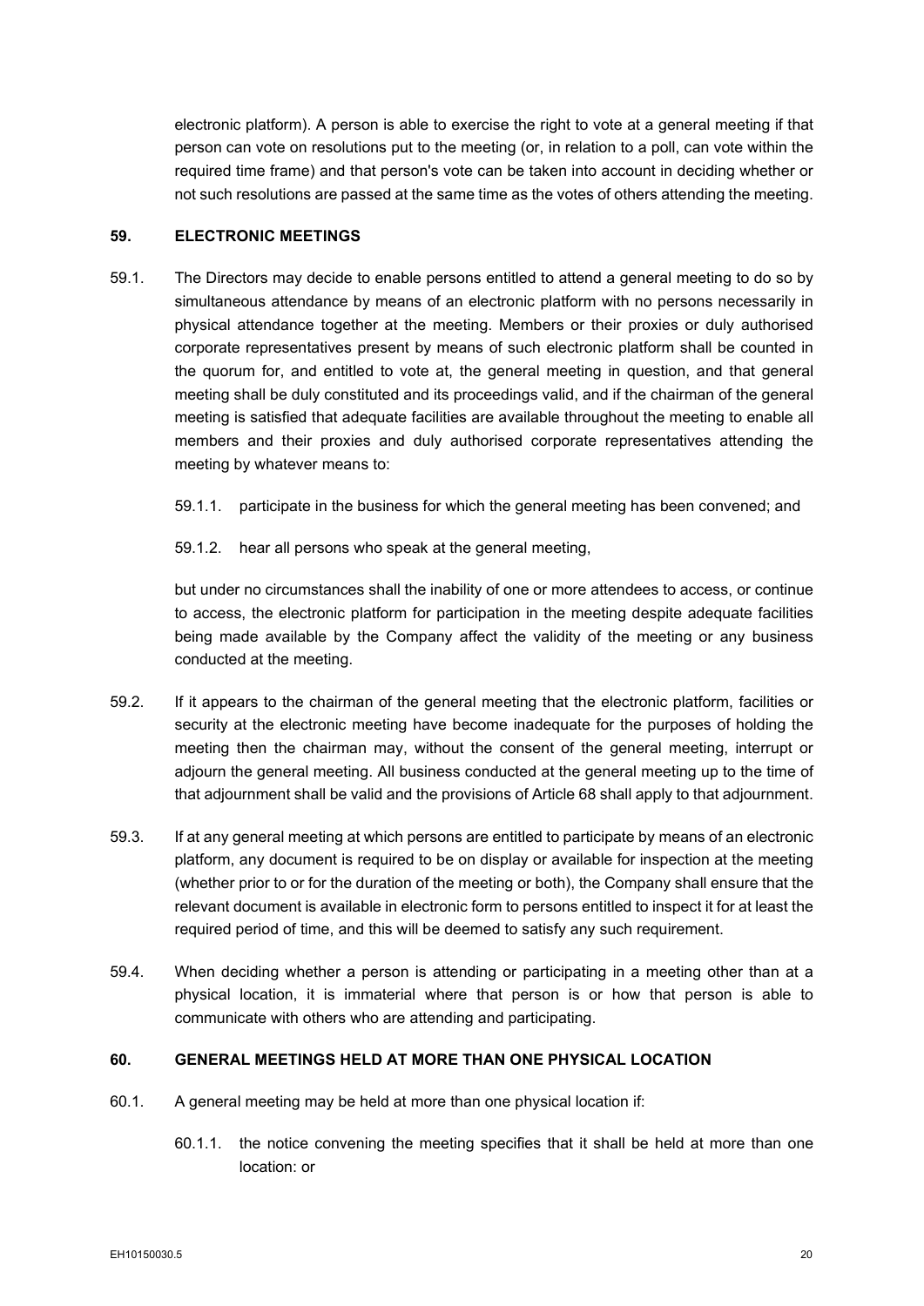electronic platform). A person is able to exercise the right to vote at a general meeting if that person can vote on resolutions put to the meeting (or, in relation to a poll, can vote within the required time frame) and that person's vote can be taken into account in deciding whether or not such resolutions are passed at the same time as the votes of others attending the meeting.

## 59. ELECTRONIC MEETINGS

59.1. The Directors may decide to enable persons entitled to attend a general meeting to do so by simultaneous attendance by means of an electronic platform with no persons necessarily in physical attendance together at the meeting. Members or their proxies or duly authorised corporate representatives present by means of such electronic platform shall be counted in the quorum for, and entitled to vote at, the general meeting in question, and that general meeting shall be duly constituted and its proceedings valid, and if the chairman of the general meeting is satisfied that adequate facilities are available throughout the meeting to enable all members and their proxies and duly authorised corporate representatives attending the meeting by whatever means to:

59.1.1. participate in the business for which the general meeting has been convened; and

59.1.2. hear all persons who speak at the general meeting,

but under no circumstances shall the inability of one or more attendees to access, or continue to access, the electronic platform for participation in the meeting despite adequate facilities being made available by the Company affect the validity of the meeting or any business conducted at the meeting.

59.2. If it appears to the chairman of the general meeting that the electronic platform, facilities or security at the electronic meeting have become inadequate for the purposes of holding the meeting then the chairman may, without the consent of the general meeting, interrupt or adjourn the general meeting. All business conducted at the general meeting up to the time of that adjournment shall be valid and the provisions of Article 68 shall apply to that adjournment.

59.3. If at any general meeting at which persons are entitled to participate by means of an electronic platform, any document is required to be on display or available for inspection at the meeting (whether prior to or for the duration of the meeting or both), the Company shall ensure that the relevant document is available in electronic form to persons entitled to inspect it for at least the required period of time, and this will be deemed to satisfy any such requirement.

59.4. When deciding whether a person is attending or participating in a meeting other than at a physical location, it is immaterial where that person is or how that person is able to communicate with others who are attending and participating.

## 60. GENERAL MEETINGS HELD AT MORE THAN ONE PHYSICAL LOCATION

60.1. A general meeting may be held at more than one physical location if:

60.1.1. the notice convening the meeting specifies that it shall be held at more than one location: or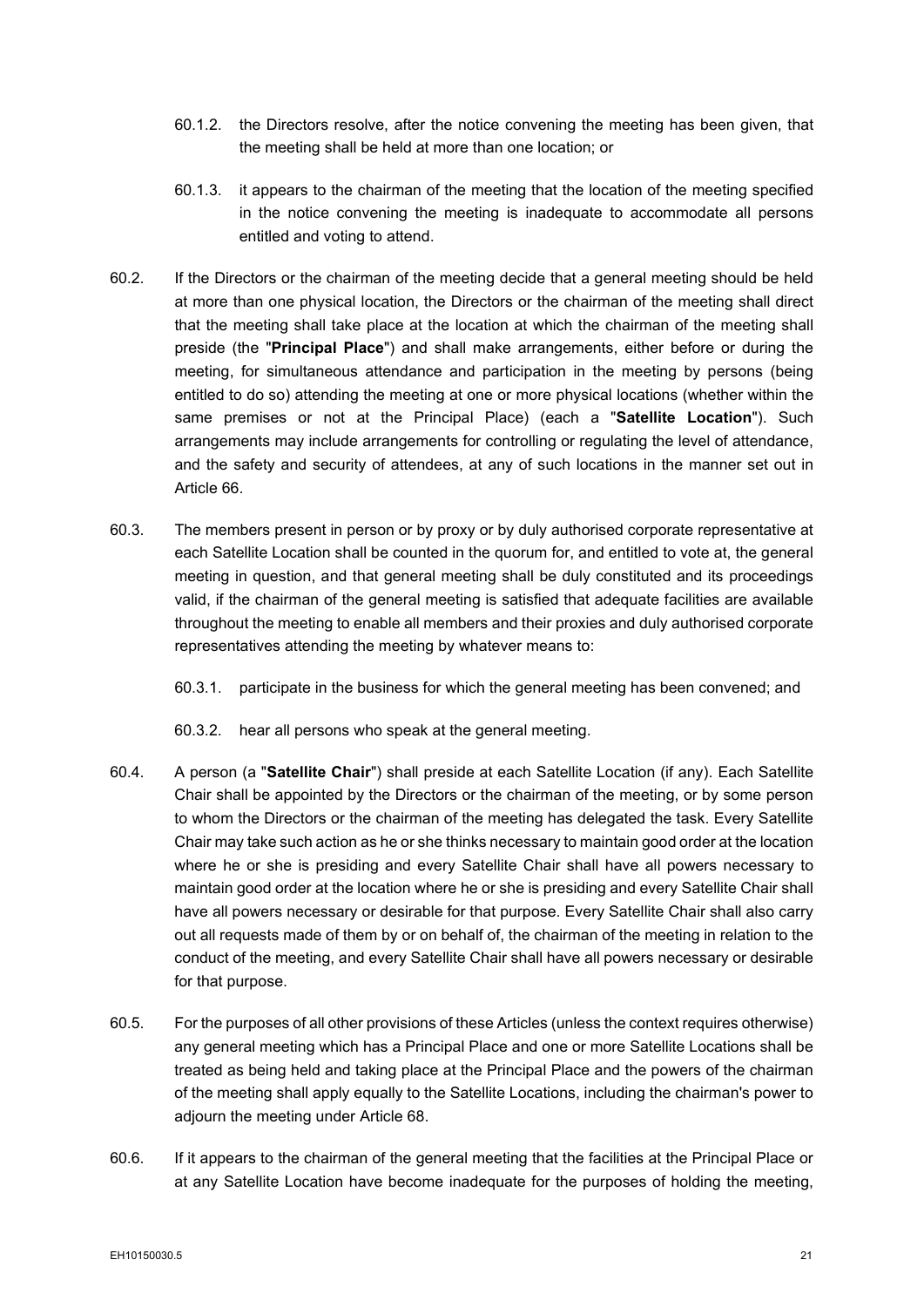60.1.2. the Directors resolve, after the notice convening the meeting has been given, that the meeting shall be held at more than one location; or

60.1.3. it appears to the chairman of the meeting that the location of the meeting specified in the notice convening the meeting is inadequate to accommodate all persons entitled and voting to attend.

60.2. If the Directors or the chairman of the meeting decide that a general meeting should be held at more than one physical location, the Directors or the chairman of the meeting shall direct that the meeting shall take place at the location at which the chairman of the meeting shall preside (the "**Principal Place**") and shall make arrangements, either before or during the meeting, for simultaneous attendance and participation in the meeting by persons (being entitled to do so) attending the meeting at one or more physical locations (whether within the same premises or not at the Principal Place) (each a "**Satellite Location**"). Such arrangements may include arrangements for controlling or regulating the level of attendance, and the safety and security of attendees, at any of such locations in the manner set out in Article 66.

60.3. The members present in person or by proxy or by duly authorised corporate representative at each Satellite Location shall be counted in the quorum for, and entitled to vote at, the general meeting in question, and that general meeting shall be duly constituted and its proceedings valid, if the chairman of the general meeting is satisfied that adequate facilities are available throughout the meeting to enable all members and their proxies and duly authorised corporate representatives attending the meeting by whatever means to:

60.3.1. participate in the business for which the general meeting has been convened; and

60.3.2. hear all persons who speak at the general meeting.

60.4. A person (a "**Satellite Chair**") shall preside at each Satellite Location (if any). Each Satellite Chair shall be appointed by the Directors or the chairman of the meeting, or by some person to whom the Directors or the chairman of the meeting has delegated the task. Every Satellite Chair may take such action as he or she thinks necessary to maintain good order at the location where he or she is presiding and every Satellite Chair shall have all powers necessary to maintain good order at the location where he or she is presiding and every Satellite Chair shall have all powers necessary or desirable for that purpose. Every Satellite Chair shall also carry out all requests made of them by or on behalf of, the chairman of the meeting in relation to the conduct of the meeting, and every Satellite Chair shall have all powers necessary or desirable for that purpose.

60.5. For the purposes of all other provisions of these Articles (unless the context requires otherwise) any general meeting which has a Principal Place and one or more Satellite Locations shall be treated as being held and taking place at the Principal Place and the powers of the chairman of the meeting shall apply equally to the Satellite Locations, including the chairman's power to adjourn the meeting under Article 68.

60.6. If it appears to the chairman of the general meeting that the facilities at the Principal Place or at any Satellite Location have become inadequate for the purposes of holding the meeting,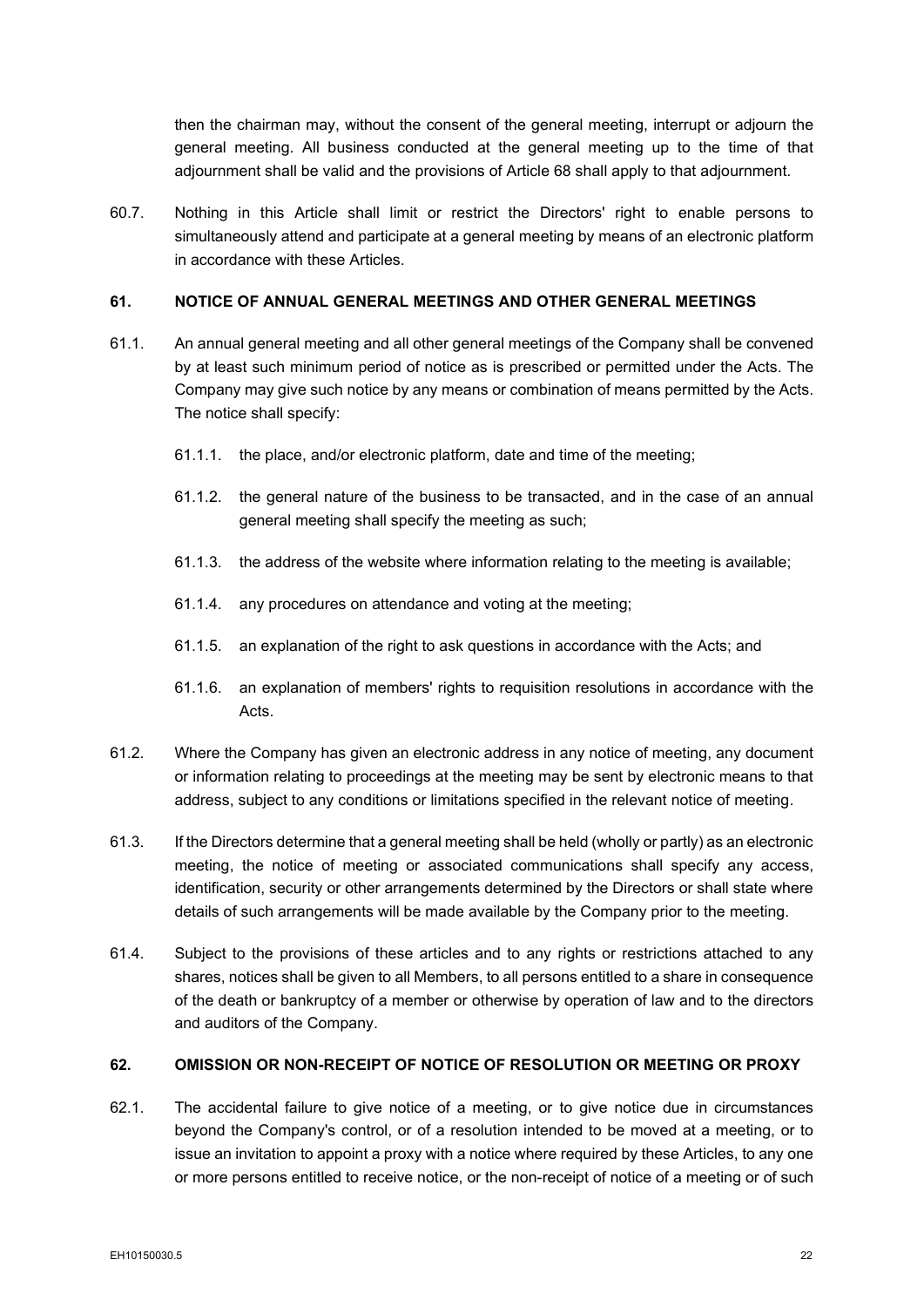then the chairman may, without the consent of the general meeting, interrupt or adjourn the general meeting. All business conducted at the general meeting up to the time of that adjournment shall be valid and the provisions of Article 68 shall apply to that adjournment.

60.7. Nothing in this Article shall limit or restrict the Directors' right to enable persons to simultaneously attend and participate at a general meeting by means of an electronic platform in accordance with these Articles.

### 61. NOTICE OF ANNUAL GENERAL MEETINGS AND OTHER GENERAL MEETINGS

61.1. An annual general meeting and all other general meetings of the Company shall be convened by at least such minimum period of notice as is prescribed or permitted under the Acts. The Company may give such notice by any means or combination of means permitted by the Acts. The notice shall specify:

61.1.1. the place, and/or electronic platform, date and time of the meeting;

61.1.2. the general nature of the business to be transacted, and in the case of an annual general meeting shall specify the meeting as such;

61.1.3. the address of the website where information relating to the meeting is available;

61.1.4. any procedures on attendance and voting at the meeting;

61.1.5. an explanation of the right to ask questions in accordance with the Acts; and

61.1.6. an explanation of members' rights to requisition resolutions in accordance with the Acts.

61.2. Where the Company has given an electronic address in any notice of meeting, any document or information relating to proceedings at the meeting may be sent by electronic means to that address, subject to any conditions or limitations specified in the relevant notice of meeting.

61.3. If the Directors determine that a general meeting shall be held (wholly or partly) as an electronic meeting, the notice of meeting or associated communications shall specify any access, identification, security or other arrangements determined by the Directors or shall state where details of such arrangements will be made available by the Company prior to the meeting.

61.4. Subject to the provisions of these articles and to any rights or restrictions attached to any shares, notices shall be given to all Members, to all persons entitled to a share in consequence of the death or bankruptcy of a member or otherwise by operation of law and to the directors and auditors of the Company.

### 62. OMISSION OR NON-RECEIPT OF NOTICE OF RESOLUTION OR MEETING OR PROXY

62.1. The accidental failure to give notice of a meeting, or to give notice due in circumstances beyond the Company's control, or of a resolution intended to be moved at a meeting, or to issue an invitation to appoint a proxy with a notice where required by these Articles, to any one or more persons entitled to receive notice, or the non-receipt of notice of a meeting or of such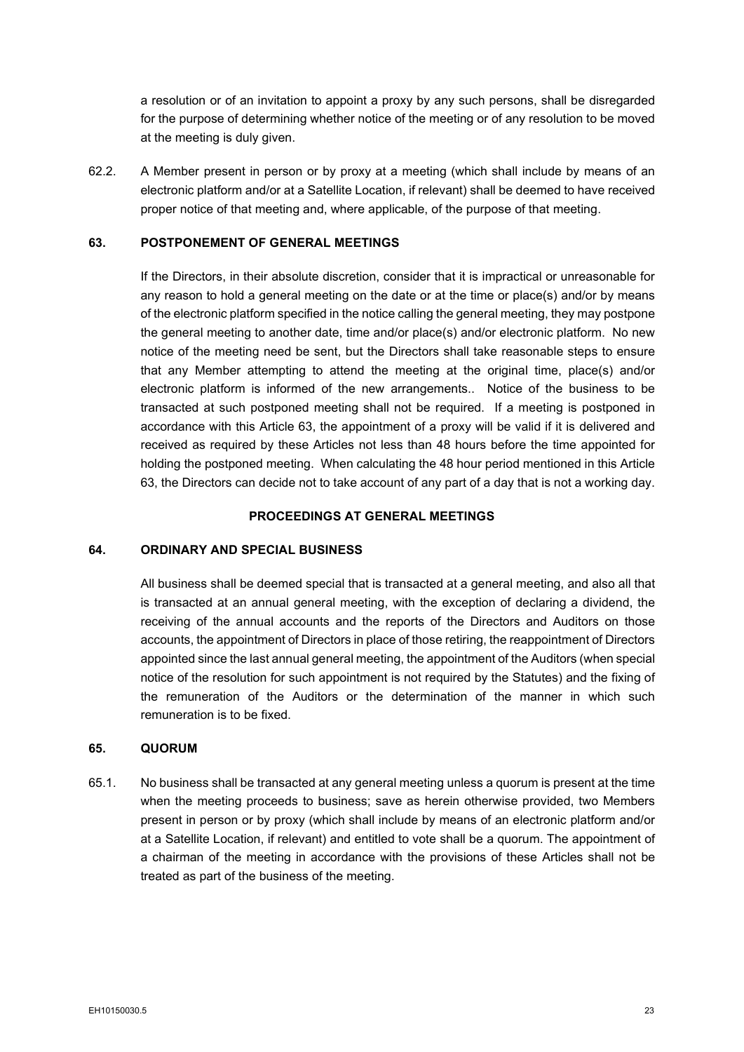a resolution or of an invitation to appoint a proxy by any such persons, shall be disregarded for the purpose of determining whether notice of the meeting or of any resolution to be moved at the meeting is duly given.

62.2. A Member present in person or by proxy at a meeting (which shall include by means of an electronic platform and/or at a Satellite Location, if relevant) shall be deemed to have received proper notice of that meeting and, where applicable, of the purpose of that meeting.

### 63. POSTPONEMENT OF GENERAL MEETINGS

If the Directors, in their absolute discretion, consider that it is impractical or unreasonable for any reason to hold a general meeting on the date or at the time or place(s) and/or by means of the electronic platform specified in the notice calling the general meeting, they may postpone the general meeting to another date, time and/or place(s) and/or electronic platform. No new notice of the meeting need be sent, but the Directors shall take reasonable steps to ensure that any Member attempting to attend the meeting at the original time, place(s) and/or electronic platform is informed of the new arrangements.. Notice of the business to be transacted at such postponed meeting shall not be required. If a meeting is postponed in accordance with this Article 63, the appointment of a proxy will be valid if it is delivered and received as required by these Articles not less than 48 hours before the time appointed for holding the postponed meeting. When calculating the 48 hour period mentioned in this Article 63, the Directors can decide not to take account of any part of a day that is not a working day.

## PROCEEDINGS AT GENERAL MEETINGS

### 64. ORDINARY AND SPECIAL BUSINESS

All business shall be deemed special that is transacted at a general meeting, and also all that is transacted at an annual general meeting, with the exception of declaring a dividend, the receiving of the annual accounts and the reports of the Directors and Auditors on those accounts, the appointment of Directors in place of those retiring, the reappointment of Directors appointed since the last annual general meeting, the appointment of the Auditors (when special notice of the resolution for such appointment is not required by the Statutes) and the fixing of the remuneration of the Auditors or the determination of the manner in which such remuneration is to be fixed.

### 65. QUORUM

65.1. No business shall be transacted at any general meeting unless a quorum is present at the time when the meeting proceeds to business; save as herein otherwise provided, two Members present in person or by proxy (which shall include by means of an electronic platform and/or at a Satellite Location, if relevant) and entitled to vote shall be a quorum. The appointment of a chairman of the meeting in accordance with the provisions of these Articles shall not be treated as part of the business of the meeting.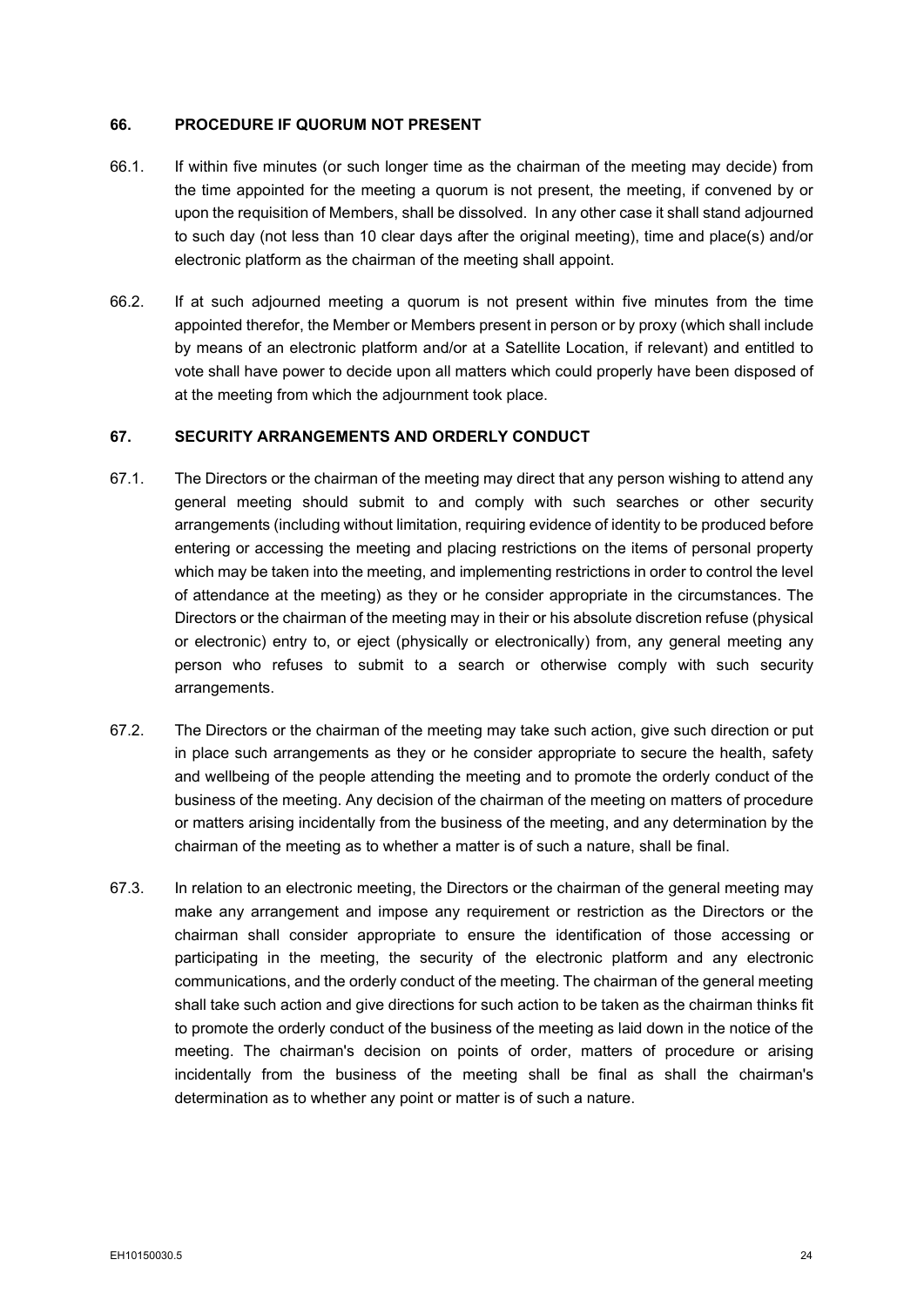## 66. PROCEDURE IF QUORUM NOT PRESENT

66.1. If within five minutes (or such longer time as the chairman of the meeting may decide) from the time appointed for the meeting a quorum is not present, the meeting, if convened by or upon the requisition of Members, shall be dissolved. In any other case it shall stand adjourned to such day (not less than 10 clear days after the original meeting), time and place(s) and/or electronic platform as the chairman of the meeting shall appoint.

66.2. If at such adjourned meeting a quorum is not present within five minutes from the time appointed therefor, the Member or Members present in person or by proxy (which shall include by means of an electronic platform and/or at a Satellite Location, if relevant) and entitled to vote shall have power to decide upon all matters which could properly have been disposed of at the meeting from which the adjournment took place.

## 67. SECURITY ARRANGEMENTS AND ORDERLY CONDUCT

67.1. The Directors or the chairman of the meeting may direct that any person wishing to attend any general meeting should submit to and comply with such searches or other security arrangements (including without limitation, requiring evidence of identity to be produced before entering or accessing the meeting and placing restrictions on the items of personal property which may be taken into the meeting, and implementing restrictions in order to control the level of attendance at the meeting) as they or he consider appropriate in the circumstances. The Directors or the chairman of the meeting may in their or his absolute discretion refuse (physical or electronic) entry to, or eject (physically or electronically) from, any general meeting any person who refuses to submit to a search or otherwise comply with such security arrangements.

67.2. The Directors or the chairman of the meeting may take such action, give such direction or put in place such arrangements as they or he consider appropriate to secure the health, safety and wellbeing of the people attending the meeting and to promote the orderly conduct of the business of the meeting. Any decision of the chairman of the meeting on matters of procedure or matters arising incidentally from the business of the meeting, and any determination by the chairman of the meeting as to whether a matter is of such a nature, shall be final.

67.3. In relation to an electronic meeting, the Directors or the chairman of the general meeting may make any arrangement and impose any requirement or restriction as the Directors or the chairman shall consider appropriate to ensure the identification of those accessing or participating in the meeting, the security of the electronic platform and any electronic communications, and the orderly conduct of the meeting. The chairman of the general meeting shall take such action and give directions for such action to be taken as the chairman thinks fit to promote the orderly conduct of the business of the meeting as laid down in the notice of the meeting. The chairman's decision on points of order, matters of procedure or arising incidentally from the business of the meeting shall be final as shall the chairman's determination as to whether any point or matter is of such a nature.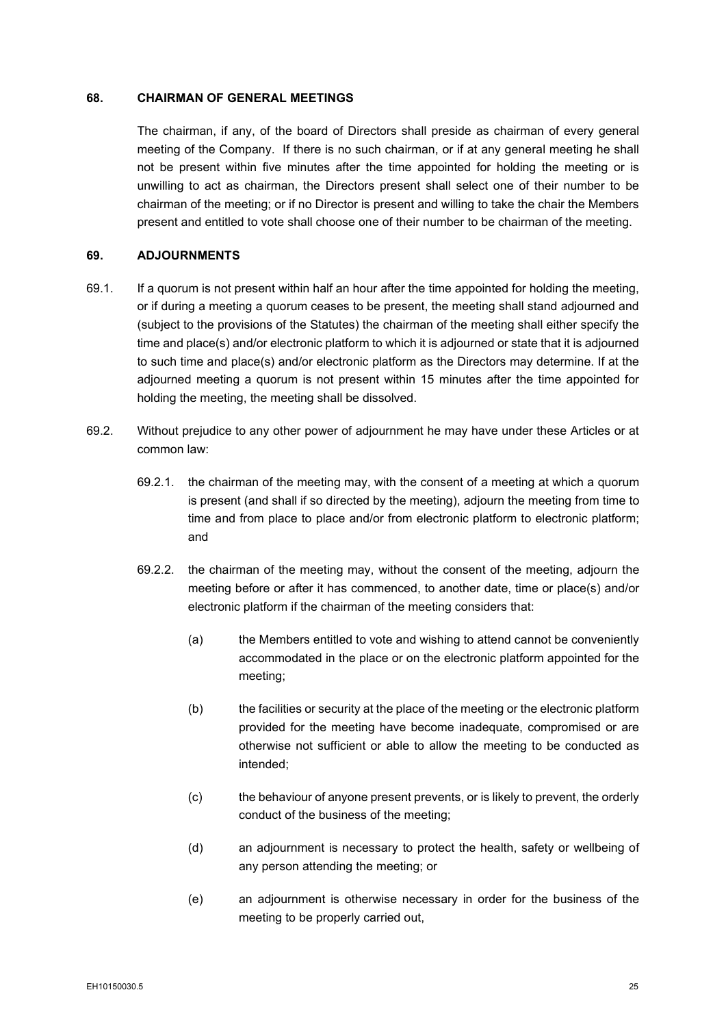## 68. CHAIRMAN OF GENERAL MEETINGS

The chairman, if any, of the board of Directors shall preside as chairman of every general meeting of the Company. If there is no such chairman, or if at any general meeting he shall not be present within five minutes after the time appointed for holding the meeting or is unwilling to act as chairman, the Directors present shall select one of their number to be chairman of the meeting; or if no Director is present and willing to take the chair the Members present and entitled to vote shall choose one of their number to be chairman of the meeting.

## 69. ADJOURNMENTS

69.1. If a quorum is not present within half an hour after the time appointed for holding the meeting, or if during a meeting a quorum ceases to be present, the meeting shall stand adjourned and (subject to the provisions of the Statutes) the chairman of the meeting shall either specify the time and place(s) and/or electronic platform to which it is adjourned or state that it is adjourned to such time and place(s) and/or electronic platform as the Directors may determine. If at the adjourned meeting a quorum is not present within 15 minutes after the time appointed for holding the meeting, the meeting shall be dissolved.

69.2. Without prejudice to any other power of adjournment he may have under these Articles or at common law:

69.2.1. the chairman of the meeting may, with the consent of a meeting at which a quorum is present (and shall if so directed by the meeting), adjourn the meeting from time to time and from place to place and/or from electronic platform to electronic platform; and

69.2.2. the chairman of the meeting may, without the consent of the meeting, adjourn the meeting before or after it has commenced, to another date, time or place(s) and/or electronic platform if the chairman of the meeting considers that:

(a) the Members entitled to vote and wishing to attend cannot be conveniently accommodated in the place or on the electronic platform appointed for the meeting;

(b) the facilities or security at the place of the meeting or the electronic platform provided for the meeting have become inadequate, compromised or are otherwise not sufficient or able to allow the meeting to be conducted as intended;

(c) the behaviour of anyone present prevents, or is likely to prevent, the orderly conduct of the business of the meeting;

(d) an adjournment is necessary to protect the health, safety or wellbeing of any person attending the meeting; or

(e) an adjournment is otherwise necessary in order for the business of the meeting to be properly carried out,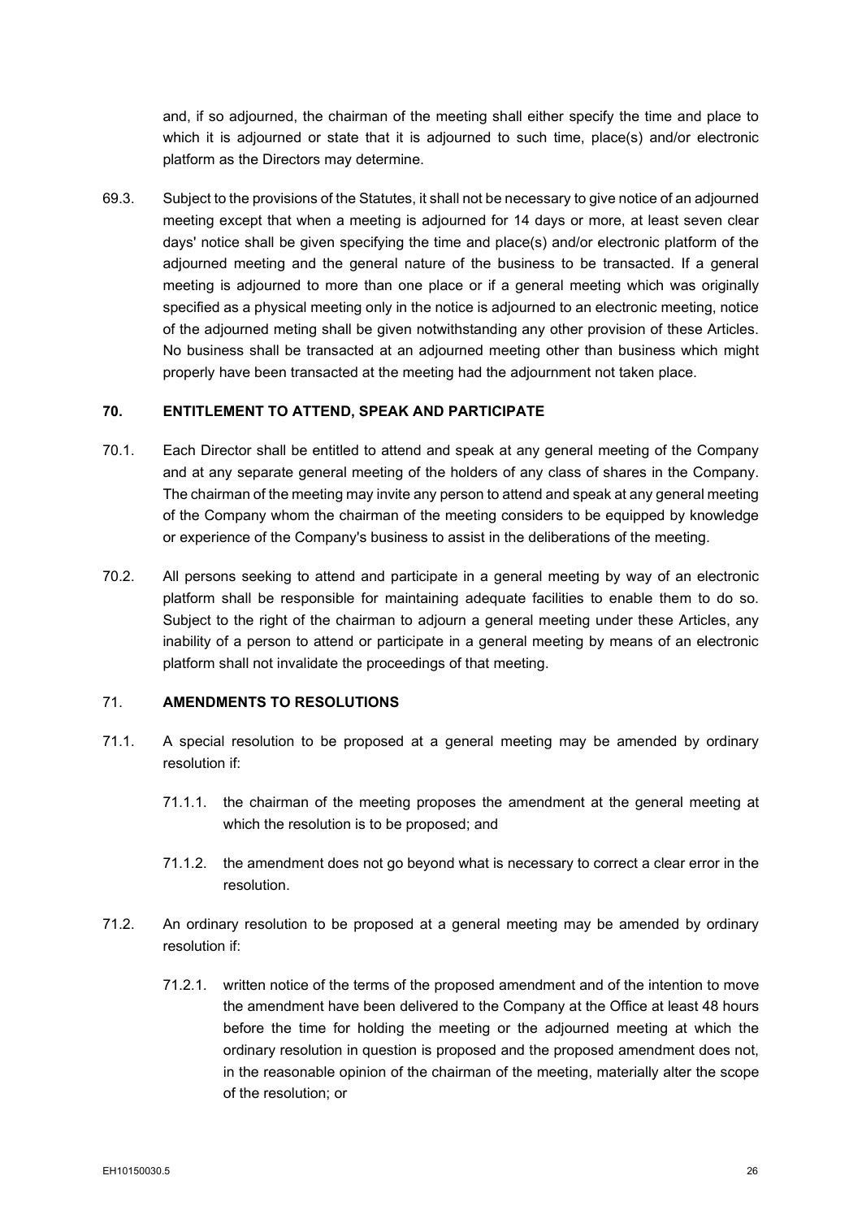and, if so adjourned, the chairman of the meeting shall either specify the time and place to which it is adjourned or state that it is adjourned to such time, place(s) and/or electronic platform as the Directors may determine.

69.3. Subject to the provisions of the Statutes, it shall not be necessary to give notice of an adjourned meeting except that when a meeting is adjourned for 14 days or more, at least seven clear days' notice shall be given specifying the time and place(s) and/or electronic platform of the adjourned meeting and the general nature of the business to be transacted. If a general meeting is adjourned to more than one place or if a general meeting which was originally specified as a physical meeting only in the notice is adjourned to an electronic meeting, notice of the adjourned meting shall be given notwithstanding any other provision of these Articles. No business shall be transacted at an adjourned meeting other than business which might properly have been transacted at the meeting had the adjournment not taken place.

## 70. ENTITLEMENT TO ATTEND, SPEAK AND PARTICIPATE

70.1. Each Director shall be entitled to attend and speak at any general meeting of the Company and at any separate general meeting of the holders of any class of shares in the Company. The chairman of the meeting may invite any person to attend and speak at any general meeting of the Company whom the chairman of the meeting considers to be equipped by knowledge or experience of the Company's business to assist in the deliberations of the meeting.

70.2. All persons seeking to attend and participate in a general meeting by way of an electronic platform shall be responsible for maintaining adequate facilities to enable them to do so. Subject to the right of the chairman to adjourn a general meeting under these Articles, any inability of a person to attend or participate in a general meeting by means of an electronic platform shall not invalidate the proceedings of that meeting.

## 71. AMENDMENTS TO RESOLUTIONS

71.1. A special resolution to be proposed at a general meeting may be amended by ordinary resolution if:

71.1.1. the chairman of the meeting proposes the amendment at the general meeting at which the resolution is to be proposed; and

71.1.2. the amendment does not go beyond what is necessary to correct a clear error in the resolution.

71.2. An ordinary resolution to be proposed at a general meeting may be amended by ordinary resolution if:

71.2.1. written notice of the terms of the proposed amendment and of the intention to move the amendment have been delivered to the Company at the Office at least 48 hours before the time for holding the meeting or the adjourned meeting at which the ordinary resolution in question is proposed and the proposed amendment does not, in the reasonable opinion of the chairman of the meeting, materially alter the scope of the resolution; or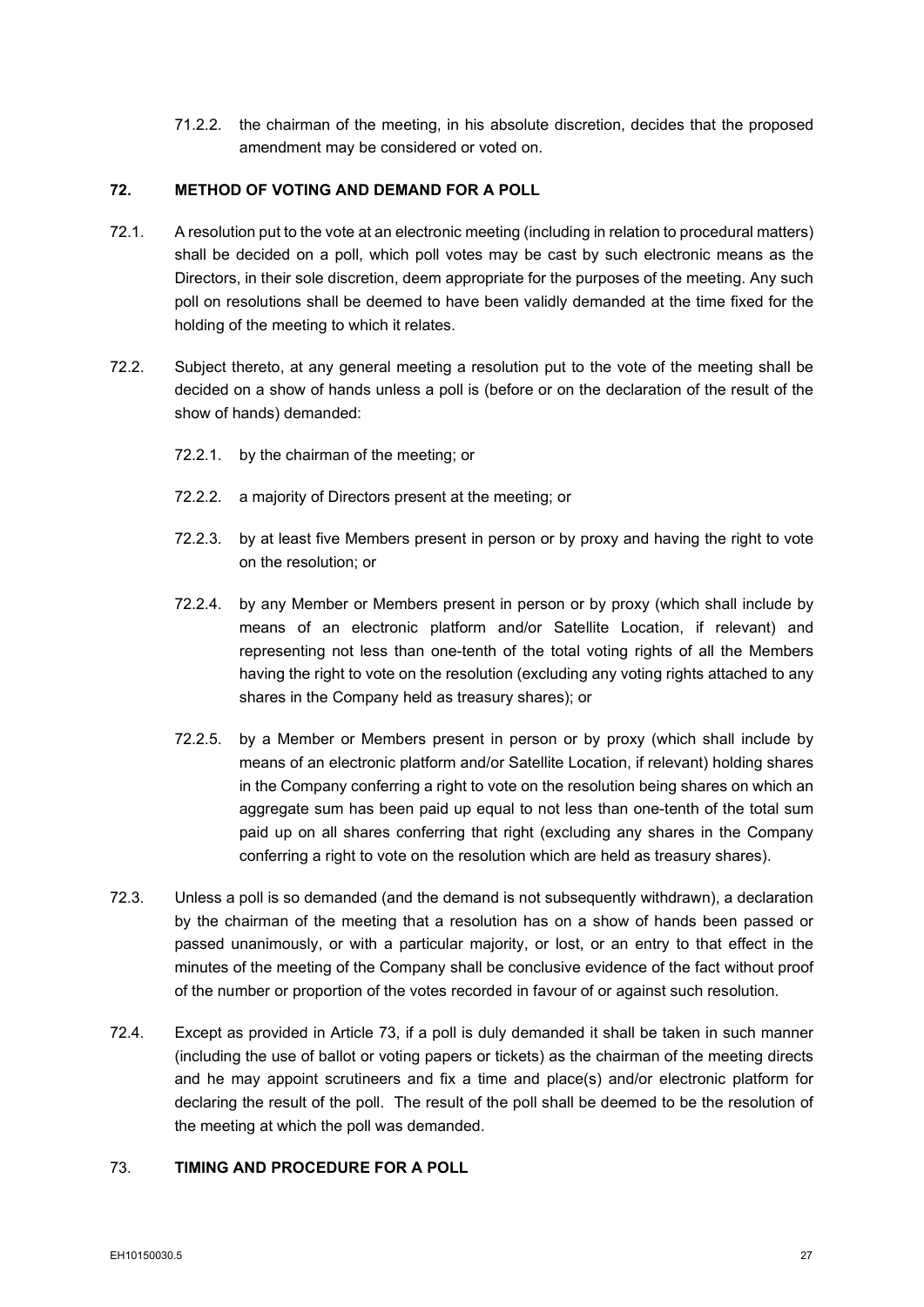71.2.2. the chairman of the meeting, in his absolute discretion, decides that the proposed amendment may be considered or voted on.

## 72. METHOD OF VOTING AND DEMAND FOR A POLL

72.1. A resolution put to the vote at an electronic meeting (including in relation to procedural matters) shall be decided on a poll, which poll votes may be cast by such electronic means as the Directors, in their sole discretion, deem appropriate for the purposes of the meeting. Any such poll on resolutions shall be deemed to have been validly demanded at the time fixed for the holding of the meeting to which it relates.

72.2. Subject thereto, at any general meeting a resolution put to the vote of the meeting shall be decided on a show of hands unless a poll is (before or on the declaration of the result of the show of hands) demanded:

72.2.1. by the chairman of the meeting; or

72.2.2. a majority of Directors present at the meeting; or

72.2.3. by at least five Members present in person or by proxy and having the right to vote on the resolution; or

72.2.4. by any Member or Members present in person or by proxy (which shall include by means of an electronic platform and/or Satellite Location, if relevant) and representing not less than one-tenth of the total voting rights of all the Members having the right to vote on the resolution (excluding any voting rights attached to any shares in the Company held as treasury shares); or

72.2.5. by a Member or Members present in person or by proxy (which shall include by means of an electronic platform and/or Satellite Location, if relevant) holding shares in the Company conferring a right to vote on the resolution being shares on which an aggregate sum has been paid up equal to not less than one-tenth of the total sum paid up on all shares conferring that right (excluding any shares in the Company conferring a right to vote on the resolution which are held as treasury shares).

72.3. Unless a poll is so demanded (and the demand is not subsequently withdrawn), a declaration by the chairman of the meeting that a resolution has on a show of hands been passed or passed unanimously, or with a particular majority, or lost, or an entry to that effect in the minutes of the meeting of the Company shall be conclusive evidence of the fact without proof of the number or proportion of the votes recorded in favour of or against such resolution.

72.4. Except as provided in Article 73, if a poll is duly demanded it shall be taken in such manner (including the use of ballot or voting papers or tickets) as the chairman of the meeting directs and he may appoint scrutineers and fix a time and place(s) and/or electronic platform for declaring the result of the poll. The result of the poll shall be deemed to be the resolution of the meeting at which the poll was demanded.

## 73. TIMING AND PROCEDURE FOR A POLL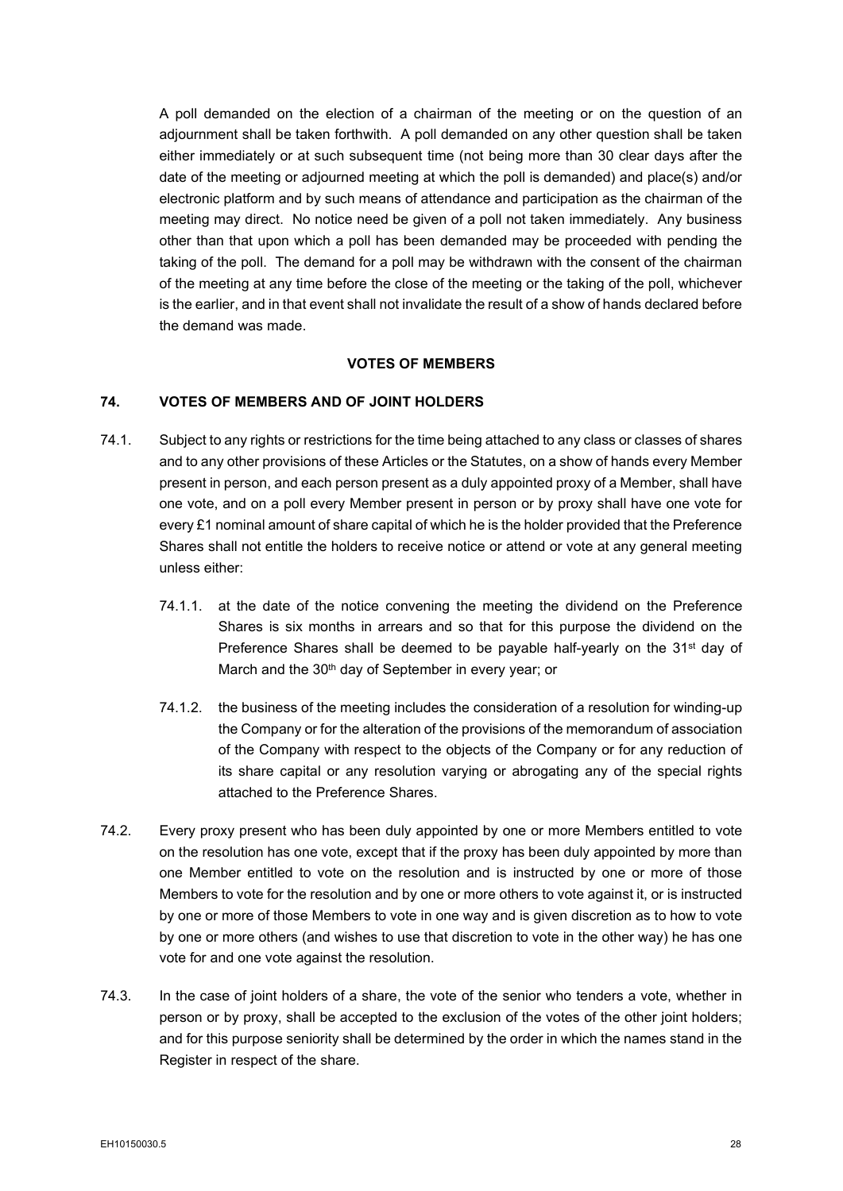A poll demanded on the election of a chairman of the meeting or on the question of an adjournment shall be taken forthwith. A poll demanded on any other question shall be taken either immediately or at such subsequent time (not being more than 30 clear days after the date of the meeting or adjourned meeting at which the poll is demanded) and place(s) and/or electronic platform and by such means of attendance and participation as the chairman of the meeting may direct. No notice need be given of a poll not taken immediately. Any business other than that upon which a poll has been demanded may be proceeded with pending the taking of the poll. The demand for a poll may be withdrawn with the consent of the chairman of the meeting at any time before the close of the meeting or the taking of the poll, whichever is the earlier, and in that event shall not invalidate the result of a show of hands declared before the demand was made.

**VOTES OF MEMBERS**

## 74. VOTES OF MEMBERS AND OF JOINT HOLDERS

74.1. Subject to any rights or restrictions for the time being attached to any class or classes of shares and to any other provisions of these Articles or the Statutes, on a show of hands every Member present in person, and each person present as a duly appointed proxy of a Member, shall have one vote, and on a poll every Member present in person or by proxy shall have one vote for every £1 nominal amount of share capital of which he is the holder provided that the Preference Shares shall not entitle the holders to receive notice or attend or vote at any general meeting unless either:

74.1.1. at the date of the notice convening the meeting the dividend on the Preference Shares is six months in arrears and so that for this purpose the dividend on the Preference Shares shall be deemed to be payable half-yearly on the 31st day of March and the 30th day of September in every year; or

74.1.2. the business of the meeting includes the consideration of a resolution for winding-up the Company or for the alteration of the provisions of the memorandum of association of the Company with respect to the objects of the Company or for any reduction of its share capital or any resolution varying or abrogating any of the special rights attached to the Preference Shares.

74.2. Every proxy present who has been duly appointed by one or more Members entitled to vote on the resolution has one vote, except that if the proxy has been duly appointed by more than one Member entitled to vote on the resolution and is instructed by one or more of those Members to vote for the resolution and by one or more others to vote against it, or is instructed by one or more of those Members to vote in one way and is given discretion as to how to vote by one or more others (and wishes to use that discretion to vote in the other way) he has one vote for and one vote against the resolution.

74.3. In the case of joint holders of a share, the vote of the senior who tenders a vote, whether in person or by proxy, shall be accepted to the exclusion of the votes of the other joint holders; and for this purpose seniority shall be determined by the order in which the names stand in the Register in respect of the share.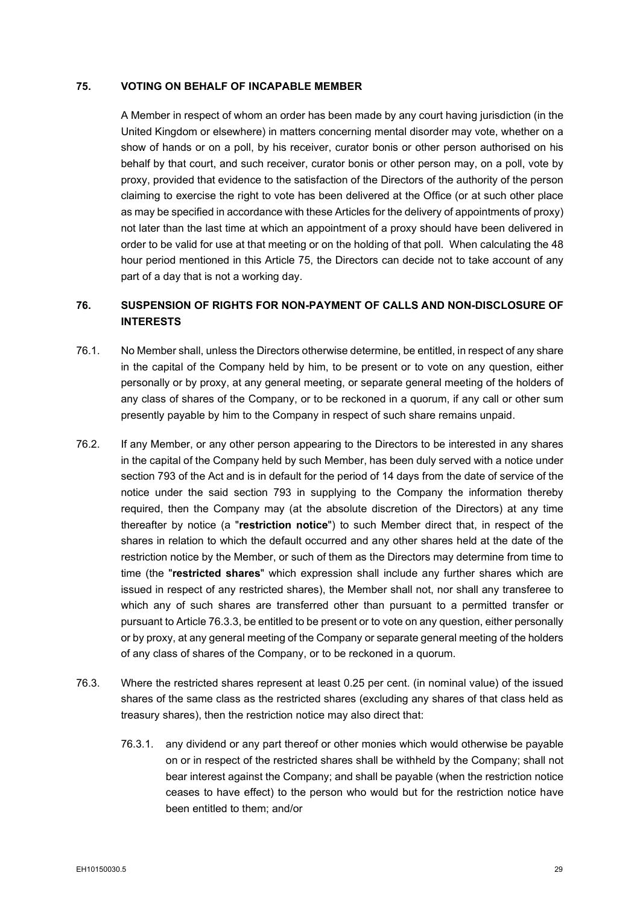## 75. VOTING ON BEHALF OF INCAPABLE MEMBER

A Member in respect of whom an order has been made by any court having jurisdiction (in the United Kingdom or elsewhere) in matters concerning mental disorder may vote, whether on a show of hands or on a poll, by his receiver, curator bonis or other person authorised on his behalf by that court, and such receiver, curator bonis or other person may, on a poll, vote by proxy, provided that evidence to the satisfaction of the Directors of the authority of the person claiming to exercise the right to vote has been delivered at the Office (or at such other place as may be specified in accordance with these Articles for the delivery of appointments of proxy) not later than the last time at which an appointment of a proxy should have been delivered in order to be valid for use at that meeting or on the holding of that poll. When calculating the 48 hour period mentioned in this Article 75, the Directors can decide not to take account of any part of a day that is not a working day.

## 76. SUSPENSION OF RIGHTS FOR NON-PAYMENT OF CALLS AND NON-DISCLOSURE OF INTERESTS

76.1. No Member shall, unless the Directors otherwise determine, be entitled, in respect of any share in the capital of the Company held by him, to be present or to vote on any question, either personally or by proxy, at any general meeting, or separate general meeting of the holders of any class of shares of the Company, or to be reckoned in a quorum, if any call or other sum presently payable by him to the Company in respect of such share remains unpaid.

76.2. If any Member, or any other person appearing to the Directors to be interested in any shares in the capital of the Company held by such Member, has been duly served with a notice under section 793 of the Act and is in default for the period of 14 days from the date of service of the notice under the said section 793 in supplying to the Company the information thereby required, then the Company may (at the absolute discretion of the Directors) at any time thereafter by notice (a "**restriction notice**") to such Member direct that, in respect of the shares in relation to which the default occurred and any other shares held at the date of the restriction notice by the Member, or such of them as the Directors may determine from time to time (the "**restricted shares**" which expression shall include any further shares which are issued in respect of any restricted shares), the Member shall not, nor shall any transferee to which any of such shares are transferred other than pursuant to a permitted transfer or pursuant to Article 76.3.3, be entitled to be present or to vote on any question, either personally or by proxy, at any general meeting of the Company or separate general meeting of the holders of any class of shares of the Company, or to be reckoned in a quorum.

76.3. Where the restricted shares represent at least 0.25 per cent. (in nominal value) of the issued shares of the same class as the restricted shares (excluding any shares of that class held as treasury shares), then the restriction notice may also direct that:

76.3.1. any dividend or any part thereof or other monies which would otherwise be payable on or in respect of the restricted shares shall be withheld by the Company; shall not bear interest against the Company; and shall be payable (when the restriction notice ceases to have effect) to the person who would but for the restriction notice have been entitled to them; and/or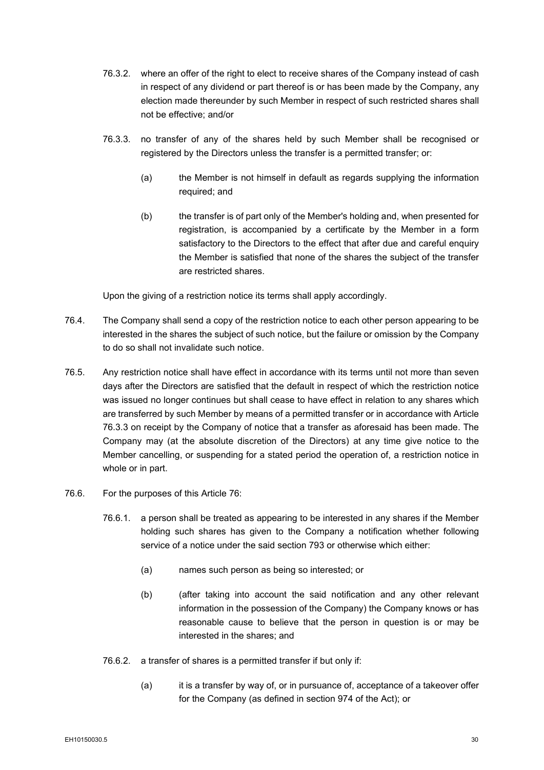76.3.2. where an offer of the right to elect to receive shares of the Company instead of cash in respect of any dividend or part thereof is or has been made by the Company, any election made thereunder by such Member in respect of such restricted shares shall not be effective; and/or

76.3.3. no transfer of any of the shares held by such Member shall be recognised or registered by the Directors unless the transfer is a permitted transfer; or:

(a) the Member is not himself in default as regards supplying the information required; and

(b) the transfer is of part only of the Member's holding and, when presented for registration, is accompanied by a certificate by the Member in a form satisfactory to the Directors to the effect that after due and careful enquiry the Member is satisfied that none of the shares the subject of the transfer are restricted shares.

Upon the giving of a restriction notice its terms shall apply accordingly.

76.4. The Company shall send a copy of the restriction notice to each other person appearing to be interested in the shares the subject of such notice, but the failure or omission by the Company to do so shall not invalidate such notice.

76.5. Any restriction notice shall have effect in accordance with its terms until not more than seven days after the Directors are satisfied that the default in respect of which the restriction notice was issued no longer continues but shall cease to have effect in relation to any shares which are transferred by such Member by means of a permitted transfer or in accordance with Article 76.3.3 on receipt by the Company of notice that a transfer as aforesaid has been made. The Company may (at the absolute discretion of the Directors) at any time give notice to the Member cancelling, or suspending for a stated period the operation of, a restriction notice in whole or in part.

76.6. For the purposes of this Article 76:

76.6.1. a person shall be treated as appearing to be interested in any shares if the Member holding such shares has given to the Company a notification whether following service of a notice under the said section 793 or otherwise which either:

(a) names such person as being so interested; or

(b) (after taking into account the said notification and any other relevant information in the possession of the Company) the Company knows or has reasonable cause to believe that the person in question is or may be interested in the shares; and

76.6.2. a transfer of shares is a permitted transfer if but only if:

(a) it is a transfer by way of, or in pursuance of, acceptance of a takeover offer for the Company (as defined in section 974 of the Act); or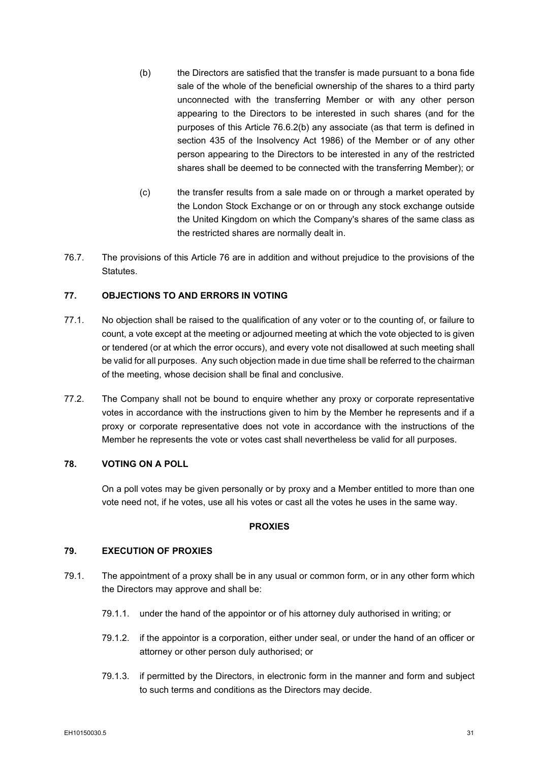(b) the Directors are satisfied that the transfer is made pursuant to a bona fide sale of the whole of the beneficial ownership of the shares to a third party unconnected with the transferring Member or with any other person appearing to the Directors to be interested in such shares (and for the purposes of this Article 76.6.2(b) any associate (as that term is defined in section 435 of the Insolvency Act 1986) of the Member or of any other person appearing to the Directors to be interested in any of the restricted shares shall be deemed to be connected with the transferring Member); or

(c) the transfer results from a sale made on or through a market operated by the London Stock Exchange or on or through any stock exchange outside the United Kingdom on which the Company's shares of the same class as the restricted shares are normally dealt in.

76.7. The provisions of this Article 76 are in addition and without prejudice to the provisions of the Statutes.

**77. OBJECTIONS TO AND ERRORS IN VOTING**

77.1. No objection shall be raised to the qualification of any voter or to the counting of, or failure to count, a vote except at the meeting or adjourned meeting at which the vote objected to is given or tendered (or at which the error occurs), and every vote not disallowed at such meeting shall be valid for all purposes. Any such objection made in due time shall be referred to the chairman of the meeting, whose decision shall be final and conclusive.

77.2. The Company shall not be bound to enquire whether any proxy or corporate representative votes in accordance with the instructions given to him by the Member he represents and if a proxy or corporate representative does not vote in accordance with the instructions of the Member he represents the vote or votes cast shall nevertheless be valid for all purposes.

**78. VOTING ON A POLL**

On a poll votes may be given personally or by proxy and a Member entitled to more than one vote need not, if he votes, use all his votes or cast all the votes he uses in the same way.

**PROXIES**

**79. EXECUTION OF PROXIES**

79.1. The appointment of a proxy shall be in any usual or common form, or in any other form which the Directors may approve and shall be:

79.1.1. under the hand of the appointor or of his attorney duly authorised in writing; or

79.1.2. if the appointor is a corporation, either under seal, or under the hand of an officer or attorney or other person duly authorised; or

79.1.3. if permitted by the Directors, in electronic form in the manner and form and subject to such terms and conditions as the Directors may decide.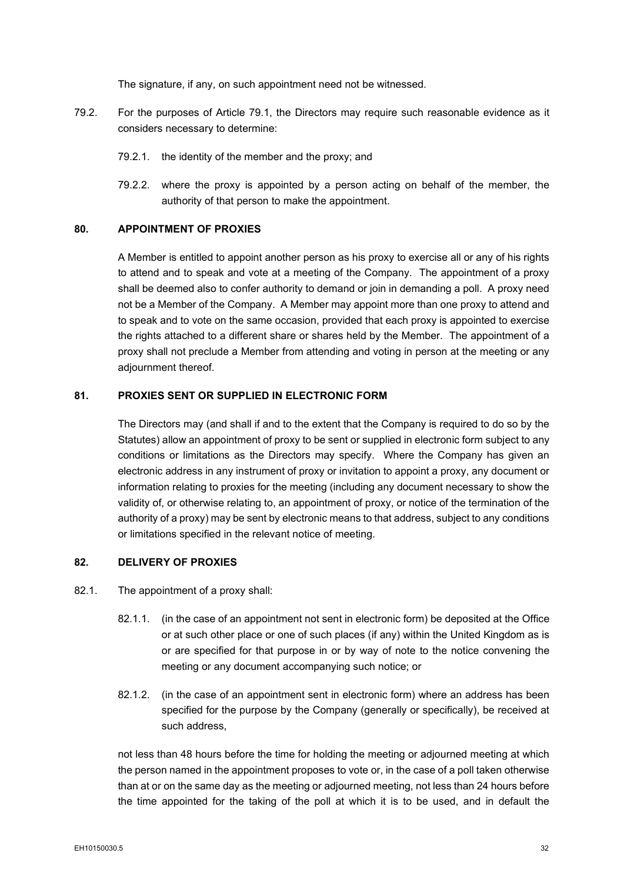The signature, if any, on such appointment need not be witnessed.

79.2. For the purposes of Article 79.1, the Directors may require such reasonable evidence as it considers necessary to determine:

79.2.1. the identity of the member and the proxy; and

79.2.2. where the proxy is appointed by a person acting on behalf of the member, the authority of that person to make the appointment.

**80. APPOINTMENT OF PROXIES**

A Member is entitled to appoint another person as his proxy to exercise all or any of his rights to attend and to speak and vote at a meeting of the Company. The appointment of a proxy shall be deemed also to confer authority to demand or join in demanding a poll. A proxy need not be a Member of the Company. A Member may appoint more than one proxy to attend and to speak and to vote on the same occasion, provided that each proxy is appointed to exercise the rights attached to a different share or shares held by the Member. The appointment of a proxy shall not preclude a Member from attending and voting in person at the meeting or any adjournment thereof.

**81. PROXIES SENT OR SUPPLIED IN ELECTRONIC FORM**

The Directors may (and shall if and to the extent that the Company is required to do so by the Statutes) allow an appointment of proxy to be sent or supplied in electronic form subject to any conditions or limitations as the Directors may specify. Where the Company has given an electronic address in any instrument of proxy or invitation to appoint a proxy, any document or information relating to proxies for the meeting (including any document necessary to show the validity of, or otherwise relating to, an appointment of proxy, or notice of the termination of the authority of a proxy) may be sent by electronic means to that address, subject to any conditions or limitations specified in the relevant notice of meeting.

**82. DELIVERY OF PROXIES**

82.1. The appointment of a proxy shall:

82.1.1. (in the case of an appointment not sent in electronic form) be deposited at the Office or at such other place or one of such places (if any) within the United Kingdom as is or are specified for that purpose in or by way of note to the notice convening the meeting or any document accompanying such notice; or

82.1.2. (in the case of an appointment sent in electronic form) where an address has been specified for the purpose by the Company (generally or specifically), be received at such address,

not less than 48 hours before the time for holding the meeting or adjourned meeting at which the person named in the appointment proposes to vote or, in the case of a poll taken otherwise than at or on the same day as the meeting or adjourned meeting, not less than 24 hours before the time appointed for the taking of the poll at which it is to be used, and in default the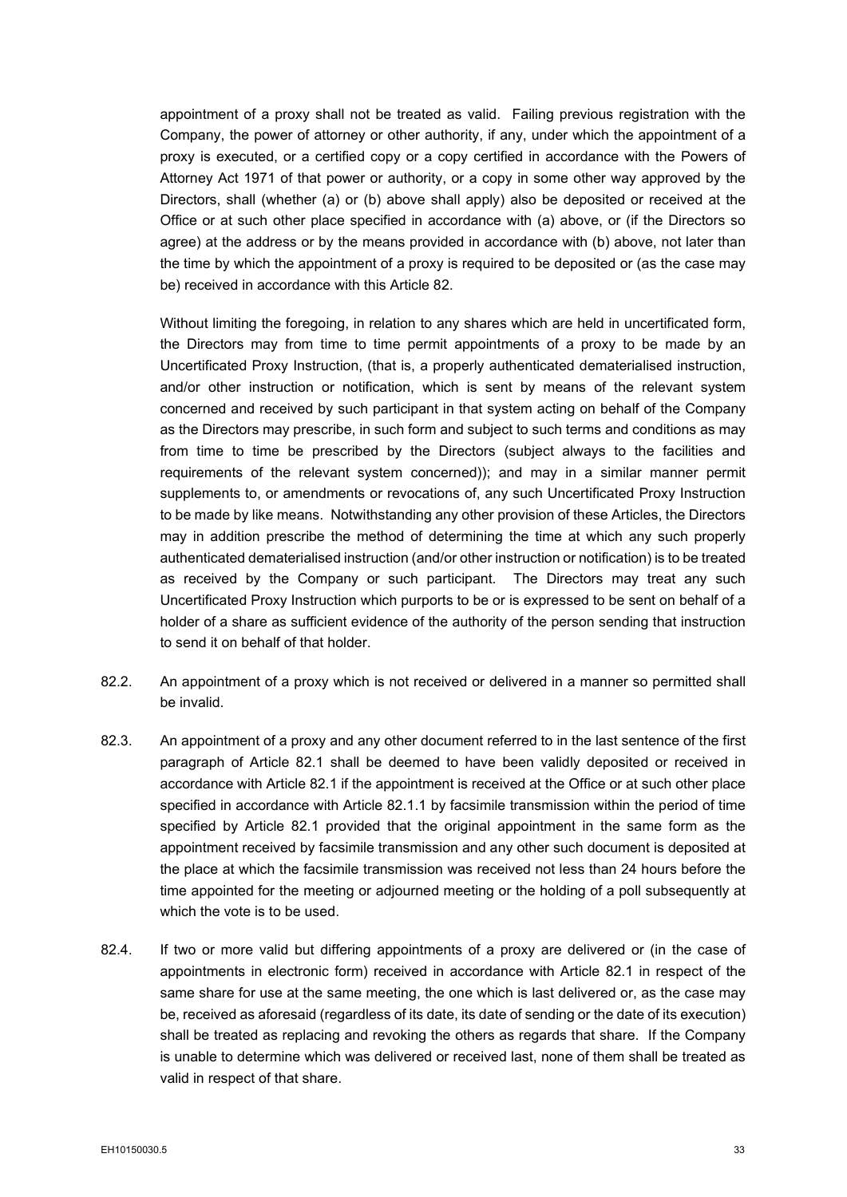appointment of a proxy shall not be treated as valid. Failing previous registration with the Company, the power of attorney or other authority, if any, under which the appointment of a proxy is executed, or a certified copy or a copy certified in accordance with the Powers of Attorney Act 1971 of that power or authority, or a copy in some other way approved by the Directors, shall (whether (a) or (b) above shall apply) also be deposited or received at the Office or at such other place specified in accordance with (a) above, or (if the Directors so agree) at the address or by the means provided in accordance with (b) above, not later than the time by which the appointment of a proxy is required to be deposited or (as the case may be) received in accordance with this Article 82.

Without limiting the foregoing, in relation to any shares which are held in uncertificated form, the Directors may from time to time permit appointments of a proxy to be made by an Uncertificated Proxy Instruction, (that is, a properly authenticated dematerialised instruction, and/or other instruction or notification, which is sent by means of the relevant system concerned and received by such participant in that system acting on behalf of the Company as the Directors may prescribe, in such form and subject to such terms and conditions as may from time to time be prescribed by the Directors (subject always to the facilities and requirements of the relevant system concerned)); and may in a similar manner permit supplements to, or amendments or revocations of, any such Uncertificated Proxy Instruction to be made by like means. Notwithstanding any other provision of these Articles, the Directors may in addition prescribe the method of determining the time at which any such properly authenticated dematerialised instruction (and/or other instruction or notification) is to be treated as received by the Company or such participant. The Directors may treat any such Uncertificated Proxy Instruction which purports to be or is expressed to be sent on behalf of a holder of a share as sufficient evidence of the authority of the person sending that instruction to send it on behalf of that holder.

82.2. An appointment of a proxy which is not received or delivered in a manner so permitted shall be invalid.

82.3. An appointment of a proxy and any other document referred to in the last sentence of the first paragraph of Article 82.1 shall be deemed to have been validly deposited or received in accordance with Article 82.1 if the appointment is received at the Office or at such other place specified in accordance with Article 82.1.1 by facsimile transmission within the period of time specified by Article 82.1 provided that the original appointment in the same form as the appointment received by facsimile transmission and any other such document is deposited at the place at which the facsimile transmission was received not less than 24 hours before the time appointed for the meeting or adjourned meeting or the holding of a poll subsequently at which the vote is to be used.

82.4. If two or more valid but differing appointments of a proxy are delivered or (in the case of appointments in electronic form) received in accordance with Article 82.1 in respect of the same share for use at the same meeting, the one which is last delivered or, as the case may be, received as aforesaid (regardless of its date, its date of sending or the date of its execution) shall be treated as replacing and revoking the others as regards that share. If the Company is unable to determine which was delivered or received last, none of them shall be treated as valid in respect of that share.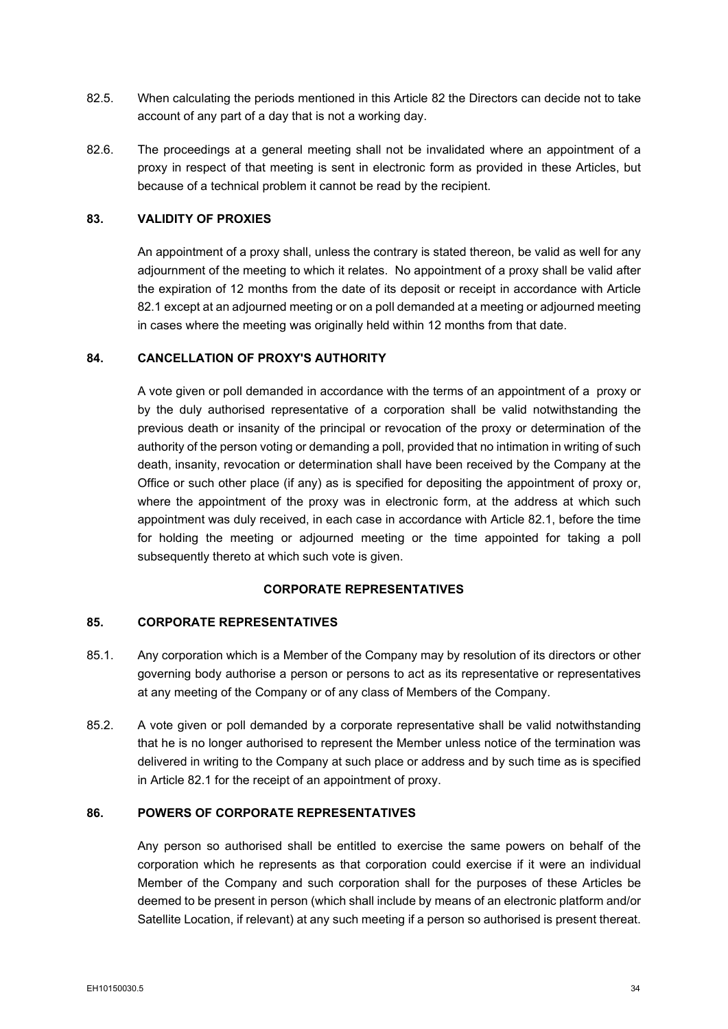82.5. When calculating the periods mentioned in this Article 82 the Directors can decide not to take account of any part of a day that is not a working day.

82.6. The proceedings at a general meeting shall not be invalidated where an appointment of a proxy in respect of that meeting is sent in electronic form as provided in these Articles, but because of a technical problem it cannot be read by the recipient.

### 83. VALIDITY OF PROXIES

An appointment of a proxy shall, unless the contrary is stated thereon, be valid as well for any adjournment of the meeting to which it relates. No appointment of a proxy shall be valid after the expiration of 12 months from the date of its deposit or receipt in accordance with Article 82.1 except at an adjourned meeting or on a poll demanded at a meeting or adjourned meeting in cases where the meeting was originally held within 12 months from that date.

### 84. CANCELLATION OF PROXY'S AUTHORITY

A vote given or poll demanded in accordance with the terms of an appointment of a proxy or by the duly authorised representative of a corporation shall be valid notwithstanding the previous death or insanity of the principal or revocation of the proxy or determination of the authority of the person voting or demanding a poll, provided that no intimation in writing of such death, insanity, revocation or determination shall have been received by the Company at the Office or such other place (if any) as is specified for depositing the appointment of proxy or, where the appointment of the proxy was in electronic form, at the address at which such appointment was duly received, in each case in accordance with Article 82.1, before the time for holding the meeting or adjourned meeting or the time appointed for taking a poll subsequently thereto at which such vote is given.

## CORPORATE REPRESENTATIVES

### 85. CORPORATE REPRESENTATIVES

85.1. Any corporation which is a Member of the Company may by resolution of its directors or other governing body authorise a person or persons to act as its representative or representatives at any meeting of the Company or of any class of Members of the Company.

85.2. A vote given or poll demanded by a corporate representative shall be valid notwithstanding that he is no longer authorised to represent the Member unless notice of the termination was delivered in writing to the Company at such place or address and by such time as is specified in Article 82.1 for the receipt of an appointment of proxy.

### 86. POWERS OF CORPORATE REPRESENTATIVES

Any person so authorised shall be entitled to exercise the same powers on behalf of the corporation which he represents as that corporation could exercise if it were an individual Member of the Company and such corporation shall for the purposes of these Articles be deemed to be present in person (which shall include by means of an electronic platform and/or Satellite Location, if relevant) at any such meeting if a person so authorised is present thereat.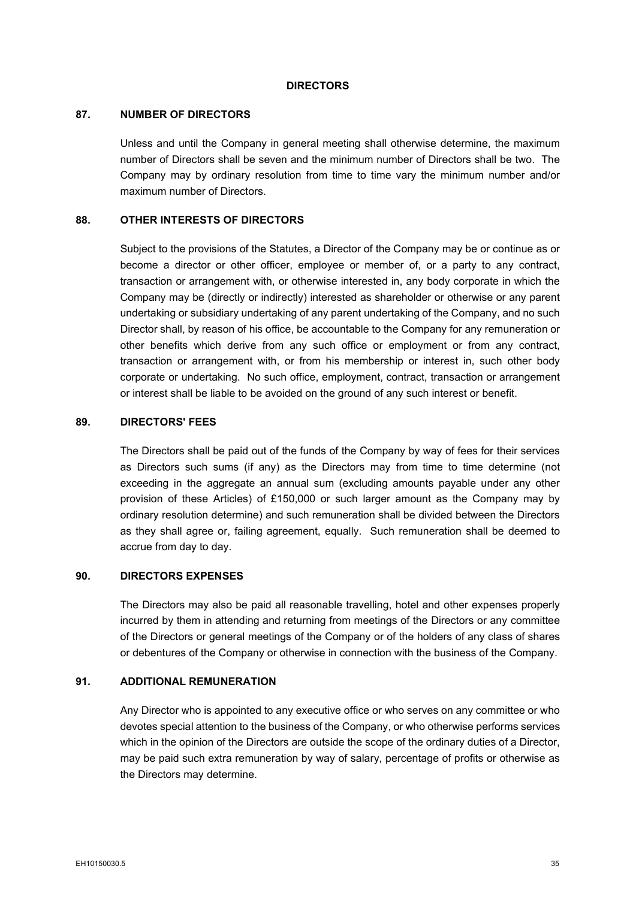## DIRECTORS

### 87. NUMBER OF DIRECTORS

Unless and until the Company in general meeting shall otherwise determine, the maximum number of Directors shall be seven and the minimum number of Directors shall be two. The Company may by ordinary resolution from time to time vary the minimum number and/or maximum number of Directors.

### 88. OTHER INTERESTS OF DIRECTORS

Subject to the provisions of the Statutes, a Director of the Company may be or continue as or become a director or other officer, employee or member of, or a party to any contract, transaction or arrangement with, or otherwise interested in, any body corporate in which the Company may be (directly or indirectly) interested as shareholder or otherwise or any parent undertaking or subsidiary undertaking of any parent undertaking of the Company, and no such Director shall, by reason of his office, be accountable to the Company for any remuneration or other benefits which derive from any such office or employment or from any contract, transaction or arrangement with, or from his membership or interest in, such other body corporate or undertaking. No such office, employment, contract, transaction or arrangement or interest shall be liable to be avoided on the ground of any such interest or benefit.

### 89. DIRECTORS' FEES

The Directors shall be paid out of the funds of the Company by way of fees for their services as Directors such sums (if any) as the Directors may from time to time determine (not exceeding in the aggregate an annual sum (excluding amounts payable under any other provision of these Articles) of £150,000 or such larger amount as the Company may by ordinary resolution determine) and such remuneration shall be divided between the Directors as they shall agree or, failing agreement, equally. Such remuneration shall be deemed to accrue from day to day.

### 90. DIRECTORS EXPENSES

The Directors may also be paid all reasonable travelling, hotel and other expenses properly incurred by them in attending and returning from meetings of the Directors or any committee of the Directors or general meetings of the Company or of the holders of any class of shares or debentures of the Company or otherwise in connection with the business of the Company.

### 91. ADDITIONAL REMUNERATION

Any Director who is appointed to any executive office or who serves on any committee or who devotes special attention to the business of the Company, or who otherwise performs services which in the opinion of the Directors are outside the scope of the ordinary duties of a Director, may be paid such extra remuneration by way of salary, percentage of profits or otherwise as the Directors may determine.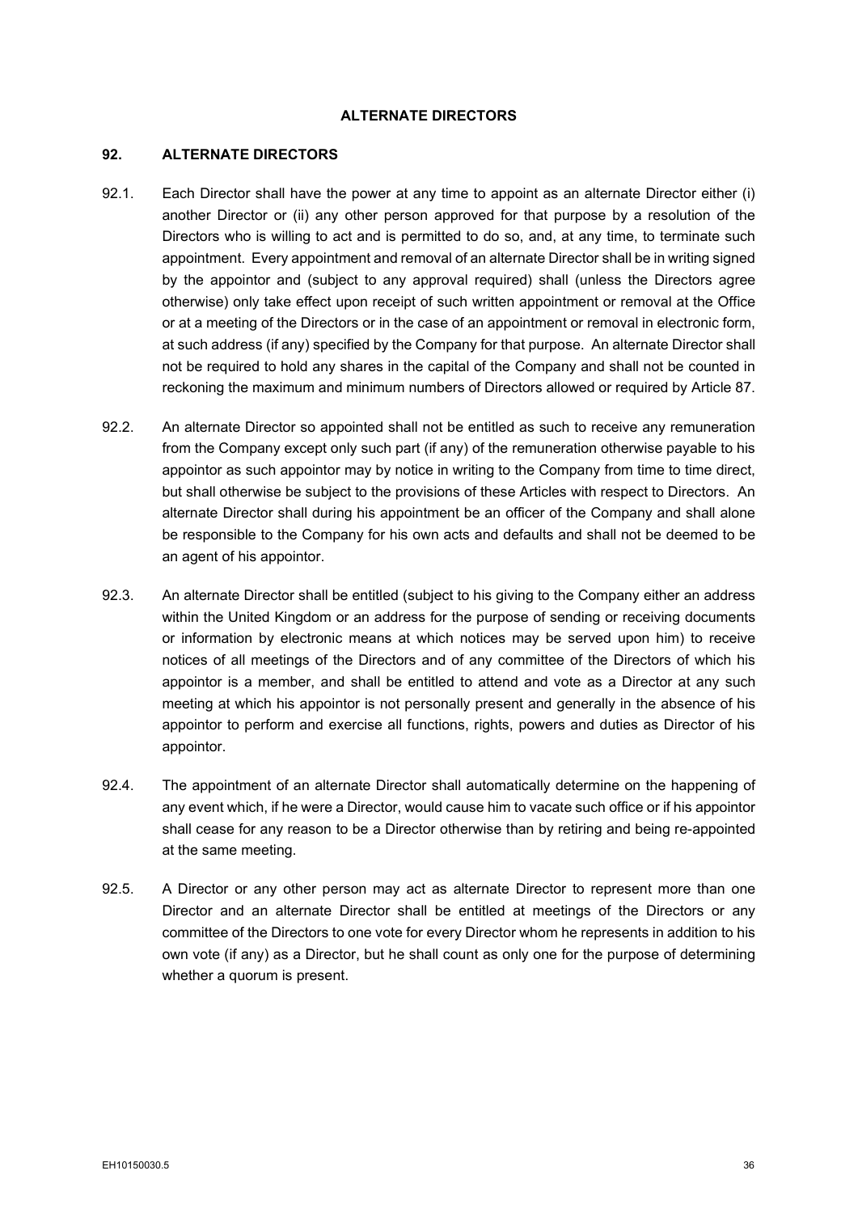## ALTERNATE DIRECTORS

### 92. ALTERNATE DIRECTORS

92.1. Each Director shall have the power at any time to appoint as an alternate Director either (i) another Director or (ii) any other person approved for that purpose by a resolution of the Directors who is willing to act and is permitted to do so, and, at any time, to terminate such appointment. Every appointment and removal of an alternate Director shall be in writing signed by the appointor and (subject to any approval required) shall (unless the Directors agree otherwise) only take effect upon receipt of such written appointment or removal at the Office or at a meeting of the Directors or in the case of an appointment or removal in electronic form, at such address (if any) specified by the Company for that purpose. An alternate Director shall not be required to hold any shares in the capital of the Company and shall not be counted in reckoning the maximum and minimum numbers of Directors allowed or required by Article 87.

92.2. An alternate Director so appointed shall not be entitled as such to receive any remuneration from the Company except only such part (if any) of the remuneration otherwise payable to his appointor as such appointor may by notice in writing to the Company from time to time direct, but shall otherwise be subject to the provisions of these Articles with respect to Directors. An alternate Director shall during his appointment be an officer of the Company and shall alone be responsible to the Company for his own acts and defaults and shall not be deemed to be an agent of his appointor.

92.3. An alternate Director shall be entitled (subject to his giving to the Company either an address within the United Kingdom or an address for the purpose of sending or receiving documents or information by electronic means at which notices may be served upon him) to receive notices of all meetings of the Directors and of any committee of the Directors of which his appointor is a member, and shall be entitled to attend and vote as a Director at any such meeting at which his appointor is not personally present and generally in the absence of his appointor to perform and exercise all functions, rights, powers and duties as Director of his appointor.

92.4. The appointment of an alternate Director shall automatically determine on the happening of any event which, if he were a Director, would cause him to vacate such office or if his appointor shall cease for any reason to be a Director otherwise than by retiring and being re-appointed at the same meeting.

92.5. A Director or any other person may act as alternate Director to represent more than one Director and an alternate Director shall be entitled at meetings of the Directors or any committee of the Directors to one vote for every Director whom he represents in addition to his own vote (if any) as a Director, but he shall count as only one for the purpose of determining whether a quorum is present.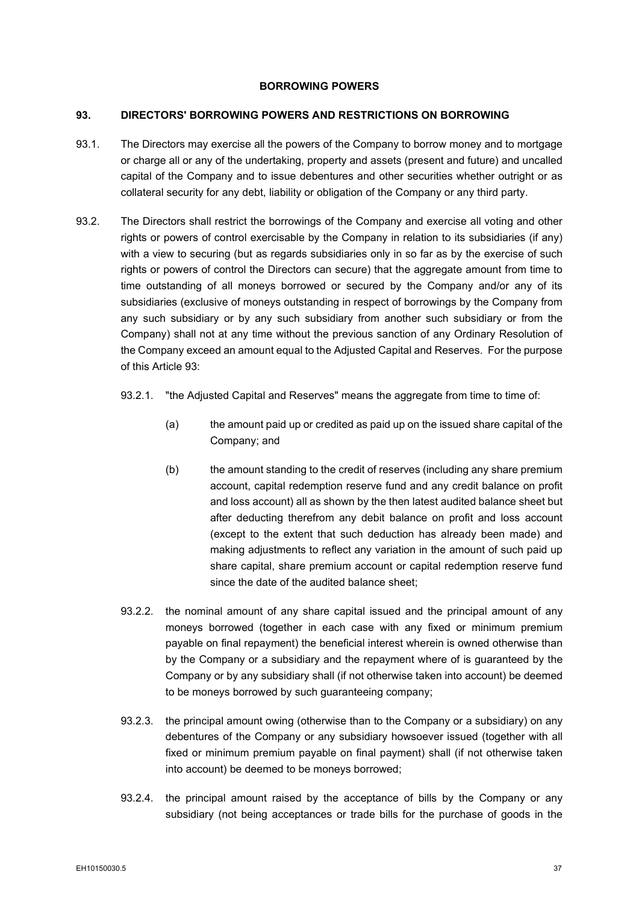## BORROWING POWERS

### 93. DIRECTORS' BORROWING POWERS AND RESTRICTIONS ON BORROWING

93.1. The Directors may exercise all the powers of the Company to borrow money and to mortgage or charge all or any of the undertaking, property and assets (present and future) and uncalled capital of the Company and to issue debentures and other securities whether outright or as collateral security for any debt, liability or obligation of the Company or any third party.

93.2. The Directors shall restrict the borrowings of the Company and exercise all voting and other rights or powers of control exercisable by the Company in relation to its subsidiaries (if any) with a view to securing (but as regards subsidiaries only in so far as by the exercise of such rights or powers of control the Directors can secure) that the aggregate amount from time to time outstanding of all moneys borrowed or secured by the Company and/or any of its subsidiaries (exclusive of moneys outstanding in respect of borrowings by the Company from any such subsidiary or by any such subsidiary from another such subsidiary or from the Company) shall not at any time without the previous sanction of any Ordinary Resolution of the Company exceed an amount equal to the Adjusted Capital and Reserves. For the purpose of this Article 93:

93.2.1. "the Adjusted Capital and Reserves" means the aggregate from time to time of:

(a) the amount paid up or credited as paid up on the issued share capital of the Company; and

(b) the amount standing to the credit of reserves (including any share premium account, capital redemption reserve fund and any credit balance on profit and loss account) all as shown by the then latest audited balance sheet but after deducting therefrom any debit balance on profit and loss account (except to the extent that such deduction has already been made) and making adjustments to reflect any variation in the amount of such paid up share capital, share premium account or capital redemption reserve fund since the date of the audited balance sheet;

93.2.2. the nominal amount of any share capital issued and the principal amount of any moneys borrowed (together in each case with any fixed or minimum premium payable on final repayment) the beneficial interest wherein is owned otherwise than by the Company or a subsidiary and the repayment where of is guaranteed by the Company or by any subsidiary shall (if not otherwise taken into account) be deemed to be moneys borrowed by such guaranteeing company;

93.2.3. the principal amount owing (otherwise than to the Company or a subsidiary) on any debentures of the Company or any subsidiary howsoever issued (together with all fixed or minimum premium payable on final payment) shall (if not otherwise taken into account) be deemed to be moneys borrowed;

93.2.4. the principal amount raised by the acceptance of bills by the Company or any subsidiary (not being acceptances or trade bills for the purchase of goods in the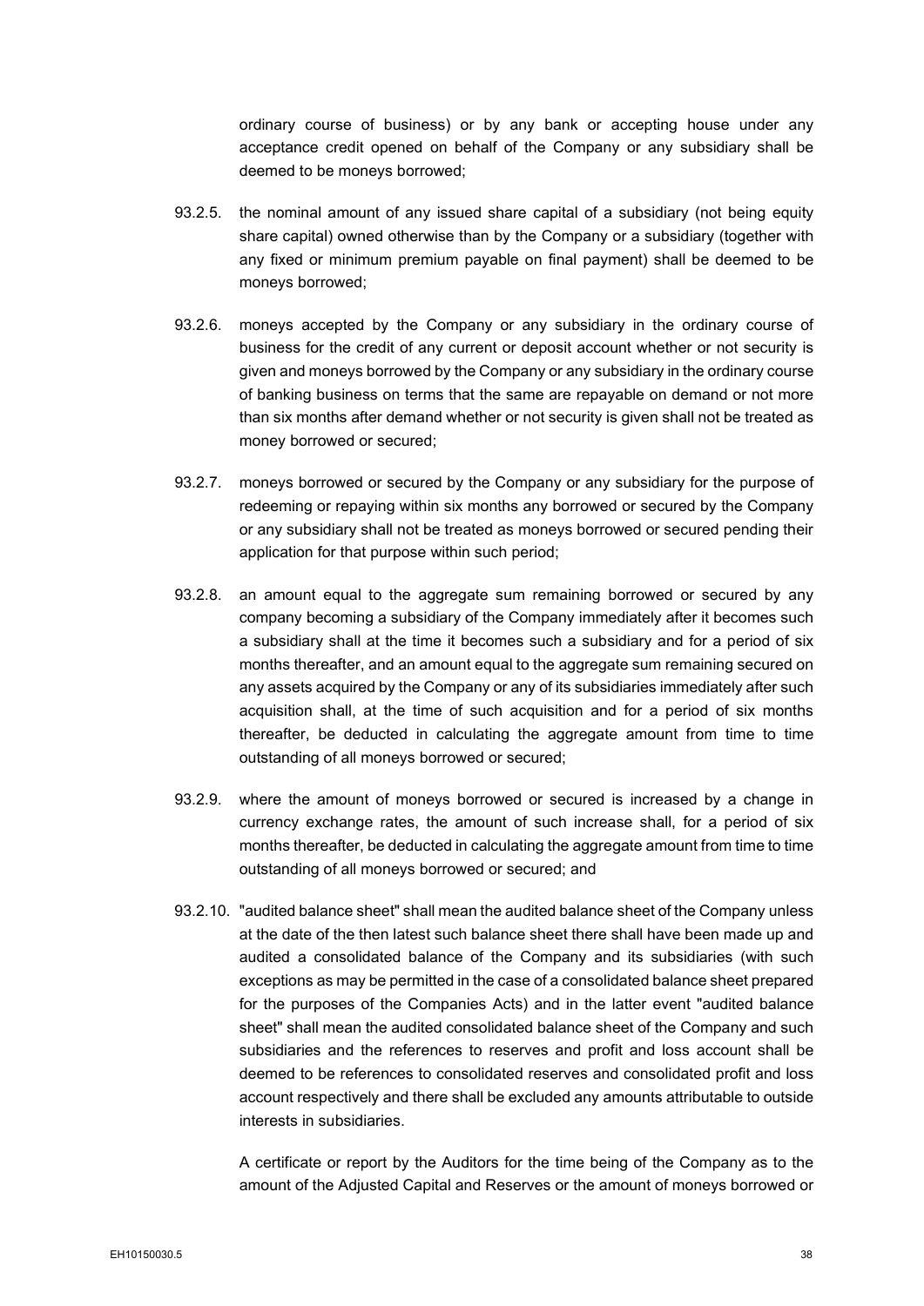ordinary course of business) or by any bank or accepting house under any acceptance credit opened on behalf of the Company or any subsidiary shall be deemed to be moneys borrowed;

93.2.5. the nominal amount of any issued share capital of a subsidiary (not being equity share capital) owned otherwise than by the Company or a subsidiary (together with any fixed or minimum premium payable on final payment) shall be deemed to be moneys borrowed;

93.2.6. moneys accepted by the Company or any subsidiary in the ordinary course of business for the credit of any current or deposit account whether or not security is given and moneys borrowed by the Company or any subsidiary in the ordinary course of banking business on terms that the same are repayable on demand or not more than six months after demand whether or not security is given shall not be treated as money borrowed or secured;

93.2.7. moneys borrowed or secured by the Company or any subsidiary for the purpose of redeeming or repaying within six months any borrowed or secured by the Company or any subsidiary shall not be treated as moneys borrowed or secured pending their application for that purpose within such period;

93.2.8. an amount equal to the aggregate sum remaining borrowed or secured by any company becoming a subsidiary of the Company immediately after it becomes such a subsidiary shall at the time it becomes such a subsidiary and for a period of six months thereafter, and an amount equal to the aggregate sum remaining secured on any assets acquired by the Company or any of its subsidiaries immediately after such acquisition shall, at the time of such acquisition and for a period of six months thereafter, be deducted in calculating the aggregate amount from time to time outstanding of all moneys borrowed or secured;

93.2.9. where the amount of moneys borrowed or secured is increased by a change in currency exchange rates, the amount of such increase shall, for a period of six months thereafter, be deducted in calculating the aggregate amount from time to time outstanding of all moneys borrowed or secured; and

93.2.10. "audited balance sheet" shall mean the audited balance sheet of the Company unless at the date of the then latest such balance sheet there shall have been made up and audited a consolidated balance of the Company and its subsidiaries (with such exceptions as may be permitted in the case of a consolidated balance sheet prepared for the purposes of the Companies Acts) and in the latter event "audited balance sheet" shall mean the audited consolidated balance sheet of the Company and such subsidiaries and the references to reserves and profit and loss account shall be deemed to be references to consolidated reserves and consolidated profit and loss account respectively and there shall be excluded any amounts attributable to outside interests in subsidiaries.

A certificate or report by the Auditors for the time being of the Company as to the amount of the Adjusted Capital and Reserves or the amount of moneys borrowed or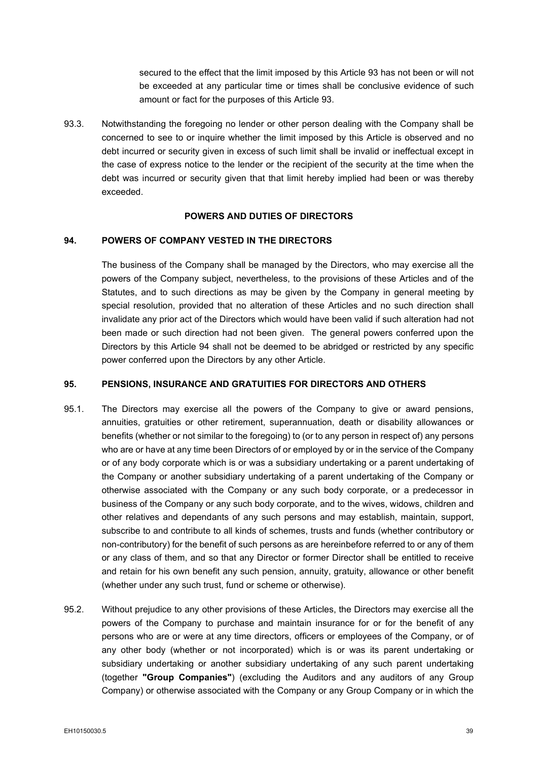secured to the effect that the limit imposed by this Article 93 has not been or will not be exceeded at any particular time or times shall be conclusive evidence of such amount or fact for the purposes of this Article 93.

93.3. Notwithstanding the foregoing no lender or other person dealing with the Company shall be concerned to see to or inquire whether the limit imposed by this Article is observed and no debt incurred or security given in excess of such limit shall be invalid or ineffectual except in the case of express notice to the lender or the recipient of the security at the time when the debt was incurred or security given that that limit hereby implied had been or was thereby exceeded.

## POWERS AND DUTIES OF DIRECTORS

### 94. POWERS OF COMPANY VESTED IN THE DIRECTORS

The business of the Company shall be managed by the Directors, who may exercise all the powers of the Company subject, nevertheless, to the provisions of these Articles and of the Statutes, and to such directions as may be given by the Company in general meeting by special resolution, provided that no alteration of these Articles and no such direction shall invalidate any prior act of the Directors which would have been valid if such alteration had not been made or such direction had not been given. The general powers conferred upon the Directors by this Article 94 shall not be deemed to be abridged or restricted by any specific power conferred upon the Directors by any other Article.

### 95. PENSIONS, INSURANCE AND GRATUITIES FOR DIRECTORS AND OTHERS

95.1. The Directors may exercise all the powers of the Company to give or award pensions, annuities, gratuities or other retirement, superannuation, death or disability allowances or benefits (whether or not similar to the foregoing) to (or to any person in respect of) any persons who are or have at any time been Directors of or employed by or in the service of the Company or of any body corporate which is or was a subsidiary undertaking or a parent undertaking of the Company or another subsidiary undertaking of a parent undertaking of the Company or otherwise associated with the Company or any such body corporate, or a predecessor in business of the Company or any such body corporate, and to the wives, widows, children and other relatives and dependants of any such persons and may establish, maintain, support, subscribe to and contribute to all kinds of schemes, trusts and funds (whether contributory or non-contributory) for the benefit of such persons as are hereinbefore referred to or any of them or any class of them, and so that any Director or former Director shall be entitled to receive and retain for his own benefit any such pension, annuity, gratuity, allowance or other benefit (whether under any such trust, fund or scheme or otherwise).

95.2. Without prejudice to any other provisions of these Articles, the Directors may exercise all the powers of the Company to purchase and maintain insurance for or for the benefit of any persons who are or were at any time directors, officers or employees of the Company, or of any other body (whether or not incorporated) which is or was its parent undertaking or subsidiary undertaking or another subsidiary undertaking of any such parent undertaking (together **"Group Companies"**) (excluding the Auditors and any auditors of any Group Company) or otherwise associated with the Company or any Group Company or in which the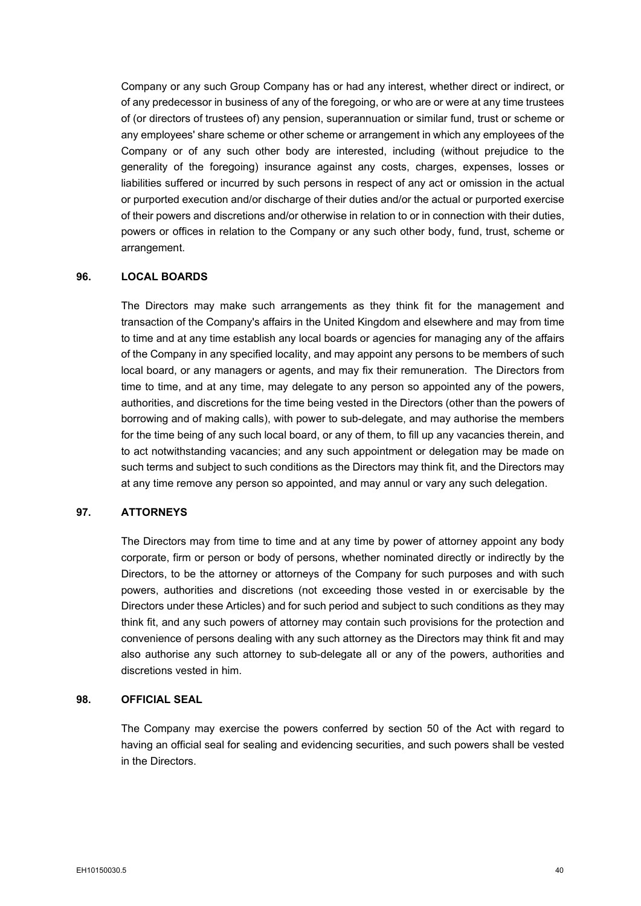Company or any such Group Company has or had any interest, whether direct or indirect, or of any predecessor in business of any of the foregoing, or who are or were at any time trustees of (or directors of trustees of) any pension, superannuation or similar fund, trust or scheme or any employees' share scheme or other scheme or arrangement in which any employees of the Company or of any such other body are interested, including (without prejudice to the generality of the foregoing) insurance against any costs, charges, expenses, losses or liabilities suffered or incurred by such persons in respect of any act or omission in the actual or purported execution and/or discharge of their duties and/or the actual or purported exercise of their powers and discretions and/or otherwise in relation to or in connection with their duties, powers or offices in relation to the Company or any such other body, fund, trust, scheme or arrangement.

## 96. LOCAL BOARDS

The Directors may make such arrangements as they think fit for the management and transaction of the Company's affairs in the United Kingdom and elsewhere and may from time to time and at any time establish any local boards or agencies for managing any of the affairs of the Company in any specified locality, and may appoint any persons to be members of such local board, or any managers or agents, and may fix their remuneration. The Directors from time to time, and at any time, may delegate to any person so appointed any of the powers, authorities, and discretions for the time being vested in the Directors (other than the powers of borrowing and of making calls), with power to sub-delegate, and may authorise the members for the time being of any such local board, or any of them, to fill up any vacancies therein, and to act notwithstanding vacancies; and any such appointment or delegation may be made on such terms and subject to such conditions as the Directors may think fit, and the Directors may at any time remove any person so appointed, and may annul or vary any such delegation.

## 97. ATTORNEYS

The Directors may from time to time and at any time by power of attorney appoint any body corporate, firm or person or body of persons, whether nominated directly or indirectly by the Directors, to be the attorney or attorneys of the Company for such purposes and with such powers, authorities and discretions (not exceeding those vested in or exercisable by the Directors under these Articles) and for such period and subject to such conditions as they may think fit, and any such powers of attorney may contain such provisions for the protection and convenience of persons dealing with any such attorney as the Directors may think fit and may also authorise any such attorney to sub-delegate all or any of the powers, authorities and discretions vested in him.

## 98. OFFICIAL SEAL

The Company may exercise the powers conferred by section 50 of the Act with regard to having an official seal for sealing and evidencing securities, and such powers shall be vested in the Directors.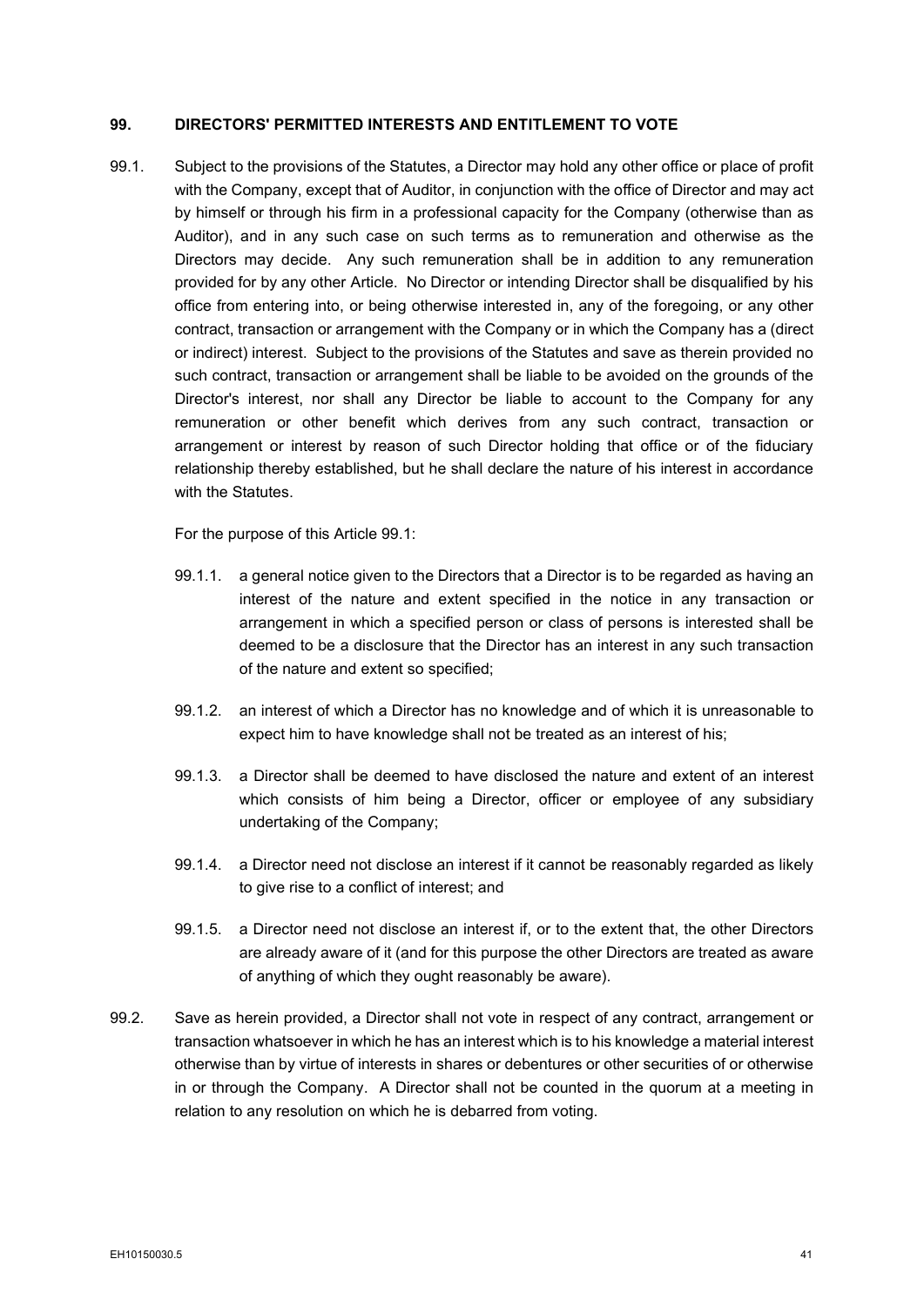## 99. DIRECTORS' PERMITTED INTERESTS AND ENTITLEMENT TO VOTE

99.1. Subject to the provisions of the Statutes, a Director may hold any other office or place of profit with the Company, except that of Auditor, in conjunction with the office of Director and may act by himself or through his firm in a professional capacity for the Company (otherwise than as Auditor), and in any such case on such terms as to remuneration and otherwise as the Directors may decide. Any such remuneration shall be in addition to any remuneration provided for by any other Article. No Director or intending Director shall be disqualified by his office from entering into, or being otherwise interested in, any of the foregoing, or any other contract, transaction or arrangement with the Company or in which the Company has a (direct or indirect) interest. Subject to the provisions of the Statutes and save as therein provided no such contract, transaction or arrangement shall be liable to be avoided on the grounds of the Director's interest, nor shall any Director be liable to account to the Company for any remuneration or other benefit which derives from any such contract, transaction or arrangement or interest by reason of such Director holding that office or of the fiduciary relationship thereby established, but he shall declare the nature of his interest in accordance with the Statutes.

For the purpose of this Article 99.1:

99.1.1. a general notice given to the Directors that a Director is to be regarded as having an interest of the nature and extent specified in the notice in any transaction or arrangement in which a specified person or class of persons is interested shall be deemed to be a disclosure that the Director has an interest in any such transaction of the nature and extent so specified;

99.1.2. an interest of which a Director has no knowledge and of which it is unreasonable to expect him to have knowledge shall not be treated as an interest of his;

99.1.3. a Director shall be deemed to have disclosed the nature and extent of an interest which consists of him being a Director, officer or employee of any subsidiary undertaking of the Company;

99.1.4. a Director need not disclose an interest if it cannot be reasonably regarded as likely to give rise to a conflict of interest; and

99.1.5. a Director need not disclose an interest if, or to the extent that, the other Directors are already aware of it (and for this purpose the other Directors are treated as aware of anything of which they ought reasonably be aware).

99.2. Save as herein provided, a Director shall not vote in respect of any contract, arrangement or transaction whatsoever in which he has an interest which is to his knowledge a material interest otherwise than by virtue of interests in shares or debentures or other securities of or otherwise in or through the Company. A Director shall not be counted in the quorum at a meeting in relation to any resolution on which he is debarred from voting.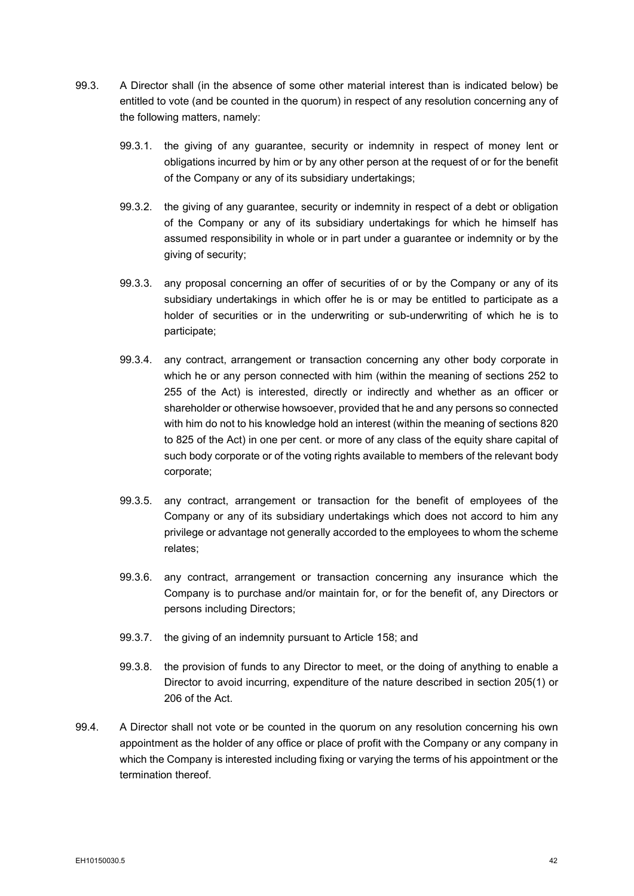99.3. A Director shall (in the absence of some other material interest than is indicated below) be entitled to vote (and be counted in the quorum) in respect of any resolution concerning any of the following matters, namely:

99.3.1. the giving of any guarantee, security or indemnity in respect of money lent or obligations incurred by him or by any other person at the request of or for the benefit of the Company or any of its subsidiary undertakings;

99.3.2. the giving of any guarantee, security or indemnity in respect of a debt or obligation of the Company or any of its subsidiary undertakings for which he himself has assumed responsibility in whole or in part under a guarantee or indemnity or by the giving of security;

99.3.3. any proposal concerning an offer of securities of or by the Company or any of its subsidiary undertakings in which offer he is or may be entitled to participate as a holder of securities or in the underwriting or sub-underwriting of which he is to participate;

99.3.4. any contract, arrangement or transaction concerning any other body corporate in which he or any person connected with him (within the meaning of sections 252 to 255 of the Act) is interested, directly or indirectly and whether as an officer or shareholder or otherwise howsoever, provided that he and any persons so connected with him do not to his knowledge hold an interest (within the meaning of sections 820 to 825 of the Act) in one per cent. or more of any class of the equity share capital of such body corporate or of the voting rights available to members of the relevant body corporate;

99.3.5. any contract, arrangement or transaction for the benefit of employees of the Company or any of its subsidiary undertakings which does not accord to him any privilege or advantage not generally accorded to the employees to whom the scheme relates;

99.3.6. any contract, arrangement or transaction concerning any insurance which the Company is to purchase and/or maintain for, or for the benefit of, any Directors or persons including Directors;

99.3.7. the giving of an indemnity pursuant to Article 158; and

99.3.8. the provision of funds to any Director to meet, or the doing of anything to enable a Director to avoid incurring, expenditure of the nature described in section 205(1) or 206 of the Act.

99.4. A Director shall not vote or be counted in the quorum on any resolution concerning his own appointment as the holder of any office or place of profit with the Company or any company in which the Company is interested including fixing or varying the terms of his appointment or the termination thereof.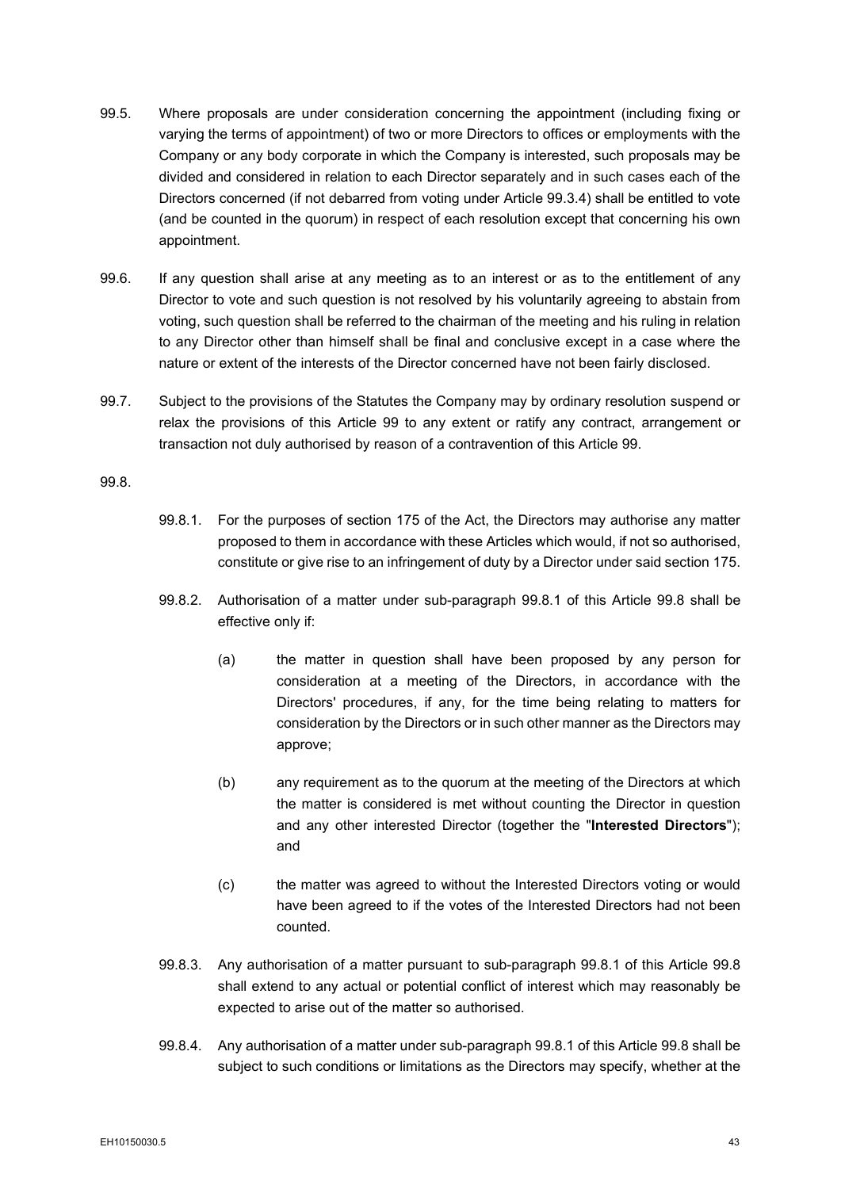99.5. Where proposals are under consideration concerning the appointment (including fixing or varying the terms of appointment) of two or more Directors to offices or employments with the Company or any body corporate in which the Company is interested, such proposals may be divided and considered in relation to each Director separately and in such cases each of the Directors concerned (if not debarred from voting under Article 99.3.4) shall be entitled to vote (and be counted in the quorum) in respect of each resolution except that concerning his own appointment.

99.6. If any question shall arise at any meeting as to an interest or as to the entitlement of any Director to vote and such question is not resolved by his voluntarily agreeing to abstain from voting, such question shall be referred to the chairman of the meeting and his ruling in relation to any Director other than himself shall be final and conclusive except in a case where the nature or extent of the interests of the Director concerned have not been fairly disclosed.

99.7. Subject to the provisions of the Statutes the Company may by ordinary resolution suspend or relax the provisions of this Article 99 to any extent or ratify any contract, arrangement or transaction not duly authorised by reason of a contravention of this Article 99.

99.8.

99.8.1. For the purposes of section 175 of the Act, the Directors may authorise any matter proposed to them in accordance with these Articles which would, if not so authorised, constitute or give rise to an infringement of duty by a Director under said section 175.

99.8.2. Authorisation of a matter under sub-paragraph 99.8.1 of this Article 99.8 shall be effective only if:

(a) the matter in question shall have been proposed by any person for consideration at a meeting of the Directors, in accordance with the Directors' procedures, if any, for the time being relating to matters for consideration by the Directors or in such other manner as the Directors may approve;

(b) any requirement as to the quorum at the meeting of the Directors at which the matter is considered is met without counting the Director in question and any other interested Director (together the "**Interested Directors**"); and

(c) the matter was agreed to without the Interested Directors voting or would have been agreed to if the votes of the Interested Directors had not been counted.

99.8.3. Any authorisation of a matter pursuant to sub-paragraph 99.8.1 of this Article 99.8 shall extend to any actual or potential conflict of interest which may reasonably be expected to arise out of the matter so authorised.

99.8.4. Any authorisation of a matter under sub-paragraph 99.8.1 of this Article 99.8 shall be subject to such conditions or limitations as the Directors may specify, whether at the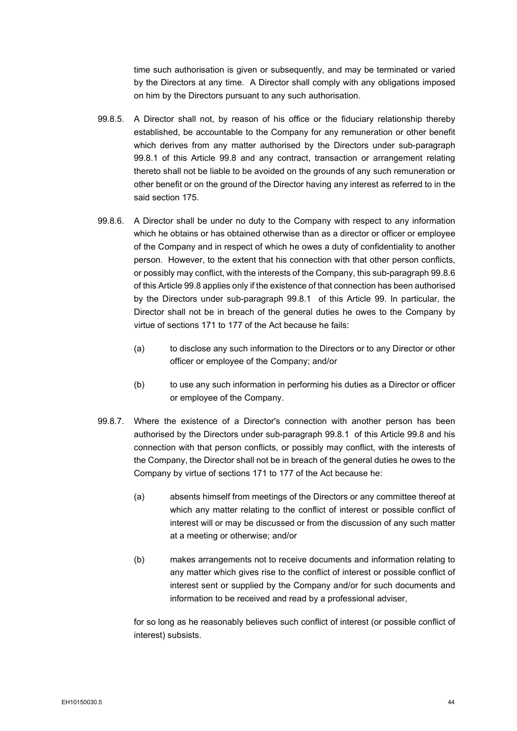time such authorisation is given or subsequently, and may be terminated or varied by the Directors at any time. A Director shall comply with any obligations imposed on him by the Directors pursuant to any such authorisation.

99.8.5. A Director shall not, by reason of his office or the fiduciary relationship thereby established, be accountable to the Company for any remuneration or other benefit which derives from any matter authorised by the Directors under sub-paragraph 99.8.1 of this Article 99.8 and any contract, transaction or arrangement relating thereto shall not be liable to be avoided on the grounds of any such remuneration or other benefit or on the ground of the Director having any interest as referred to in the said section 175.

99.8.6. A Director shall be under no duty to the Company with respect to any information which he obtains or has obtained otherwise than as a director or officer or employee of the Company and in respect of which he owes a duty of confidentiality to another person. However, to the extent that his connection with that other person conflicts, or possibly may conflict, with the interests of the Company, this sub-paragraph 99.8.6 of this Article 99.8 applies only if the existence of that connection has been authorised by the Directors under sub-paragraph 99.8.1 of this Article 99. In particular, the Director shall not be in breach of the general duties he owes to the Company by virtue of sections 171 to 177 of the Act because he fails:

(a) to disclose any such information to the Directors or to any Director or other officer or employee of the Company; and/or

(b) to use any such information in performing his duties as a Director or officer or employee of the Company.

99.8.7. Where the existence of a Director's connection with another person has been authorised by the Directors under sub-paragraph 99.8.1 of this Article 99.8 and his connection with that person conflicts, or possibly may conflict, with the interests of the Company, the Director shall not be in breach of the general duties he owes to the Company by virtue of sections 171 to 177 of the Act because he:

(a) absents himself from meetings of the Directors or any committee thereof at which any matter relating to the conflict of interest or possible conflict of interest will or may be discussed or from the discussion of any such matter at a meeting or otherwise; and/or

(b) makes arrangements not to receive documents and information relating to any matter which gives rise to the conflict of interest or possible conflict of interest sent or supplied by the Company and/or for such documents and information to be received and read by a professional adviser,

for so long as he reasonably believes such conflict of interest (or possible conflict of interest) subsists.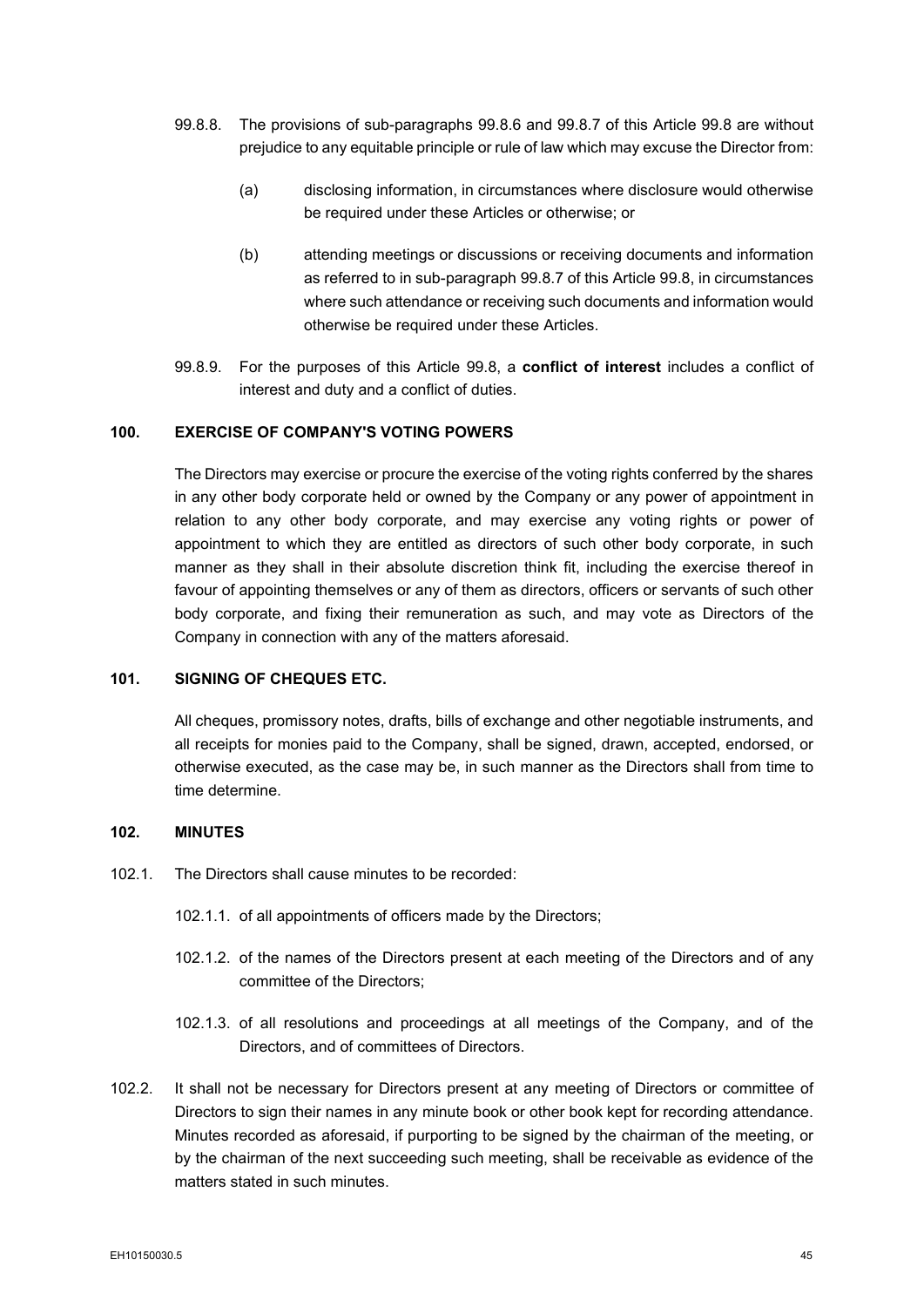99.8.8. The provisions of sub-paragraphs 99.8.6 and 99.8.7 of this Article 99.8 are without prejudice to any equitable principle or rule of law which may excuse the Director from:

(a) disclosing information, in circumstances where disclosure would otherwise be required under these Articles or otherwise; or

(b) attending meetings or discussions or receiving documents and information as referred to in sub-paragraph 99.8.7 of this Article 99.8, in circumstances where such attendance or receiving such documents and information would otherwise be required under these Articles.

99.8.9. For the purposes of this Article 99.8, a **conflict of interest** includes a conflict of interest and duty and a conflict of duties.

## 100. EXERCISE OF COMPANY'S VOTING POWERS

The Directors may exercise or procure the exercise of the voting rights conferred by the shares in any other body corporate held or owned by the Company or any power of appointment in relation to any other body corporate, and may exercise any voting rights or power of appointment to which they are entitled as directors of such other body corporate, in such manner as they shall in their absolute discretion think fit, including the exercise thereof in favour of appointing themselves or any of them as directors, officers or servants of such other body corporate, and fixing their remuneration as such, and may vote as Directors of the Company in connection with any of the matters aforesaid.

## 101. SIGNING OF CHEQUES ETC.

All cheques, promissory notes, drafts, bills of exchange and other negotiable instruments, and all receipts for monies paid to the Company, shall be signed, drawn, accepted, endorsed, or otherwise executed, as the case may be, in such manner as the Directors shall from time to time determine.

## 102. MINUTES

102.1. The Directors shall cause minutes to be recorded:

102.1.1. of all appointments of officers made by the Directors;

102.1.2. of the names of the Directors present at each meeting of the Directors and of any committee of the Directors;

102.1.3. of all resolutions and proceedings at all meetings of the Company, and of the Directors, and of committees of Directors.

102.2. It shall not be necessary for Directors present at any meeting of Directors or committee of Directors to sign their names in any minute book or other book kept for recording attendance. Minutes recorded as aforesaid, if purporting to be signed by the chairman of the meeting, or by the chairman of the next succeeding such meeting, shall be receivable as evidence of the matters stated in such minutes.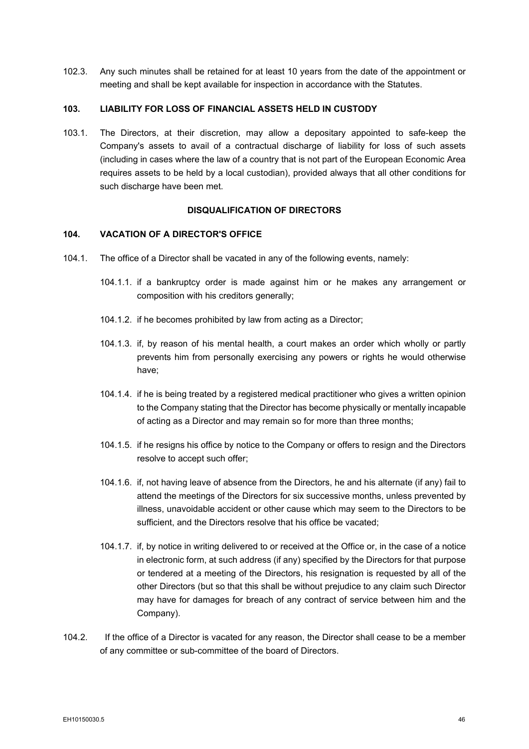102.3. Any such minutes shall be retained for at least 10 years from the date of the appointment or meeting and shall be kept available for inspection in accordance with the Statutes.

**103. LIABILITY FOR LOSS OF FINANCIAL ASSETS HELD IN CUSTODY**

103.1. The Directors, at their discretion, may allow a depositary appointed to safe-keep the Company's assets to avail of a contractual discharge of liability for loss of such assets (including in cases where the law of a country that is not part of the European Economic Area requires assets to be held by a local custodian), provided always that all other conditions for such discharge have been met.

**DISQUALIFICATION OF DIRECTORS**

**104. VACATION OF A DIRECTOR'S OFFICE**

104.1. The office of a Director shall be vacated in any of the following events, namely:

104.1.1. if a bankruptcy order is made against him or he makes any arrangement or composition with his creditors generally;

104.1.2. if he becomes prohibited by law from acting as a Director;

104.1.3. if, by reason of his mental health, a court makes an order which wholly or partly prevents him from personally exercising any powers or rights he would otherwise have;

104.1.4. if he is being treated by a registered medical practitioner who gives a written opinion to the Company stating that the Director has become physically or mentally incapable of acting as a Director and may remain so for more than three months;

104.1.5. if he resigns his office by notice to the Company or offers to resign and the Directors resolve to accept such offer;

104.1.6. if, not having leave of absence from the Directors, he and his alternate (if any) fail to attend the meetings of the Directors for six successive months, unless prevented by illness, unavoidable accident or other cause which may seem to the Directors to be sufficient, and the Directors resolve that his office be vacated;

104.1.7. if, by notice in writing delivered to or received at the Office or, in the case of a notice in electronic form, at such address (if any) specified by the Directors for that purpose or tendered at a meeting of the Directors, his resignation is requested by all of the other Directors (but so that this shall be without prejudice to any claim such Director may have for damages for breach of any contract of service between him and the Company).

104.2. If the office of a Director is vacated for any reason, the Director shall cease to be a member of any committee or sub-committee of the board of Directors.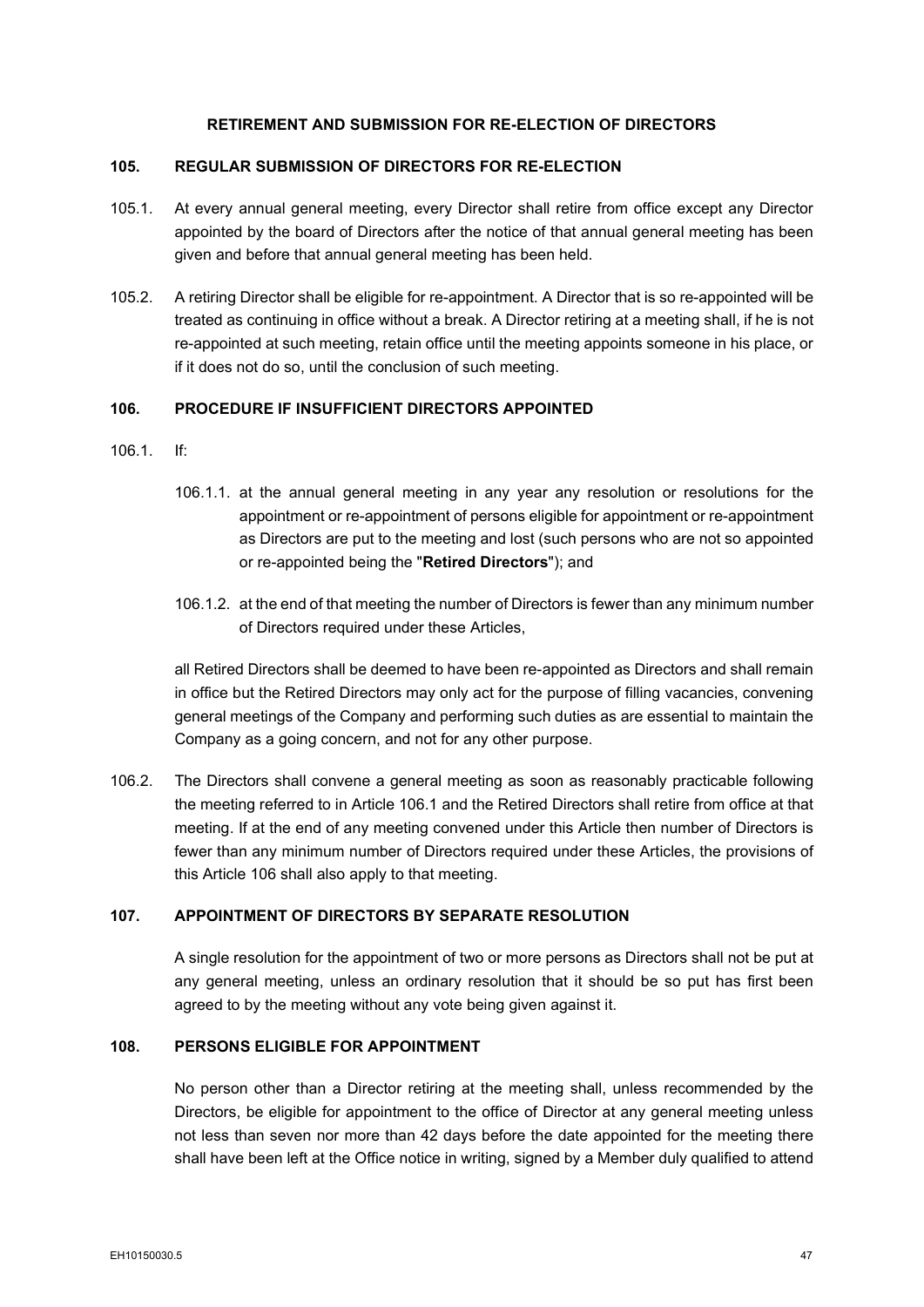## RETIREMENT AND SUBMISSION FOR RE-ELECTION OF DIRECTORS

### 105. REGULAR SUBMISSION OF DIRECTORS FOR RE-ELECTION

105.1. At every annual general meeting, every Director shall retire from office except any Director appointed by the board of Directors after the notice of that annual general meeting has been given and before that annual general meeting has been held.

105.2. A retiring Director shall be eligible for re-appointment. A Director that is so re-appointed will be treated as continuing in office without a break. A Director retiring at a meeting shall, if he is not re-appointed at such meeting, retain office until the meeting appoints someone in his place, or if it does not do so, until the conclusion of such meeting.

### 106. PROCEDURE IF INSUFFICIENT DIRECTORS APPOINTED

106.1. If:

106.1.1. at the annual general meeting in any year any resolution or resolutions for the appointment or re-appointment of persons eligible for appointment or re-appointment as Directors are put to the meeting and lost (such persons who are not so appointed or re-appointed being the "**Retired Directors**"); and

106.1.2. at the end of that meeting the number of Directors is fewer than any minimum number of Directors required under these Articles,

all Retired Directors shall be deemed to have been re-appointed as Directors and shall remain in office but the Retired Directors may only act for the purpose of filling vacancies, convening general meetings of the Company and performing such duties as are essential to maintain the Company as a going concern, and not for any other purpose.

106.2. The Directors shall convene a general meeting as soon as reasonably practicable following the meeting referred to in Article 106.1 and the Retired Directors shall retire from office at that meeting. If at the end of any meeting convened under this Article then number of Directors is fewer than any minimum number of Directors required under these Articles, the provisions of this Article 106 shall also apply to that meeting.

### 107. APPOINTMENT OF DIRECTORS BY SEPARATE RESOLUTION

A single resolution for the appointment of two or more persons as Directors shall not be put at any general meeting, unless an ordinary resolution that it should be so put has first been agreed to by the meeting without any vote being given against it.

### 108. PERSONS ELIGIBLE FOR APPOINTMENT

No person other than a Director retiring at the meeting shall, unless recommended by the Directors, be eligible for appointment to the office of Director at any general meeting unless not less than seven nor more than 42 days before the date appointed for the meeting there shall have been left at the Office notice in writing, signed by a Member duly qualified to attend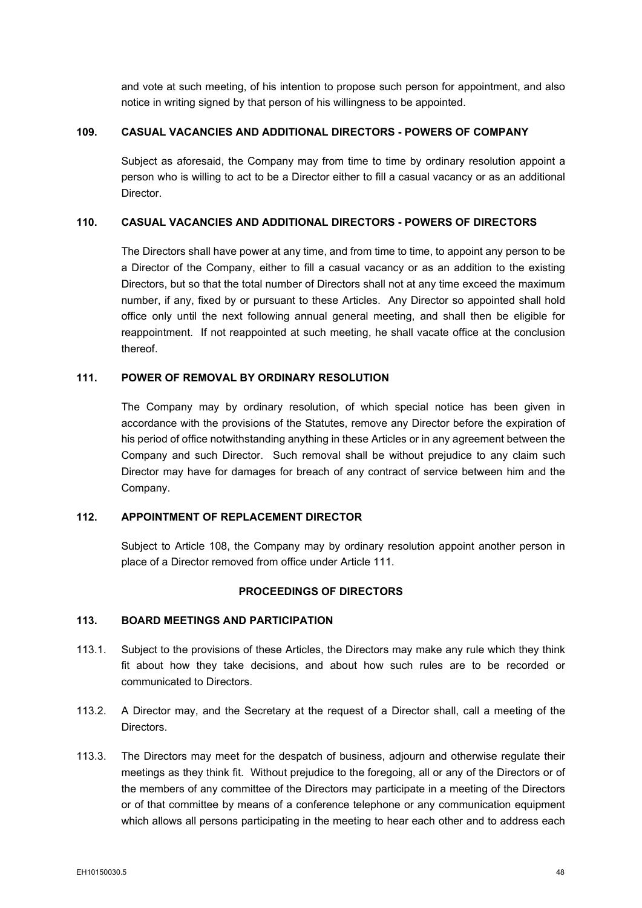and vote at such meeting, of his intention to propose such person for appointment, and also notice in writing signed by that person of his willingness to be appointed.

### 109. CASUAL VACANCIES AND ADDITIONAL DIRECTORS - POWERS OF COMPANY

Subject as aforesaid, the Company may from time to time by ordinary resolution appoint a person who is willing to act to be a Director either to fill a casual vacancy or as an additional Director.

### 110. CASUAL VACANCIES AND ADDITIONAL DIRECTORS - POWERS OF DIRECTORS

The Directors shall have power at any time, and from time to time, to appoint any person to be a Director of the Company, either to fill a casual vacancy or as an addition to the existing Directors, but so that the total number of Directors shall not at any time exceed the maximum number, if any, fixed by or pursuant to these Articles. Any Director so appointed shall hold office only until the next following annual general meeting, and shall then be eligible for reappointment. If not reappointed at such meeting, he shall vacate office at the conclusion thereof.

### 111. POWER OF REMOVAL BY ORDINARY RESOLUTION

The Company may by ordinary resolution, of which special notice has been given in accordance with the provisions of the Statutes, remove any Director before the expiration of his period of office notwithstanding anything in these Articles or in any agreement between the Company and such Director. Such removal shall be without prejudice to any claim such Director may have for damages for breach of any contract of service between him and the Company.

### 112. APPOINTMENT OF REPLACEMENT DIRECTOR

Subject to Article 108, the Company may by ordinary resolution appoint another person in place of a Director removed from office under Article 111.

## PROCEEDINGS OF DIRECTORS

### 113. BOARD MEETINGS AND PARTICIPATION

113.1. Subject to the provisions of these Articles, the Directors may make any rule which they think fit about how they take decisions, and about how such rules are to be recorded or communicated to Directors.

113.2. A Director may, and the Secretary at the request of a Director shall, call a meeting of the Directors.

113.3. The Directors may meet for the despatch of business, adjourn and otherwise regulate their meetings as they think fit. Without prejudice to the foregoing, all or any of the Directors or of the members of any committee of the Directors may participate in a meeting of the Directors or of that committee by means of a conference telephone or any communication equipment which allows all persons participating in the meeting to hear each other and to address each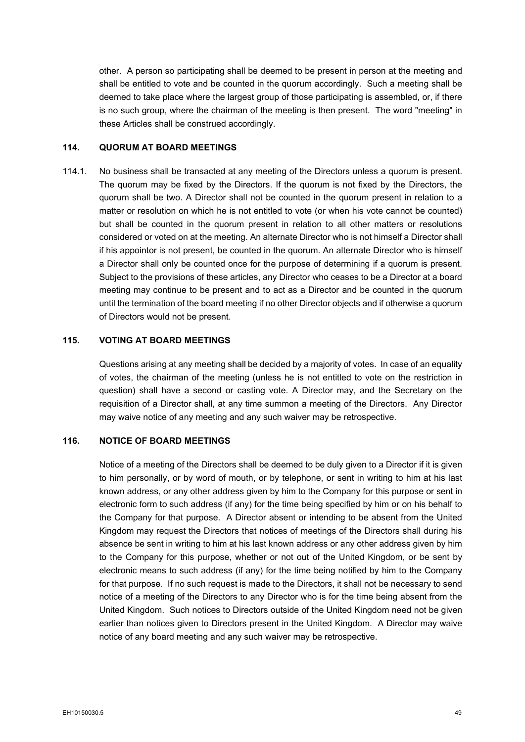other. A person so participating shall be deemed to be present in person at the meeting and shall be entitled to vote and be counted in the quorum accordingly. Such a meeting shall be deemed to take place where the largest group of those participating is assembled, or, if there is no such group, where the chairman of the meeting is then present. The word "meeting" in these Articles shall be construed accordingly.

### 114. QUORUM AT BOARD MEETINGS

114.1. No business shall be transacted at any meeting of the Directors unless a quorum is present. The quorum may be fixed by the Directors. If the quorum is not fixed by the Directors, the quorum shall be two. A Director shall not be counted in the quorum present in relation to a matter or resolution on which he is not entitled to vote (or when his vote cannot be counted) but shall be counted in the quorum present in relation to all other matters or resolutions considered or voted on at the meeting. An alternate Director who is not himself a Director shall if his appointor is not present, be counted in the quorum. An alternate Director who is himself a Director shall only be counted once for the purpose of determining if a quorum is present. Subject to the provisions of these articles, any Director who ceases to be a Director at a board meeting may continue to be present and to act as a Director and be counted in the quorum until the termination of the board meeting if no other Director objects and if otherwise a quorum of Directors would not be present.

### 115. VOTING AT BOARD MEETINGS

Questions arising at any meeting shall be decided by a majority of votes. In case of an equality of votes, the chairman of the meeting (unless he is not entitled to vote on the restriction in question) shall have a second or casting vote. A Director may, and the Secretary on the requisition of a Director shall, at any time summon a meeting of the Directors. Any Director may waive notice of any meeting and any such waiver may be retrospective.

### 116. NOTICE OF BOARD MEETINGS

Notice of a meeting of the Directors shall be deemed to be duly given to a Director if it is given to him personally, or by word of mouth, or by telephone, or sent in writing to him at his last known address, or any other address given by him to the Company for this purpose or sent in electronic form to such address (if any) for the time being specified by him or on his behalf to the Company for that purpose. A Director absent or intending to be absent from the United Kingdom may request the Directors that notices of meetings of the Directors shall during his absence be sent in writing to him at his last known address or any other address given by him to the Company for this purpose, whether or not out of the United Kingdom, or be sent by electronic means to such address (if any) for the time being notified by him to the Company for that purpose. If no such request is made to the Directors, it shall not be necessary to send notice of a meeting of the Directors to any Director who is for the time being absent from the United Kingdom. Such notices to Directors outside of the United Kingdom need not be given earlier than notices given to Directors present in the United Kingdom. A Director may waive notice of any board meeting and any such waiver may be retrospective.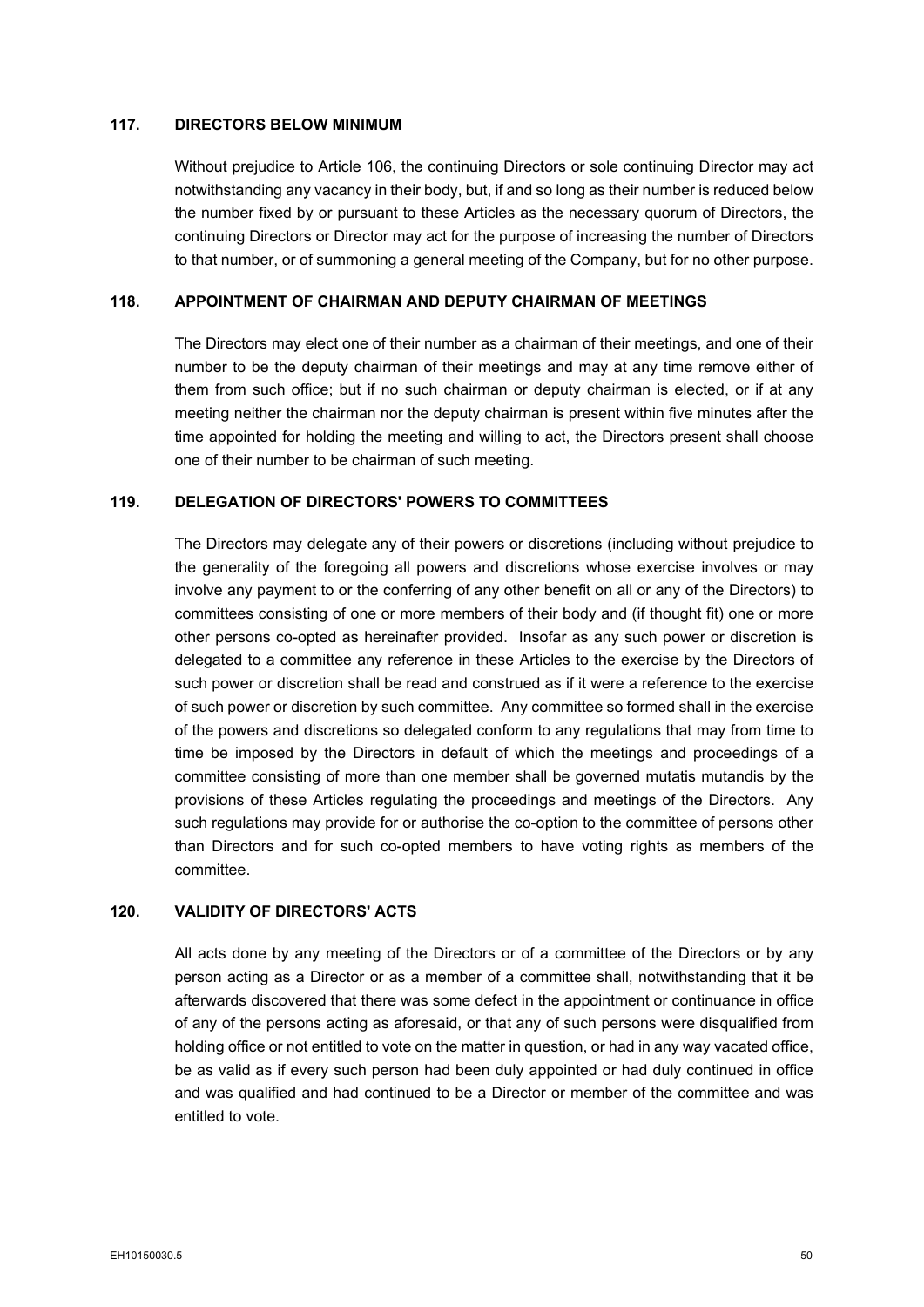### 117. DIRECTORS BELOW MINIMUM

Without prejudice to Article 106, the continuing Directors or sole continuing Director may act notwithstanding any vacancy in their body, but, if and so long as their number is reduced below the number fixed by or pursuant to these Articles as the necessary quorum of Directors, the continuing Directors or Director may act for the purpose of increasing the number of Directors to that number, or of summoning a general meeting of the Company, but for no other purpose.

### 118. APPOINTMENT OF CHAIRMAN AND DEPUTY CHAIRMAN OF MEETINGS

The Directors may elect one of their number as a chairman of their meetings, and one of their number to be the deputy chairman of their meetings and may at any time remove either of them from such office; but if no such chairman or deputy chairman is elected, or if at any meeting neither the chairman nor the deputy chairman is present within five minutes after the time appointed for holding the meeting and willing to act, the Directors present shall choose one of their number to be chairman of such meeting.

### 119. DELEGATION OF DIRECTORS' POWERS TO COMMITTEES

The Directors may delegate any of their powers or discretions (including without prejudice to the generality of the foregoing all powers and discretions whose exercise involves or may involve any payment to or the conferring of any other benefit on all or any of the Directors) to committees consisting of one or more members of their body and (if thought fit) one or more other persons co-opted as hereinafter provided. Insofar as any such power or discretion is delegated to a committee any reference in these Articles to the exercise by the Directors of such power or discretion shall be read and construed as if it were a reference to the exercise of such power or discretion by such committee. Any committee so formed shall in the exercise of the powers and discretions so delegated conform to any regulations that may from time to time be imposed by the Directors in default of which the meetings and proceedings of a committee consisting of more than one member shall be governed mutatis mutandis by the provisions of these Articles regulating the proceedings and meetings of the Directors. Any such regulations may provide for or authorise the co-option to the committee of persons other than Directors and for such co-opted members to have voting rights as members of the committee.

### 120. VALIDITY OF DIRECTORS' ACTS

All acts done by any meeting of the Directors or of a committee of the Directors or by any person acting as a Director or as a member of a committee shall, notwithstanding that it be afterwards discovered that there was some defect in the appointment or continuance in office of any of the persons acting as aforesaid, or that any of such persons were disqualified from holding office or not entitled to vote on the matter in question, or had in any way vacated office, be as valid as if every such person had been duly appointed or had duly continued in office and was qualified and had continued to be a Director or member of the committee and was entitled to vote.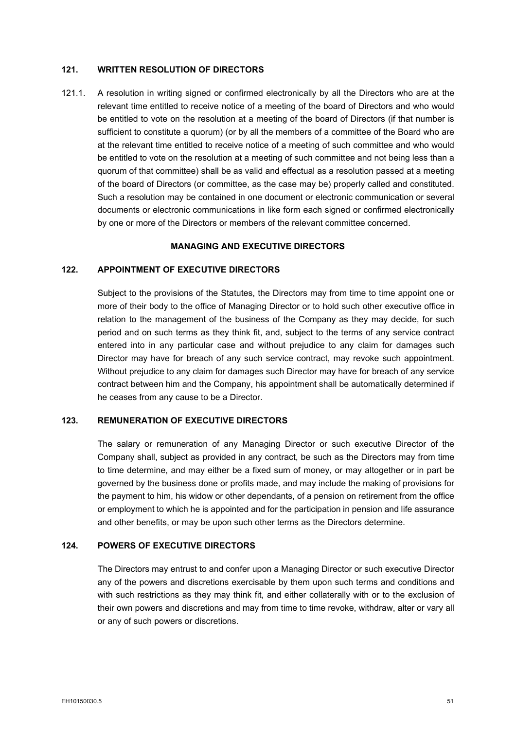### 121. WRITTEN RESOLUTION OF DIRECTORS

121.1. A resolution in writing signed or confirmed electronically by all the Directors who are at the relevant time entitled to receive notice of a meeting of the board of Directors and who would be entitled to vote on the resolution at a meeting of the board of Directors (if that number is sufficient to constitute a quorum) (or by all the members of a committee of the Board who are at the relevant time entitled to receive notice of a meeting of such committee and who would be entitled to vote on the resolution at a meeting of such committee and not being less than a quorum of that committee) shall be as valid and effectual as a resolution passed at a meeting of the board of Directors (or committee, as the case may be) properly called and constituted. Such a resolution may be contained in one document or electronic communication or several documents or electronic communications in like form each signed or confirmed electronically by one or more of the Directors or members of the relevant committee concerned.

## MANAGING AND EXECUTIVE DIRECTORS

### 122. APPOINTMENT OF EXECUTIVE DIRECTORS

Subject to the provisions of the Statutes, the Directors may from time to time appoint one or more of their body to the office of Managing Director or to hold such other executive office in relation to the management of the business of the Company as they may decide, for such period and on such terms as they think fit, and, subject to the terms of any service contract entered into in any particular case and without prejudice to any claim for damages such Director may have for breach of any such service contract, may revoke such appointment. Without prejudice to any claim for damages such Director may have for breach of any service contract between him and the Company, his appointment shall be automatically determined if he ceases from any cause to be a Director.

### 123. REMUNERATION OF EXECUTIVE DIRECTORS

The salary or remuneration of any Managing Director or such executive Director of the Company shall, subject as provided in any contract, be such as the Directors may from time to time determine, and may either be a fixed sum of money, or may altogether or in part be governed by the business done or profits made, and may include the making of provisions for the payment to him, his widow or other dependants, of a pension on retirement from the office or employment to which he is appointed and for the participation in pension and life assurance and other benefits, or may be upon such other terms as the Directors determine.

### 124. POWERS OF EXECUTIVE DIRECTORS

The Directors may entrust to and confer upon a Managing Director or such executive Director any of the powers and discretions exercisable by them upon such terms and conditions and with such restrictions as they may think fit, and either collaterally with or to the exclusion of their own powers and discretions and may from time to time revoke, withdraw, alter or vary all or any of such powers or discretions.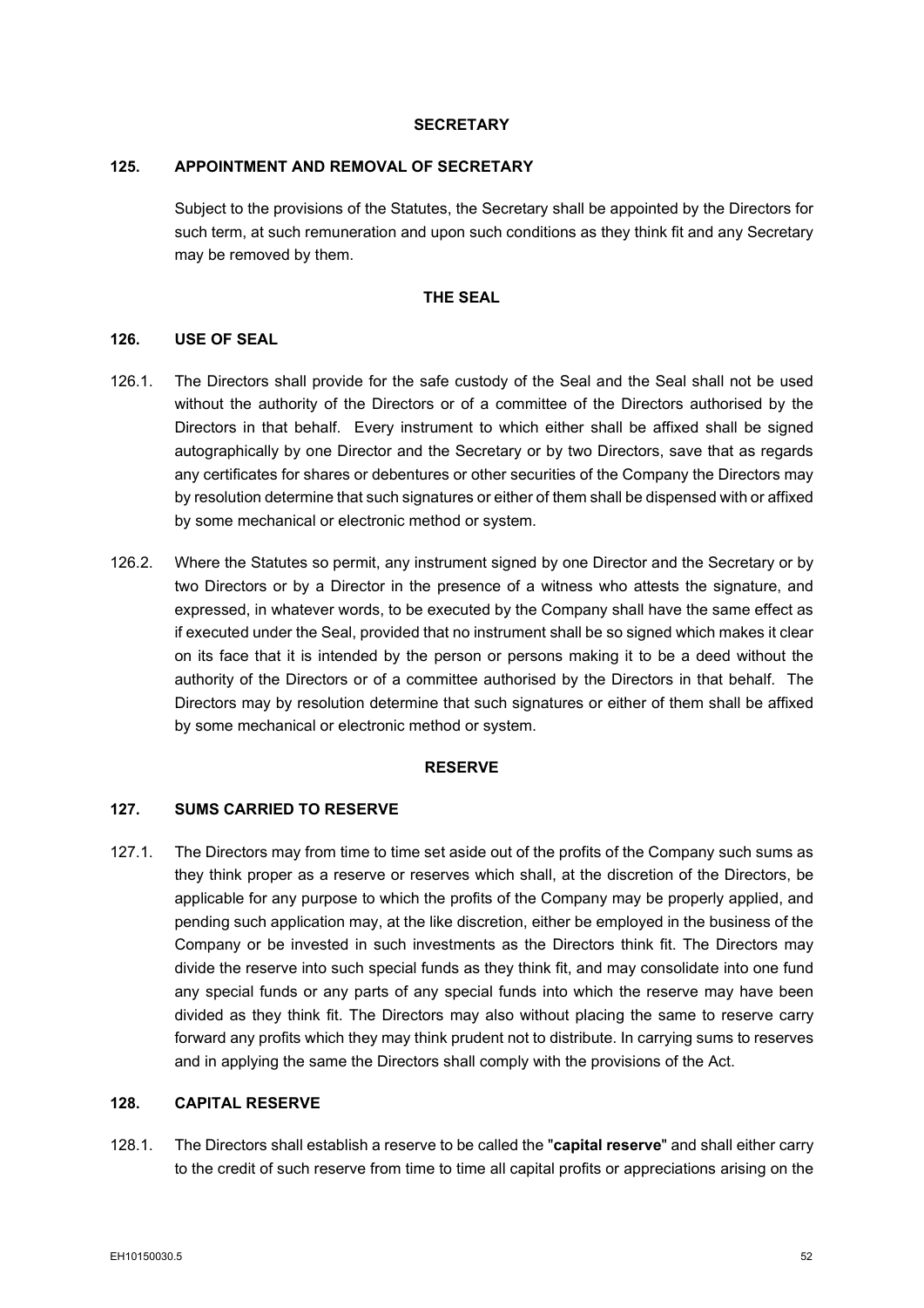## SECRETARY

### 125. APPOINTMENT AND REMOVAL OF SECRETARY

Subject to the provisions of the Statutes, the Secretary shall be appointed by the Directors for such term, at such remuneration and upon such conditions as they think fit and any Secretary may be removed by them.

## THE SEAL

### 126. USE OF SEAL

126.1. The Directors shall provide for the safe custody of the Seal and the Seal shall not be used without the authority of the Directors or of a committee of the Directors authorised by the Directors in that behalf. Every instrument to which either shall be affixed shall be signed autographically by one Director and the Secretary or by two Directors, save that as regards any certificates for shares or debentures or other securities of the Company the Directors may by resolution determine that such signatures or either of them shall be dispensed with or affixed by some mechanical or electronic method or system.

126.2. Where the Statutes so permit, any instrument signed by one Director and the Secretary or by two Directors or by a Director in the presence of a witness who attests the signature, and expressed, in whatever words, to be executed by the Company shall have the same effect as if executed under the Seal, provided that no instrument shall be so signed which makes it clear on its face that it is intended by the person or persons making it to be a deed without the authority of the Directors or of a committee authorised by the Directors in that behalf. The Directors may by resolution determine that such signatures or either of them shall be affixed by some mechanical or electronic method or system.

## RESERVE

### 127. SUMS CARRIED TO RESERVE

127.1. The Directors may from time to time set aside out of the profits of the Company such sums as they think proper as a reserve or reserves which shall, at the discretion of the Directors, be applicable for any purpose to which the profits of the Company may be properly applied, and pending such application may, at the like discretion, either be employed in the business of the Company or be invested in such investments as the Directors think fit. The Directors may divide the reserve into such special funds as they think fit, and may consolidate into one fund any special funds or any parts of any special funds into which the reserve may have been divided as they think fit. The Directors may also without placing the same to reserve carry forward any profits which they may think prudent not to distribute. In carrying sums to reserves and in applying the same the Directors shall comply with the provisions of the Act.

### 128. CAPITAL RESERVE

128.1. The Directors shall establish a reserve to be called the "**capital reserve**" and shall either carry to the credit of such reserve from time to time all capital profits or appreciations arising on the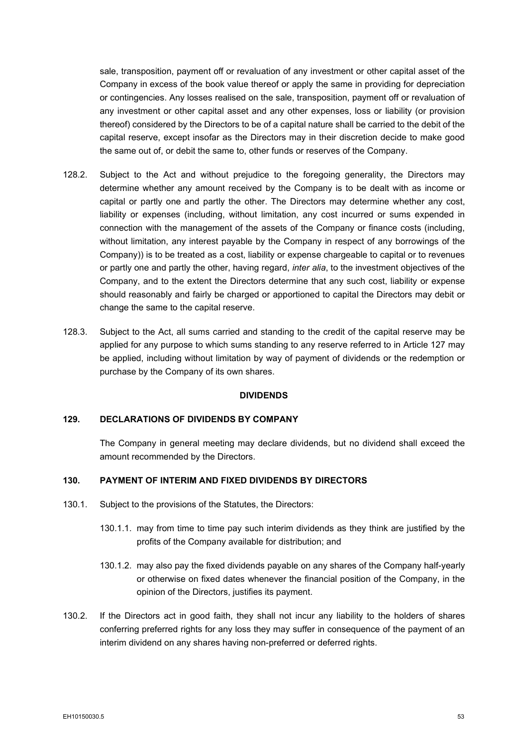sale, transposition, payment off or revaluation of any investment or other capital asset of the Company in excess of the book value thereof or apply the same in providing for depreciation or contingencies. Any losses realised on the sale, transposition, payment off or revaluation of any investment or other capital asset and any other expenses, loss or liability (or provision thereof) considered by the Directors to be of a capital nature shall be carried to the debit of the capital reserve, except insofar as the Directors may in their discretion decide to make good the same out of, or debit the same to, other funds or reserves of the Company.

128.2. Subject to the Act and without prejudice to the foregoing generality, the Directors may determine whether any amount received by the Company is to be dealt with as income or capital or partly one and partly the other. The Directors may determine whether any cost, liability or expenses (including, without limitation, any cost incurred or sums expended in connection with the management of the assets of the Company or finance costs (including, without limitation, any interest payable by the Company in respect of any borrowings of the Company)) is to be treated as a cost, liability or expense chargeable to capital or to revenues or partly one and partly the other, having regard, *inter alia*, to the investment objectives of the Company, and to the extent the Directors determine that any such cost, liability or expense should reasonably and fairly be charged or apportioned to capital the Directors may debit or change the same to the capital reserve.

128.3. Subject to the Act, all sums carried and standing to the credit of the capital reserve may be applied for any purpose to which sums standing to any reserve referred to in Article 127 may be applied, including without limitation by way of payment of dividends or the redemption or purchase by the Company of its own shares.

## DIVIDENDS

### 129. DECLARATIONS OF DIVIDENDS BY COMPANY

The Company in general meeting may declare dividends, but no dividend shall exceed the amount recommended by the Directors.

### 130. PAYMENT OF INTERIM AND FIXED DIVIDENDS BY DIRECTORS

130.1. Subject to the provisions of the Statutes, the Directors:

130.1.1. may from time to time pay such interim dividends as they think are justified by the profits of the Company available for distribution; and

130.1.2. may also pay the fixed dividends payable on any shares of the Company half-yearly or otherwise on fixed dates whenever the financial position of the Company, in the opinion of the Directors, justifies its payment.

130.2. If the Directors act in good faith, they shall not incur any liability to the holders of shares conferring preferred rights for any loss they may suffer in consequence of the payment of an interim dividend on any shares having non-preferred or deferred rights.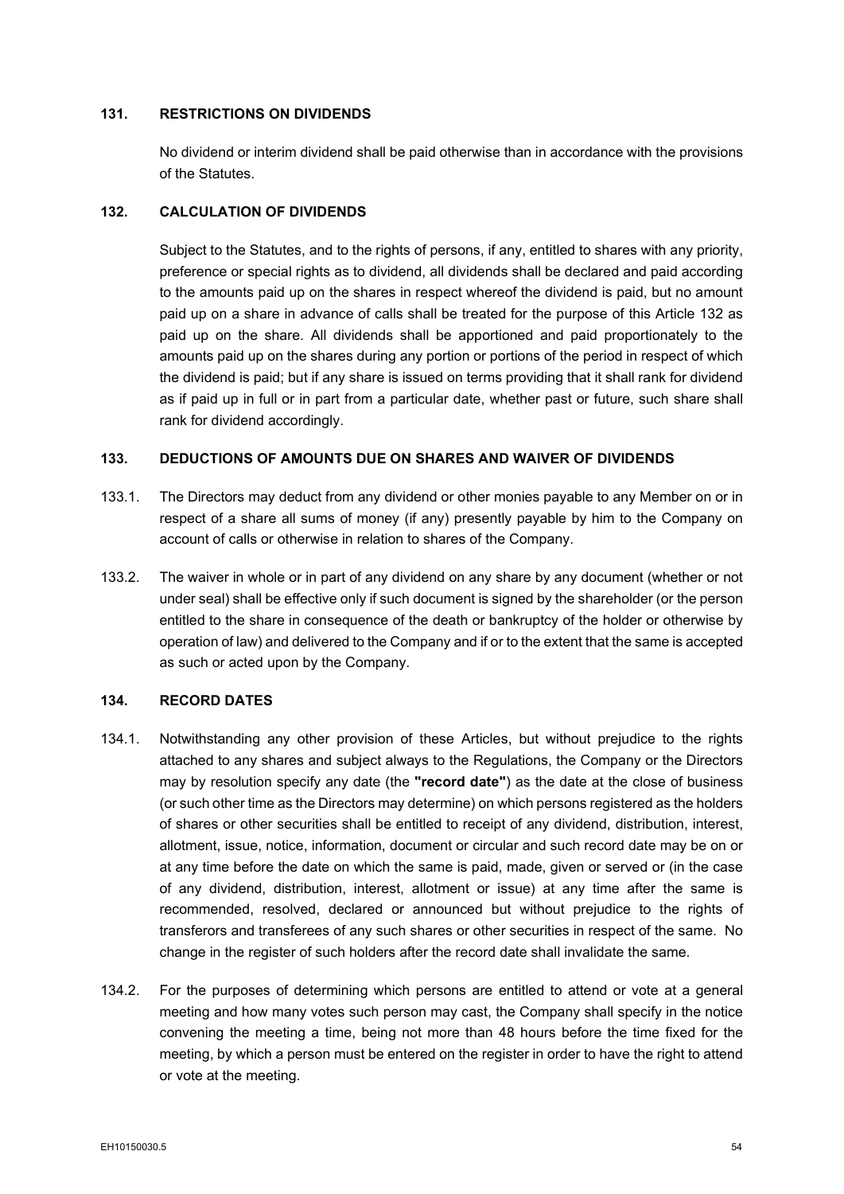## 131. RESTRICTIONS ON DIVIDENDS

No dividend or interim dividend shall be paid otherwise than in accordance with the provisions of the Statutes.

## 132. CALCULATION OF DIVIDENDS

Subject to the Statutes, and to the rights of persons, if any, entitled to shares with any priority, preference or special rights as to dividend, all dividends shall be declared and paid according to the amounts paid up on the shares in respect whereof the dividend is paid, but no amount paid up on a share in advance of calls shall be treated for the purpose of this Article 132 as paid up on the share. All dividends shall be apportioned and paid proportionately to the amounts paid up on the shares during any portion or portions of the period in respect of which the dividend is paid; but if any share is issued on terms providing that it shall rank for dividend as if paid up in full or in part from a particular date, whether past or future, such share shall rank for dividend accordingly.

## 133. DEDUCTIONS OF AMOUNTS DUE ON SHARES AND WAIVER OF DIVIDENDS

133.1. The Directors may deduct from any dividend or other monies payable to any Member on or in respect of a share all sums of money (if any) presently payable by him to the Company on account of calls or otherwise in relation to shares of the Company.

133.2. The waiver in whole or in part of any dividend on any share by any document (whether or not under seal) shall be effective only if such document is signed by the shareholder (or the person entitled to the share in consequence of the death or bankruptcy of the holder or otherwise by operation of law) and delivered to the Company and if or to the extent that the same is accepted as such or acted upon by the Company.

## 134. RECORD DATES

134.1. Notwithstanding any other provision of these Articles, but without prejudice to the rights attached to any shares and subject always to the Regulations, the Company or the Directors may by resolution specify any date (the **"record date"**) as the date at the close of business (or such other time as the Directors may determine) on which persons registered as the holders of shares or other securities shall be entitled to receipt of any dividend, distribution, interest, allotment, issue, notice, information, document or circular and such record date may be on or at any time before the date on which the same is paid, made, given or served or (in the case of any dividend, distribution, interest, allotment or issue) at any time after the same is recommended, resolved, declared or announced but without prejudice to the rights of transferors and transferees of any such shares or other securities in respect of the same. No change in the register of such holders after the record date shall invalidate the same.

134.2. For the purposes of determining which persons are entitled to attend or vote at a general meeting and how many votes such person may cast, the Company shall specify in the notice convening the meeting a time, being not more than 48 hours before the time fixed for the meeting, by which a person must be entered on the register in order to have the right to attend or vote at the meeting.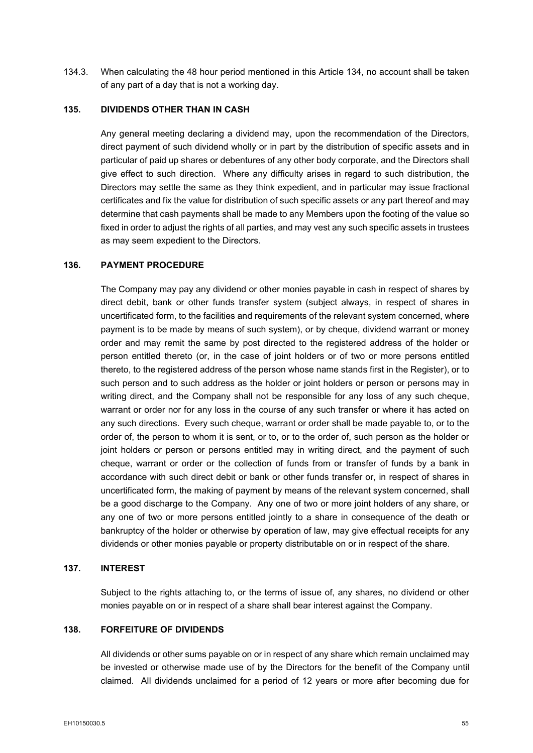134.3. When calculating the 48 hour period mentioned in this Article 134, no account shall be taken of any part of a day that is not a working day.

## 135. DIVIDENDS OTHER THAN IN CASH

Any general meeting declaring a dividend may, upon the recommendation of the Directors, direct payment of such dividend wholly or in part by the distribution of specific assets and in particular of paid up shares or debentures of any other body corporate, and the Directors shall give effect to such direction. Where any difficulty arises in regard to such distribution, the Directors may settle the same as they think expedient, and in particular may issue fractional certificates and fix the value for distribution of such specific assets or any part thereof and may determine that cash payments shall be made to any Members upon the footing of the value so fixed in order to adjust the rights of all parties, and may vest any such specific assets in trustees as may seem expedient to the Directors.

## 136. PAYMENT PROCEDURE

The Company may pay any dividend or other monies payable in cash in respect of shares by direct debit, bank or other funds transfer system (subject always, in respect of shares in uncertificated form, to the facilities and requirements of the relevant system concerned, where payment is to be made by means of such system), or by cheque, dividend warrant or money order and may remit the same by post directed to the registered address of the holder or person entitled thereto (or, in the case of joint holders or of two or more persons entitled thereto, to the registered address of the person whose name stands first in the Register), or to such person and to such address as the holder or joint holders or person or persons may in writing direct, and the Company shall not be responsible for any loss of any such cheque, warrant or order nor for any loss in the course of any such transfer or where it has acted on any such directions. Every such cheque, warrant or order shall be made payable to, or to the order of, the person to whom it is sent, or to, or to the order of, such person as the holder or joint holders or person or persons entitled may in writing direct, and the payment of such cheque, warrant or order or the collection of funds from or transfer of funds by a bank in accordance with such direct debit or bank or other funds transfer or, in respect of shares in uncertificated form, the making of payment by means of the relevant system concerned, shall be a good discharge to the Company. Any one of two or more joint holders of any share, or any one of two or more persons entitled jointly to a share in consequence of the death or bankruptcy of the holder or otherwise by operation of law, may give effectual receipts for any dividends or other monies payable or property distributable on or in respect of the share.

## 137. INTEREST

Subject to the rights attaching to, or the terms of issue of, any shares, no dividend or other monies payable on or in respect of a share shall bear interest against the Company.

## 138. FORFEITURE OF DIVIDENDS

All dividends or other sums payable on or in respect of any share which remain unclaimed may be invested or otherwise made use of by the Directors for the benefit of the Company until claimed. All dividends unclaimed for a period of 12 years or more after becoming due for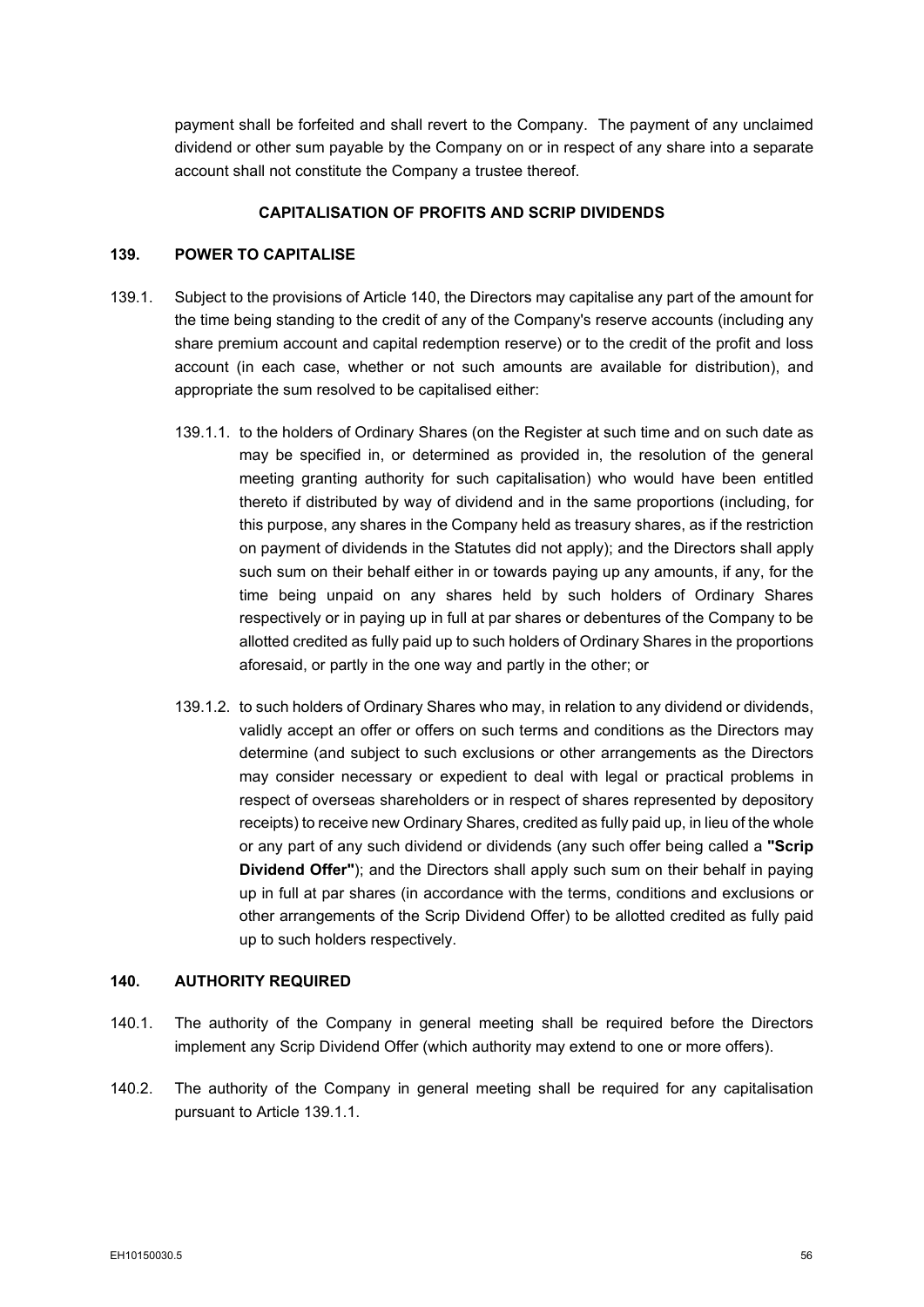payment shall be forfeited and shall revert to the Company. The payment of any unclaimed dividend or other sum payable by the Company on or in respect of any share into a separate account shall not constitute the Company a trustee thereof.

## CAPITALISATION OF PROFITS AND SCRIP DIVIDENDS

### 139. POWER TO CAPITALISE

139.1. Subject to the provisions of Article 140, the Directors may capitalise any part of the amount for the time being standing to the credit of any of the Company's reserve accounts (including any share premium account and capital redemption reserve) or to the credit of the profit and loss account (in each case, whether or not such amounts are available for distribution), and appropriate the sum resolved to be capitalised either:

139.1.1. to the holders of Ordinary Shares (on the Register at such time and on such date as may be specified in, or determined as provided in, the resolution of the general meeting granting authority for such capitalisation) who would have been entitled thereto if distributed by way of dividend and in the same proportions (including, for this purpose, any shares in the Company held as treasury shares, as if the restriction on payment of dividends in the Statutes did not apply); and the Directors shall apply such sum on their behalf either in or towards paying up any amounts, if any, for the time being unpaid on any shares held by such holders of Ordinary Shares respectively or in paying up in full at par shares or debentures of the Company to be allotted credited as fully paid up to such holders of Ordinary Shares in the proportions aforesaid, or partly in the one way and partly in the other; or

139.1.2. to such holders of Ordinary Shares who may, in relation to any dividend or dividends, validly accept an offer or offers on such terms and conditions as the Directors may determine (and subject to such exclusions or other arrangements as the Directors may consider necessary or expedient to deal with legal or practical problems in respect of overseas shareholders or in respect of shares represented by depository receipts) to receive new Ordinary Shares, credited as fully paid up, in lieu of the whole or any part of any such dividend or dividends (any such offer being called a **"Scrip Dividend Offer"**); and the Directors shall apply such sum on their behalf in paying up in full at par shares (in accordance with the terms, conditions and exclusions or other arrangements of the Scrip Dividend Offer) to be allotted credited as fully paid up to such holders respectively.

### 140. AUTHORITY REQUIRED

140.1. The authority of the Company in general meeting shall be required before the Directors implement any Scrip Dividend Offer (which authority may extend to one or more offers).

140.2. The authority of the Company in general meeting shall be required for any capitalisation pursuant to Article 139.1.1.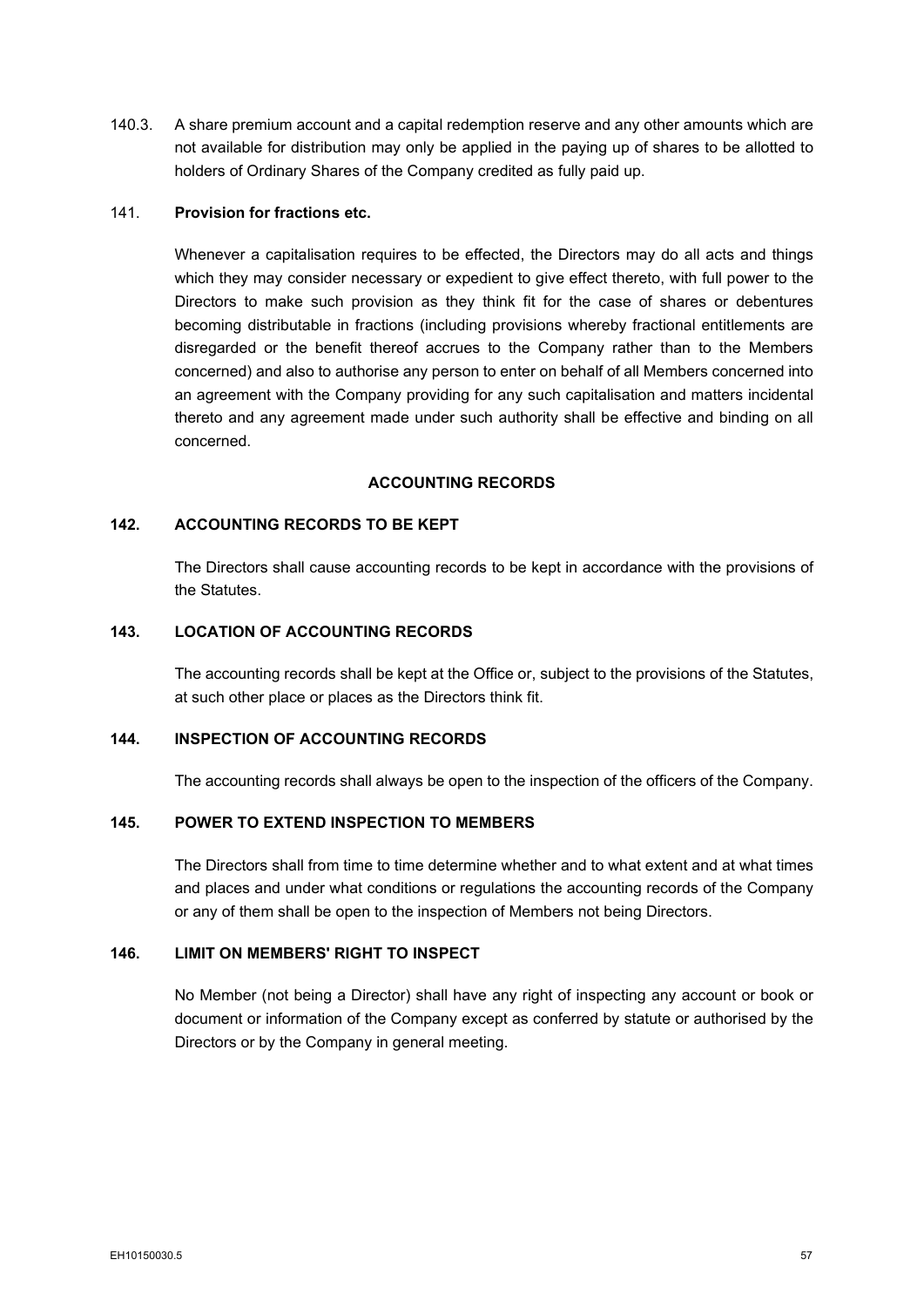140.3. A share premium account and a capital redemption reserve and any other amounts which are not available for distribution may only be applied in the paying up of shares to be allotted to holders of Ordinary Shares of the Company credited as fully paid up.

141. **Provision for fractions etc.**

Whenever a capitalisation requires to be effected, the Directors may do all acts and things which they may consider necessary or expedient to give effect thereto, with full power to the Directors to make such provision as they think fit for the case of shares or debentures becoming distributable in fractions (including provisions whereby fractional entitlements are disregarded or the benefit thereof accrues to the Company rather than to the Members concerned) and also to authorise any person to enter on behalf of all Members concerned into an agreement with the Company providing for any such capitalisation and matters incidental thereto and any agreement made under such authority shall be effective and binding on all concerned.

## ACCOUNTING RECORDS

### 142. ACCOUNTING RECORDS TO BE KEPT

The Directors shall cause accounting records to be kept in accordance with the provisions of the Statutes.

### 143. LOCATION OF ACCOUNTING RECORDS

The accounting records shall be kept at the Office or, subject to the provisions of the Statutes, at such other place or places as the Directors think fit.

### 144. INSPECTION OF ACCOUNTING RECORDS

The accounting records shall always be open to the inspection of the officers of the Company.

### 145. POWER TO EXTEND INSPECTION TO MEMBERS

The Directors shall from time to time determine whether and to what extent and at what times and places and under what conditions or regulations the accounting records of the Company or any of them shall be open to the inspection of Members not being Directors.

### 146. LIMIT ON MEMBERS' RIGHT TO INSPECT

No Member (not being a Director) shall have any right of inspecting any account or book or document or information of the Company except as conferred by statute or authorised by the Directors or by the Company in general meeting.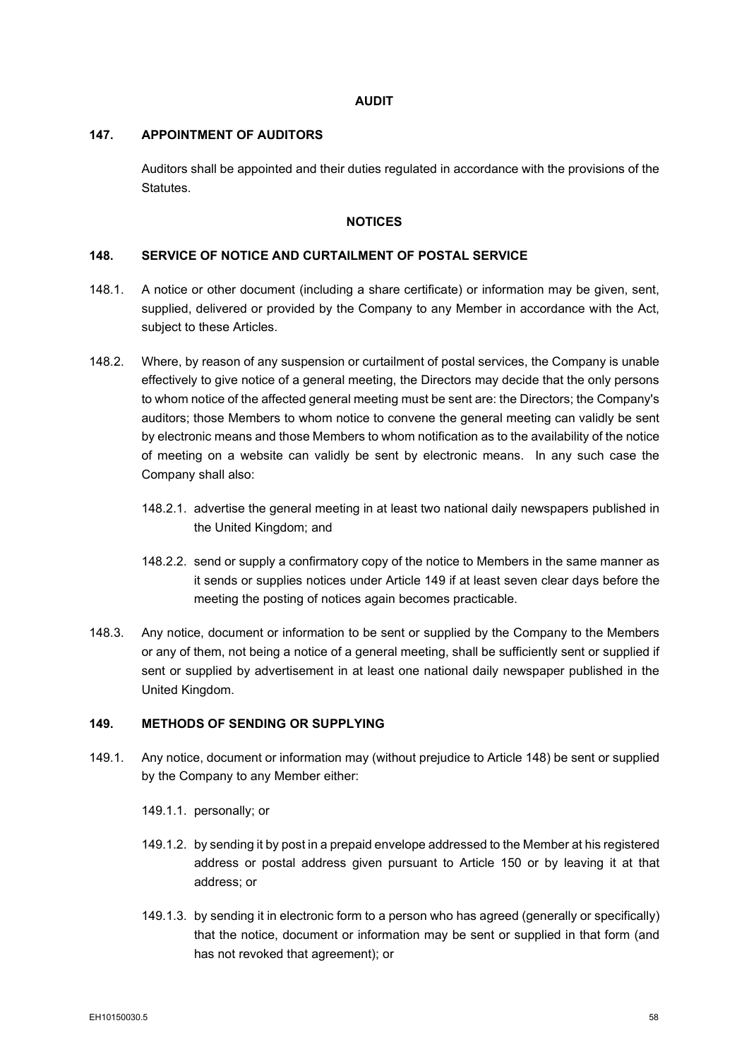## AUDIT

### 147. APPOINTMENT OF AUDITORS

Auditors shall be appointed and their duties regulated in accordance with the provisions of the Statutes.

## NOTICES

### 148. SERVICE OF NOTICE AND CURTAILMENT OF POSTAL SERVICE

148.1. A notice or other document (including a share certificate) or information may be given, sent, supplied, delivered or provided by the Company to any Member in accordance with the Act, subject to these Articles.

148.2. Where, by reason of any suspension or curtailment of postal services, the Company is unable effectively to give notice of a general meeting, the Directors may decide that the only persons to whom notice of the affected general meeting must be sent are: the Directors; the Company's auditors; those Members to whom notice to convene the general meeting can validly be sent by electronic means and those Members to whom notification as to the availability of the notice of meeting on a website can validly be sent by electronic means. In any such case the Company shall also:

148.2.1. advertise the general meeting in at least two national daily newspapers published in the United Kingdom; and

148.2.2. send or supply a confirmatory copy of the notice to Members in the same manner as it sends or supplies notices under Article 149 if at least seven clear days before the meeting the posting of notices again becomes practicable.

148.3. Any notice, document or information to be sent or supplied by the Company to the Members or any of them, not being a notice of a general meeting, shall be sufficiently sent or supplied if sent or supplied by advertisement in at least one national daily newspaper published in the United Kingdom.

### 149. METHODS OF SENDING OR SUPPLYING

149.1. Any notice, document or information may (without prejudice to Article 148) be sent or supplied by the Company to any Member either:

149.1.1. personally; or

149.1.2. by sending it by post in a prepaid envelope addressed to the Member at his registered address or postal address given pursuant to Article 150 or by leaving it at that address; or

149.1.3. by sending it in electronic form to a person who has agreed (generally or specifically) that the notice, document or information may be sent or supplied in that form (and has not revoked that agreement); or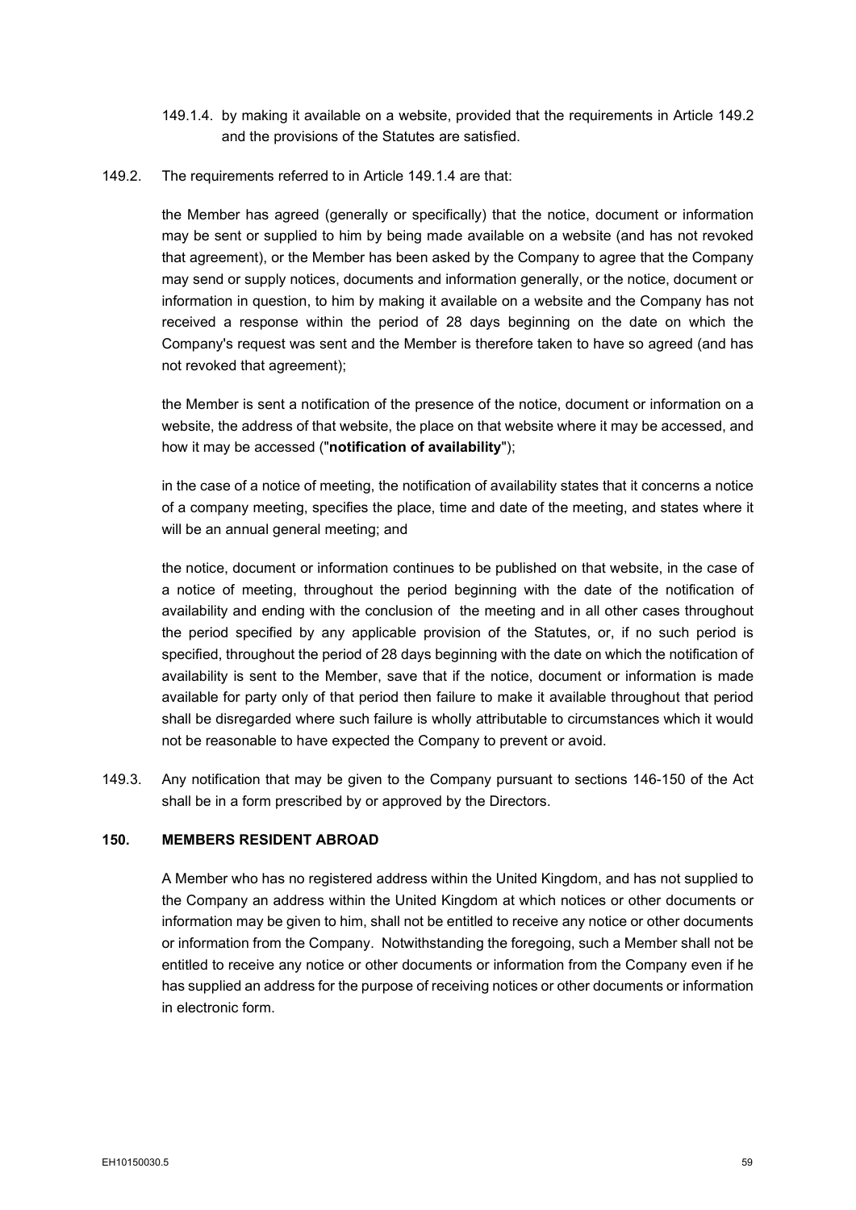149.1.4. by making it available on a website, provided that the requirements in Article 149.2 and the provisions of the Statutes are satisfied.

149.2. The requirements referred to in Article 149.1.4 are that:

the Member has agreed (generally or specifically) that the notice, document or information may be sent or supplied to him by being made available on a website (and has not revoked that agreement), or the Member has been asked by the Company to agree that the Company may send or supply notices, documents and information generally, or the notice, document or information in question, to him by making it available on a website and the Company has not received a response within the period of 28 days beginning on the date on which the Company's request was sent and the Member is therefore taken to have so agreed (and has not revoked that agreement);

the Member is sent a notification of the presence of the notice, document or information on a website, the address of that website, the place on that website where it may be accessed, and how it may be accessed ("**notification of availability**");

in the case of a notice of meeting, the notification of availability states that it concerns a notice of a company meeting, specifies the place, time and date of the meeting, and states where it will be an annual general meeting; and

the notice, document or information continues to be published on that website, in the case of a notice of meeting, throughout the period beginning with the date of the notification of availability and ending with the conclusion of the meeting and in all other cases throughout the period specified by any applicable provision of the Statutes, or, if no such period is specified, throughout the period of 28 days beginning with the date on which the notification of availability is sent to the Member, save that if the notice, document or information is made available for party only of that period then failure to make it available throughout that period shall be disregarded where such failure is wholly attributable to circumstances which it would not be reasonable to have expected the Company to prevent or avoid.

149.3. Any notification that may be given to the Company pursuant to sections 146-150 of the Act shall be in a form prescribed by or approved by the Directors.

## 150. MEMBERS RESIDENT ABROAD

A Member who has no registered address within the United Kingdom, and has not supplied to the Company an address within the United Kingdom at which notices or other documents or information may be given to him, shall not be entitled to receive any notice or other documents or information from the Company. Notwithstanding the foregoing, such a Member shall not be entitled to receive any notice or other documents or information from the Company even if he has supplied an address for the purpose of receiving notices or other documents or information in electronic form.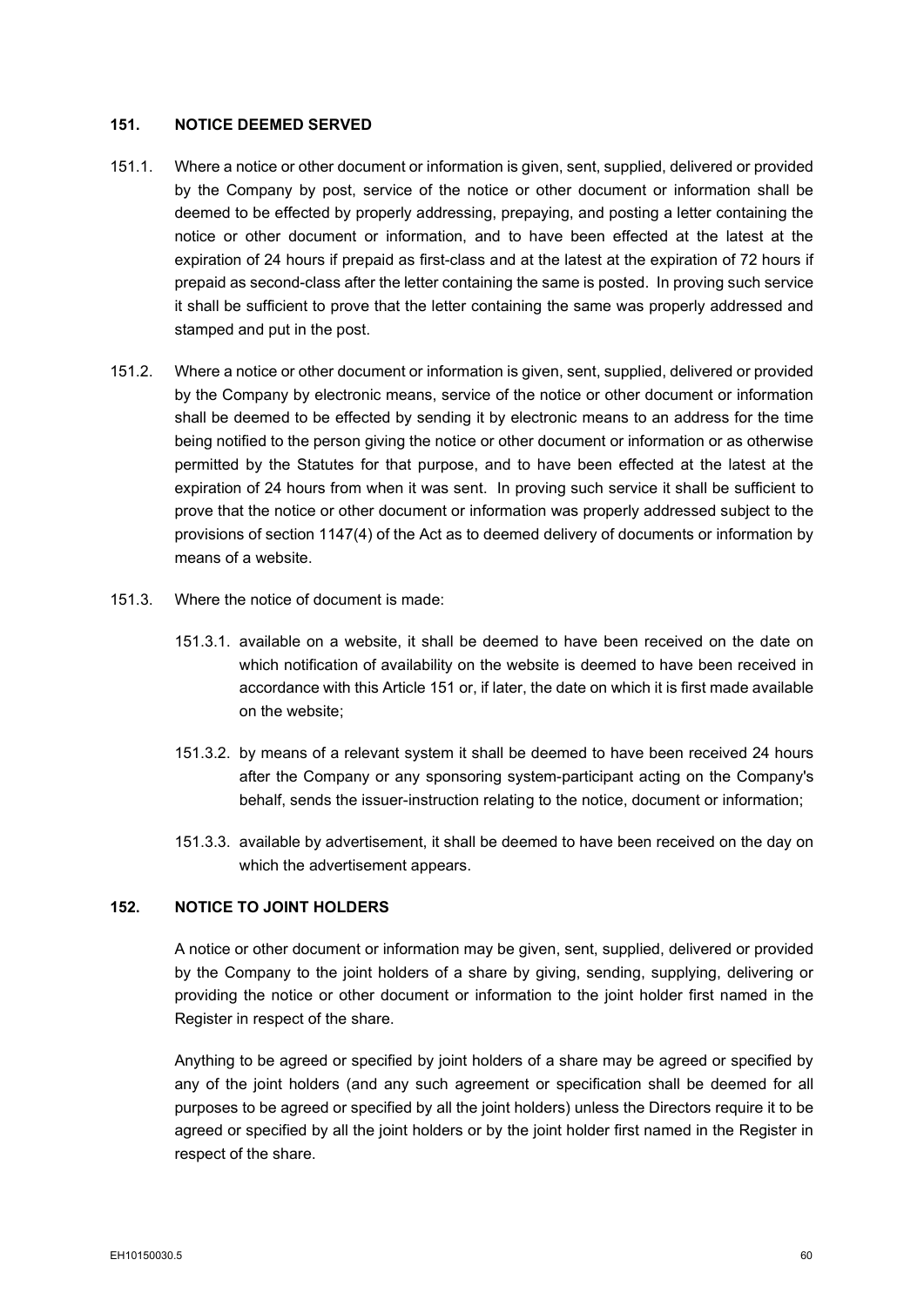## 151. NOTICE DEEMED SERVED

151.1. Where a notice or other document or information is given, sent, supplied, delivered or provided by the Company by post, service of the notice or other document or information shall be deemed to be effected by properly addressing, prepaying, and posting a letter containing the notice or other document or information, and to have been effected at the latest at the expiration of 24 hours if prepaid as first-class and at the latest at the expiration of 72 hours if prepaid as second-class after the letter containing the same is posted. In proving such service it shall be sufficient to prove that the letter containing the same was properly addressed and stamped and put in the post.

151.2. Where a notice or other document or information is given, sent, supplied, delivered or provided by the Company by electronic means, service of the notice or other document or information shall be deemed to be effected by sending it by electronic means to an address for the time being notified to the person giving the notice or other document or information or as otherwise permitted by the Statutes for that purpose, and to have been effected at the latest at the expiration of 24 hours from when it was sent. In proving such service it shall be sufficient to prove that the notice or other document or information was properly addressed subject to the provisions of section 1147(4) of the Act as to deemed delivery of documents or information by means of a website.

151.3. Where the notice of document is made:

151.3.1. available on a website, it shall be deemed to have been received on the date on which notification of availability on the website is deemed to have been received in accordance with this Article 151 or, if later, the date on which it is first made available on the website;

151.3.2. by means of a relevant system it shall be deemed to have been received 24 hours after the Company or any sponsoring system-participant acting on the Company's behalf, sends the issuer-instruction relating to the notice, document or information;

151.3.3. available by advertisement, it shall be deemed to have been received on the day on which the advertisement appears.

## 152. NOTICE TO JOINT HOLDERS

A notice or other document or information may be given, sent, supplied, delivered or provided by the Company to the joint holders of a share by giving, sending, supplying, delivering or providing the notice or other document or information to the joint holder first named in the Register in respect of the share.

Anything to be agreed or specified by joint holders of a share may be agreed or specified by any of the joint holders (and any such agreement or specification shall be deemed for all purposes to be agreed or specified by all the joint holders) unless the Directors require it to be agreed or specified by all the joint holders or by the joint holder first named in the Register in respect of the share.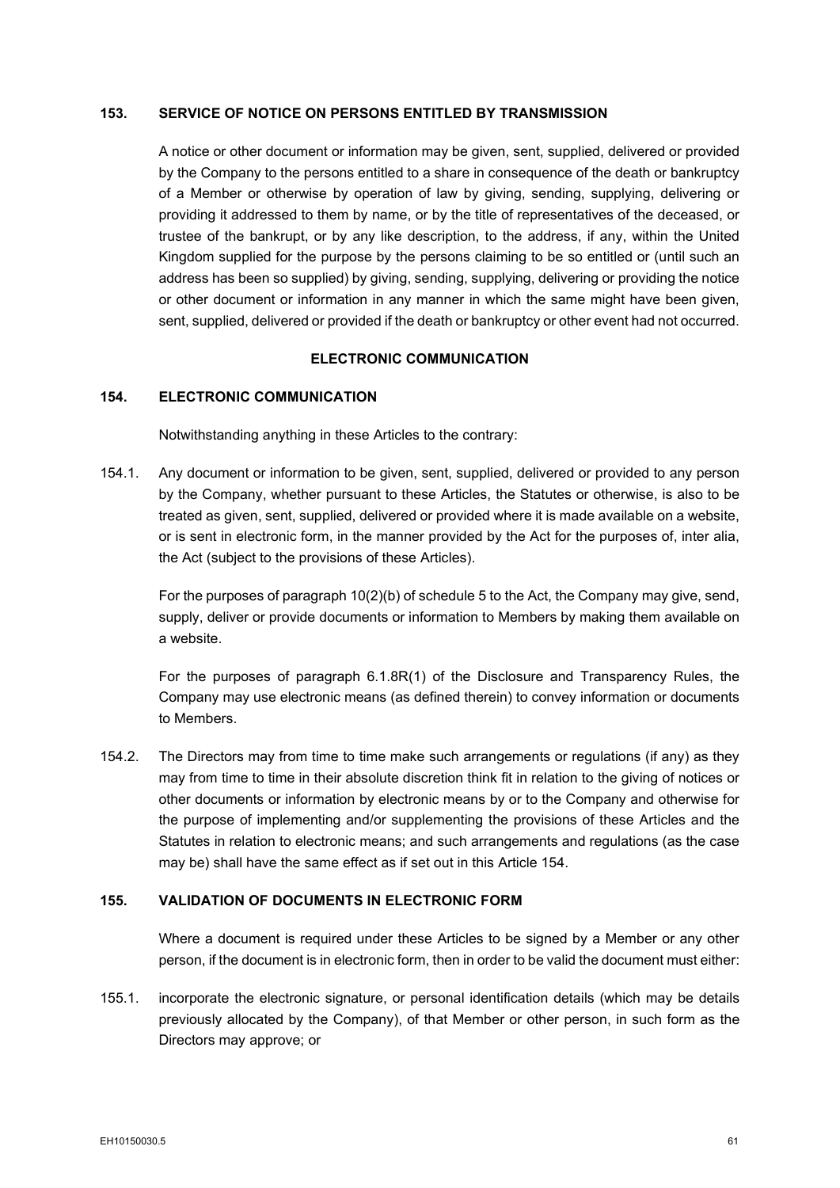### 153. SERVICE OF NOTICE ON PERSONS ENTITLED BY TRANSMISSION

A notice or other document or information may be given, sent, supplied, delivered or provided by the Company to the persons entitled to a share in consequence of the death or bankruptcy of a Member or otherwise by operation of law by giving, sending, supplying, delivering or providing it addressed to them by name, or by the title of representatives of the deceased, or trustee of the bankrupt, or by any like description, to the address, if any, within the United Kingdom supplied for the purpose by the persons claiming to be so entitled or (until such an address has been so supplied) by giving, sending, supplying, delivering or providing the notice or other document or information in any manner in which the same might have been given, sent, supplied, delivered or provided if the death or bankruptcy or other event had not occurred.

## ELECTRONIC COMMUNICATION

### 154. ELECTRONIC COMMUNICATION

Notwithstanding anything in these Articles to the contrary:

154.1. Any document or information to be given, sent, supplied, delivered or provided to any person by the Company, whether pursuant to these Articles, the Statutes or otherwise, is also to be treated as given, sent, supplied, delivered or provided where it is made available on a website, or is sent in electronic form, in the manner provided by the Act for the purposes of, inter alia, the Act (subject to the provisions of these Articles).

For the purposes of paragraph 10(2)(b) of schedule 5 to the Act, the Company may give, send, supply, deliver or provide documents or information to Members by making them available on a website.

For the purposes of paragraph 6.1.8R(1) of the Disclosure and Transparency Rules, the Company may use electronic means (as defined therein) to convey information or documents to Members.

154.2. The Directors may from time to time make such arrangements or regulations (if any) as they may from time to time in their absolute discretion think fit in relation to the giving of notices or other documents or information by electronic means by or to the Company and otherwise for the purpose of implementing and/or supplementing the provisions of these Articles and the Statutes in relation to electronic means; and such arrangements and regulations (as the case may be) shall have the same effect as if set out in this Article 154.

### 155. VALIDATION OF DOCUMENTS IN ELECTRONIC FORM

Where a document is required under these Articles to be signed by a Member or any other person, if the document is in electronic form, then in order to be valid the document must either:

155.1. incorporate the electronic signature, or personal identification details (which may be details previously allocated by the Company), of that Member or other person, in such form as the Directors may approve; or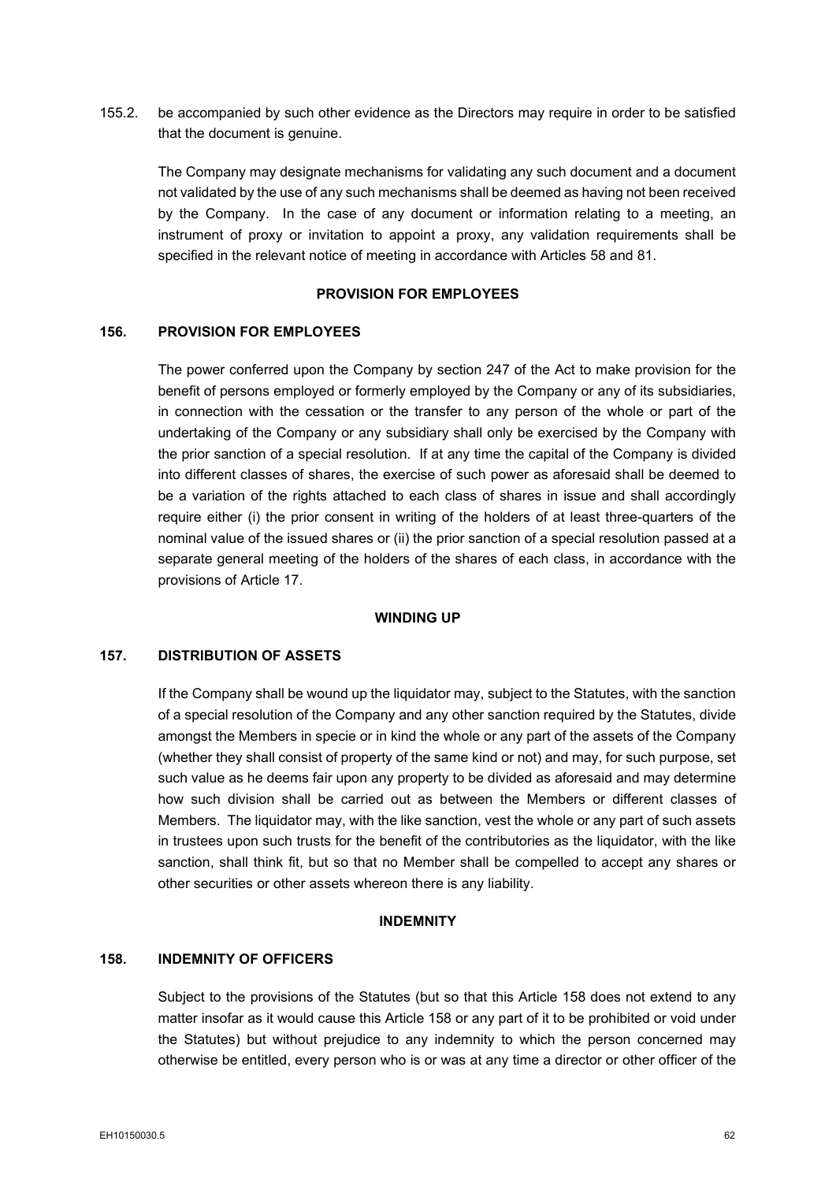155.2. be accompanied by such other evidence as the Directors may require in order to be satisfied that the document is genuine.

The Company may designate mechanisms for validating any such document and a document not validated by the use of any such mechanisms shall be deemed as having not been received by the Company. In the case of any document or information relating to a meeting, an instrument of proxy or invitation to appoint a proxy, any validation requirements shall be specified in the relevant notice of meeting in accordance with Articles 58 and 81.

**PROVISION FOR EMPLOYEES**

**156. PROVISION FOR EMPLOYEES**

The power conferred upon the Company by section 247 of the Act to make provision for the benefit of persons employed or formerly employed by the Company or any of its subsidiaries, in connection with the cessation or the transfer to any person of the whole or part of the undertaking of the Company or any subsidiary shall only be exercised by the Company with the prior sanction of a special resolution. If at any time the capital of the Company is divided into different classes of shares, the exercise of such power as aforesaid shall be deemed to be a variation of the rights attached to each class of shares in issue and shall accordingly require either (i) the prior consent in writing of the holders of at least three-quarters of the nominal value of the issued shares or (ii) the prior sanction of a special resolution passed at a separate general meeting of the holders of the shares of each class, in accordance with the provisions of Article 17.

**WINDING UP**

**157. DISTRIBUTION OF ASSETS**

If the Company shall be wound up the liquidator may, subject to the Statutes, with the sanction of a special resolution of the Company and any other sanction required by the Statutes, divide amongst the Members in specie or in kind the whole or any part of the assets of the Company (whether they shall consist of property of the same kind or not) and may, for such purpose, set such value as he deems fair upon any property to be divided as aforesaid and may determine how such division shall be carried out as between the Members or different classes of Members. The liquidator may, with the like sanction, vest the whole or any part of such assets in trustees upon such trusts for the benefit of the contributories as the liquidator, with the like sanction, shall think fit, but so that no Member shall be compelled to accept any shares or other securities or other assets whereon there is any liability.

**INDEMNITY**

**158. INDEMNITY OF OFFICERS**

Subject to the provisions of the Statutes (but so that this Article 158 does not extend to any matter insofar as it would cause this Article 158 or any part of it to be prohibited or void under the Statutes) but without prejudice to any indemnity to which the person concerned may otherwise be entitled, every person who is or was at any time a director or other officer of the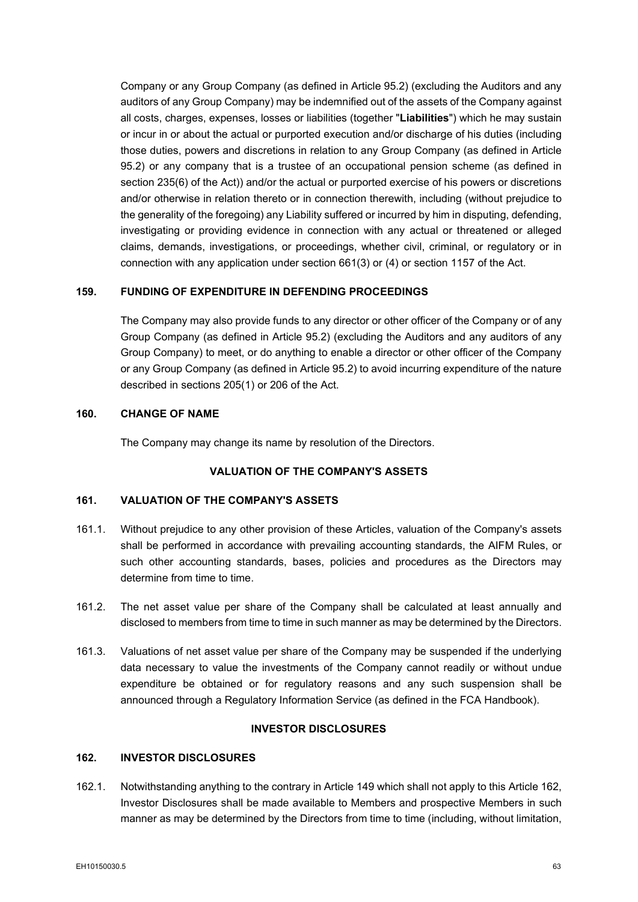Company or any Group Company (as defined in Article 95.2) (excluding the Auditors and any auditors of any Group Company) may be indemnified out of the assets of the Company against all costs, charges, expenses, losses or liabilities (together "**Liabilities**") which he may sustain or incur in or about the actual or purported execution and/or discharge of his duties (including those duties, powers and discretions in relation to any Group Company (as defined in Article 95.2) or any company that is a trustee of an occupational pension scheme (as defined in section 235(6) of the Act)) and/or the actual or purported exercise of his powers or discretions and/or otherwise in relation thereto or in connection therewith, including (without prejudice to the generality of the foregoing) any Liability suffered or incurred by him in disputing, defending, investigating or providing evidence in connection with any actual or threatened or alleged claims, demands, investigations, or proceedings, whether civil, criminal, or regulatory or in connection with any application under section 661(3) or (4) or section 1157 of the Act.

## 159. FUNDING OF EXPENDITURE IN DEFENDING PROCEEDINGS

The Company may also provide funds to any director or other officer of the Company or of any Group Company (as defined in Article 95.2) (excluding the Auditors and any auditors of any Group Company) to meet, or do anything to enable a director or other officer of the Company or any Group Company (as defined in Article 95.2) to avoid incurring expenditure of the nature described in sections 205(1) or 206 of the Act.

## 160. CHANGE OF NAME

The Company may change its name by resolution of the Directors.

## VALUATION OF THE COMPANY'S ASSETS

## 161. VALUATION OF THE COMPANY'S ASSETS

161.1. Without prejudice to any other provision of these Articles, valuation of the Company's assets shall be performed in accordance with prevailing accounting standards, the AIFM Rules, or such other accounting standards, bases, policies and procedures as the Directors may determine from time to time.

161.2. The net asset value per share of the Company shall be calculated at least annually and disclosed to members from time to time in such manner as may be determined by the Directors.

161.3. Valuations of net asset value per share of the Company may be suspended if the underlying data necessary to value the investments of the Company cannot readily or without undue expenditure be obtained or for regulatory reasons and any such suspension shall be announced through a Regulatory Information Service (as defined in the FCA Handbook).

## INVESTOR DISCLOSURES

## 162. INVESTOR DISCLOSURES

162.1. Notwithstanding anything to the contrary in Article 149 which shall not apply to this Article 162, Investor Disclosures shall be made available to Members and prospective Members in such manner as may be determined by the Directors from time to time (including, without limitation,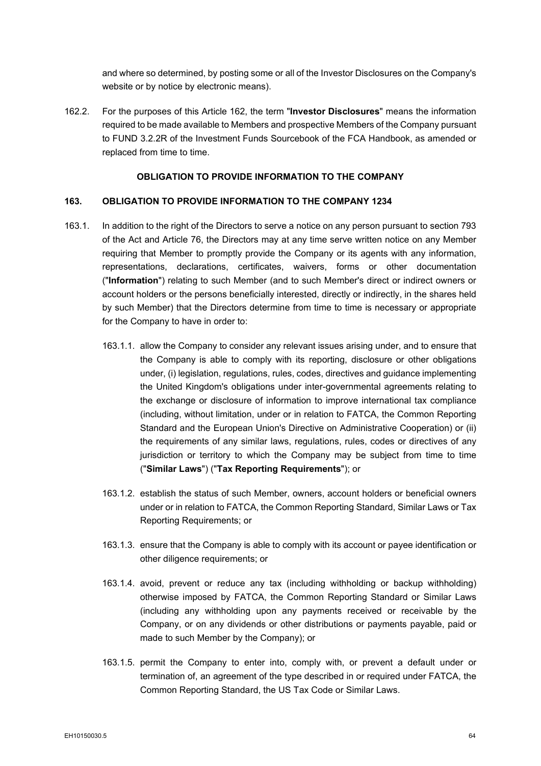and where so determined, by posting some or all of the Investor Disclosures on the Company's website or by notice by electronic means).

162.2. For the purposes of this Article 162, the term "**Investor Disclosures**" means the information required to be made available to Members and prospective Members of the Company pursuant to FUND 3.2.2R of the Investment Funds Sourcebook of the FCA Handbook, as amended or replaced from time to time.

## OBLIGATION TO PROVIDE INFORMATION TO THE COMPANY

### 163. OBLIGATION TO PROVIDE INFORMATION TO THE COMPANY 1234

163.1. In addition to the right of the Directors to serve a notice on any person pursuant to section 793 of the Act and Article 76, the Directors may at any time serve written notice on any Member requiring that Member to promptly provide the Company or its agents with any information, representations, declarations, certificates, waivers, forms or other documentation ("**Information**") relating to such Member (and to such Member's direct or indirect owners or account holders or the persons beneficially interested, directly or indirectly, in the shares held by such Member) that the Directors determine from time to time is necessary or appropriate for the Company to have in order to:

163.1.1. allow the Company to consider any relevant issues arising under, and to ensure that the Company is able to comply with its reporting, disclosure or other obligations under, (i) legislation, regulations, rules, codes, directives and guidance implementing the United Kingdom's obligations under inter-governmental agreements relating to the exchange or disclosure of information to improve international tax compliance (including, without limitation, under or in relation to FATCA, the Common Reporting Standard and the European Union's Directive on Administrative Cooperation) or (ii) the requirements of any similar laws, regulations, rules, codes or directives of any jurisdiction or territory to which the Company may be subject from time to time ("**Similar Laws**") ("**Tax Reporting Requirements**"); or

163.1.2. establish the status of such Member, owners, account holders or beneficial owners under or in relation to FATCA, the Common Reporting Standard, Similar Laws or Tax Reporting Requirements; or

163.1.3. ensure that the Company is able to comply with its account or payee identification or other diligence requirements; or

163.1.4. avoid, prevent or reduce any tax (including withholding or backup withholding) otherwise imposed by FATCA, the Common Reporting Standard or Similar Laws (including any withholding upon any payments received or receivable by the Company, or on any dividends or other distributions or payments payable, paid or made to such Member by the Company); or

163.1.5. permit the Company to enter into, comply with, or prevent a default under or termination of, an agreement of the type described in or required under FATCA, the Common Reporting Standard, the US Tax Code or Similar Laws.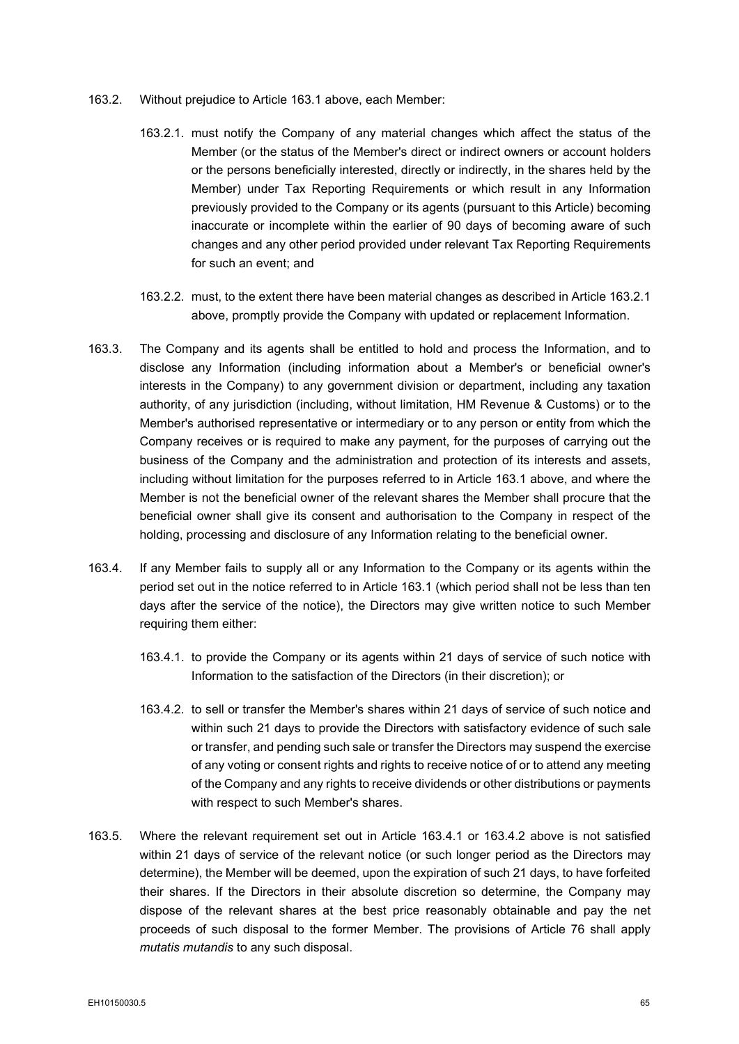163.2. Without prejudice to Article 163.1 above, each Member:

163.2.1. must notify the Company of any material changes which affect the status of the Member (or the status of the Member's direct or indirect owners or account holders or the persons beneficially interested, directly or indirectly, in the shares held by the Member) under Tax Reporting Requirements or which result in any Information previously provided to the Company or its agents (pursuant to this Article) becoming inaccurate or incomplete within the earlier of 90 days of becoming aware of such changes and any other period provided under relevant Tax Reporting Requirements for such an event; and

163.2.2. must, to the extent there have been material changes as described in Article 163.2.1 above, promptly provide the Company with updated or replacement Information.

163.3. The Company and its agents shall be entitled to hold and process the Information, and to disclose any Information (including information about a Member's or beneficial owner's interests in the Company) to any government division or department, including any taxation authority, of any jurisdiction (including, without limitation, HM Revenue & Customs) or to the Member's authorised representative or intermediary or to any person or entity from which the Company receives or is required to make any payment, for the purposes of carrying out the business of the Company and the administration and protection of its interests and assets, including without limitation for the purposes referred to in Article 163.1 above, and where the Member is not the beneficial owner of the relevant shares the Member shall procure that the beneficial owner shall give its consent and authorisation to the Company in respect of the holding, processing and disclosure of any Information relating to the beneficial owner.

163.4. If any Member fails to supply all or any Information to the Company or its agents within the period set out in the notice referred to in Article 163.1 (which period shall not be less than ten days after the service of the notice), the Directors may give written notice to such Member requiring them either:

163.4.1. to provide the Company or its agents within 21 days of service of such notice with Information to the satisfaction of the Directors (in their discretion); or

163.4.2. to sell or transfer the Member's shares within 21 days of service of such notice and within such 21 days to provide the Directors with satisfactory evidence of such sale or transfer, and pending such sale or transfer the Directors may suspend the exercise of any voting or consent rights and rights to receive notice of or to attend any meeting of the Company and any rights to receive dividends or other distributions or payments with respect to such Member's shares.

163.5. Where the relevant requirement set out in Article 163.4.1 or 163.4.2 above is not satisfied within 21 days of service of the relevant notice (or such longer period as the Directors may determine), the Member will be deemed, upon the expiration of such 21 days, to have forfeited their shares. If the Directors in their absolute discretion so determine, the Company may dispose of the relevant shares at the best price reasonably obtainable and pay the net proceeds of such disposal to the former Member. The provisions of Article 76 shall apply *mutatis mutandis* to any such disposal.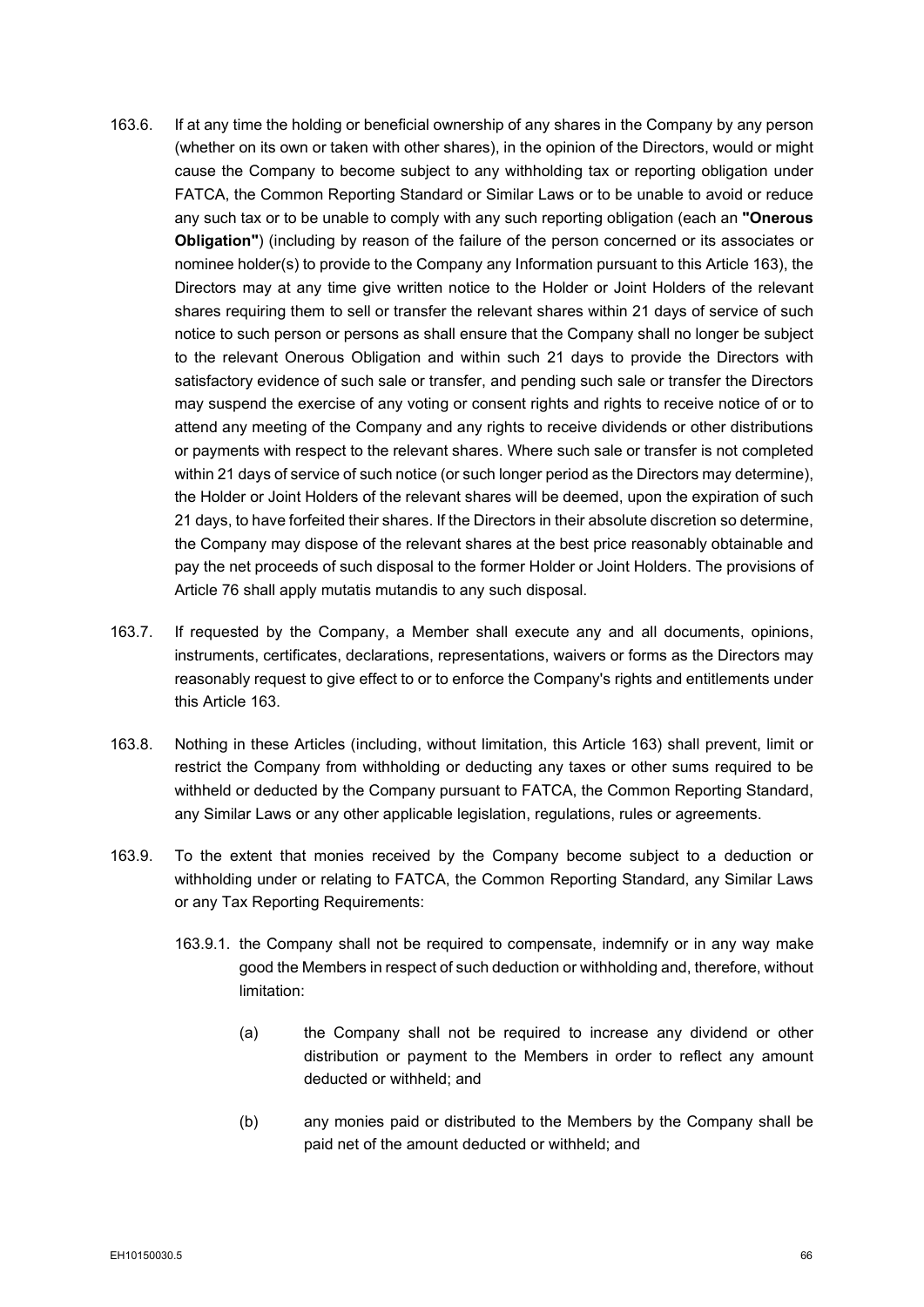163.6. If at any time the holding or beneficial ownership of any shares in the Company by any person (whether on its own or taken with other shares), in the opinion of the Directors, would or might cause the Company to become subject to any withholding tax or reporting obligation under FATCA, the Common Reporting Standard or Similar Laws or to be unable to avoid or reduce any such tax or to be unable to comply with any such reporting obligation (each an **"Onerous Obligation"**) (including by reason of the failure of the person concerned or its associates or nominee holder(s) to provide to the Company any Information pursuant to this Article 163), the Directors may at any time give written notice to the Holder or Joint Holders of the relevant shares requiring them to sell or transfer the relevant shares within 21 days of service of such notice to such person or persons as shall ensure that the Company shall no longer be subject to the relevant Onerous Obligation and within such 21 days to provide the Directors with satisfactory evidence of such sale or transfer, and pending such sale or transfer the Directors may suspend the exercise of any voting or consent rights and rights to receive notice of or to attend any meeting of the Company and any rights to receive dividends or other distributions or payments with respect to the relevant shares. Where such sale or transfer is not completed within 21 days of service of such notice (or such longer period as the Directors may determine), the Holder or Joint Holders of the relevant shares will be deemed, upon the expiration of such 21 days, to have forfeited their shares. If the Directors in their absolute discretion so determine, the Company may dispose of the relevant shares at the best price reasonably obtainable and pay the net proceeds of such disposal to the former Holder or Joint Holders. The provisions of Article 76 shall apply mutatis mutandis to any such disposal.

163.7. If requested by the Company, a Member shall execute any and all documents, opinions, instruments, certificates, declarations, representations, waivers or forms as the Directors may reasonably request to give effect to or to enforce the Company's rights and entitlements under this Article 163.

163.8. Nothing in these Articles (including, without limitation, this Article 163) shall prevent, limit or restrict the Company from withholding or deducting any taxes or other sums required to be withheld or deducted by the Company pursuant to FATCA, the Common Reporting Standard, any Similar Laws or any other applicable legislation, regulations, rules or agreements.

163.9. To the extent that monies received by the Company become subject to a deduction or withholding under or relating to FATCA, the Common Reporting Standard, any Similar Laws or any Tax Reporting Requirements:

163.9.1. the Company shall not be required to compensate, indemnify or in any way make good the Members in respect of such deduction or withholding and, therefore, without limitation:

(a) the Company shall not be required to increase any dividend or other distribution or payment to the Members in order to reflect any amount deducted or withheld; and

(b) any monies paid or distributed to the Members by the Company shall be paid net of the amount deducted or withheld; and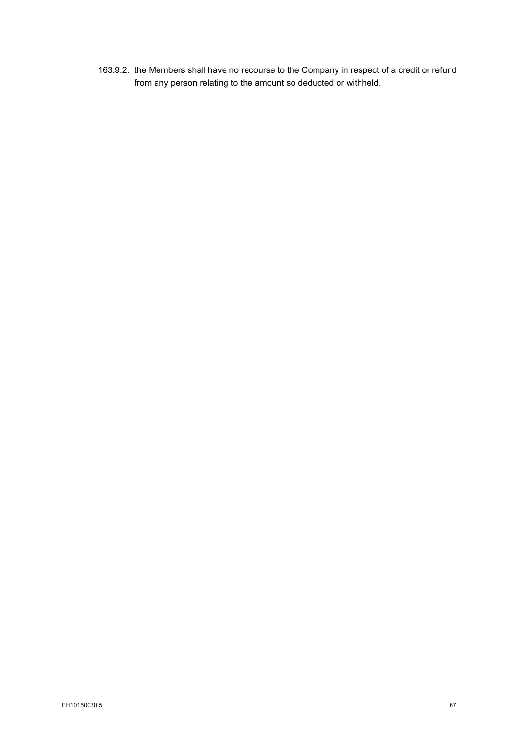163.9.2. the Members shall have no recourse to the Company in respect of a credit or refund from any person relating to the amount so deducted or withheld.